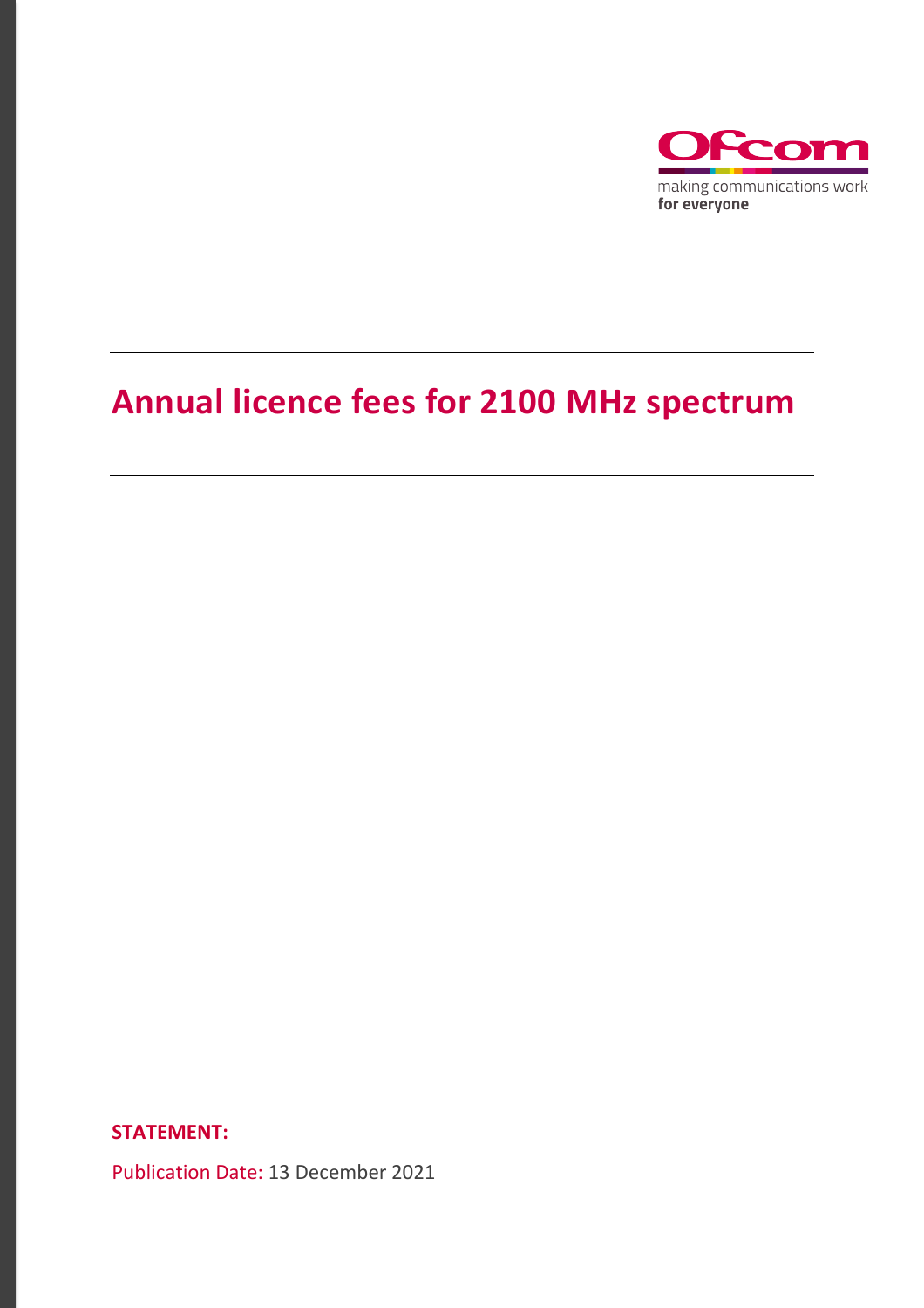# Annual licence fees for 2100 MHz spectrum

**STATEMENT:**

Publication Date: 13 December 2021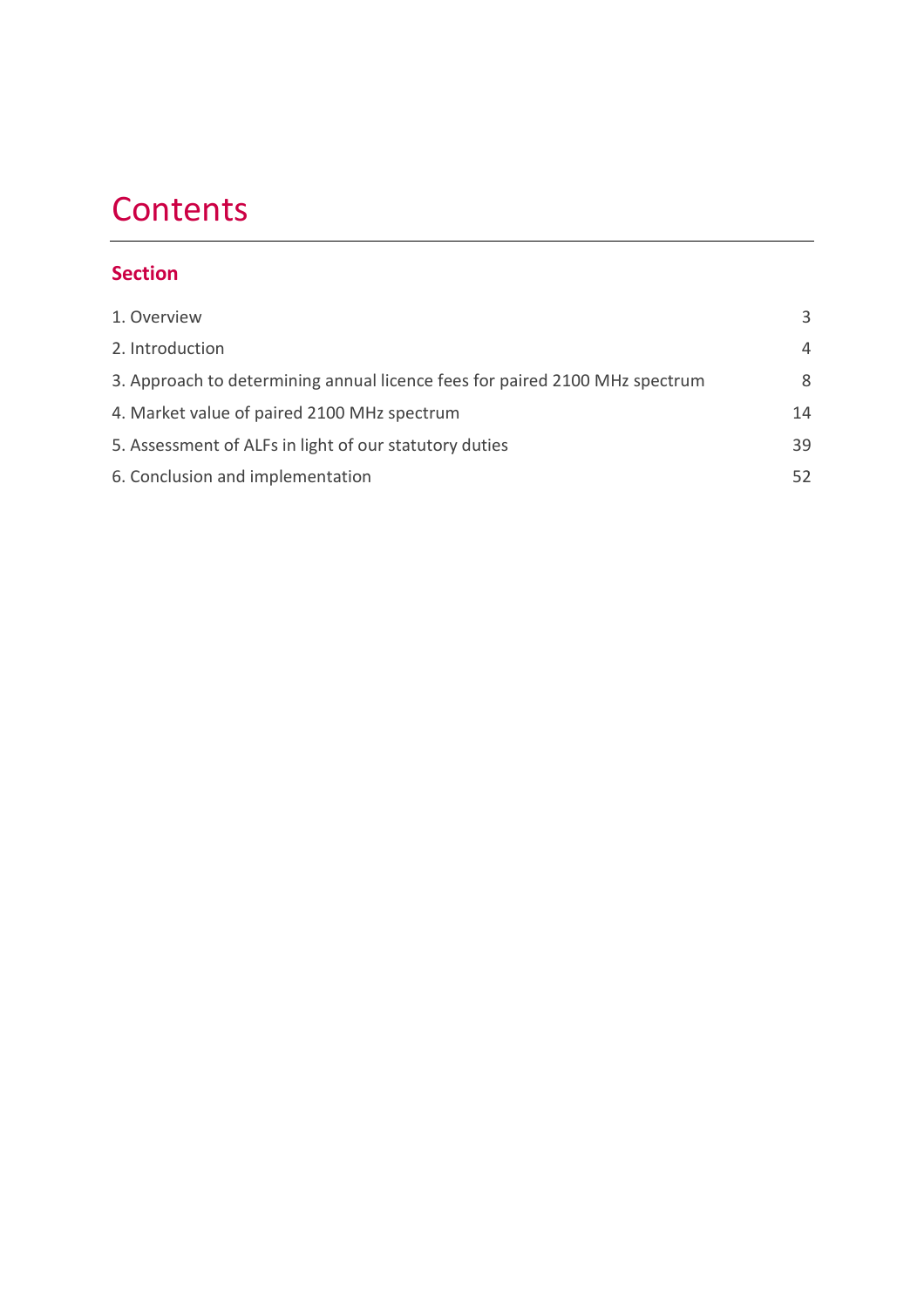# Contents

## Section

| | |
|---|---|
| 1. Overview | 3 |
| 2. Introduction | 4 |
| 3. Approach to determining annual licence fees for paired 2100 MHz spectrum | 8 |
| 4. Market value of paired 2100 MHz spectrum | 14 |
| 5. Assessment of ALFs in light of our statutory duties | 39 |
| 6. Conclusion and implementation | 52 |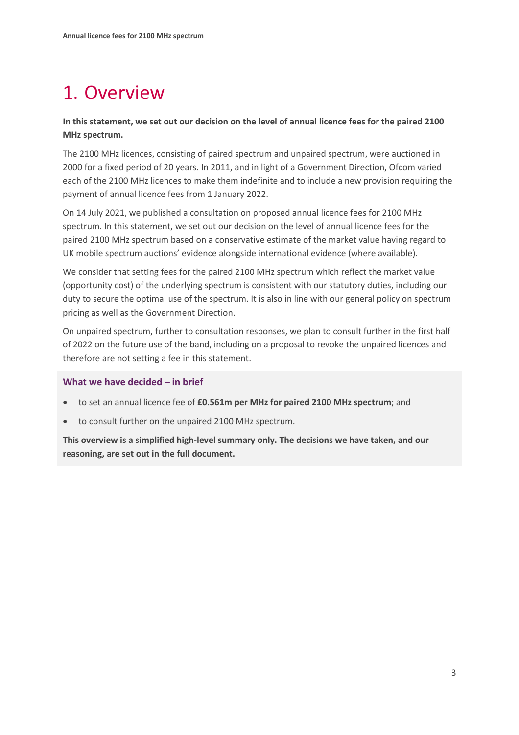# 1. Overview

**In this statement, we set out our decision on the level of annual licence fees for the paired 2100 MHz spectrum.**

The 2100 MHz licences, consisting of paired spectrum and unpaired spectrum, were auctioned in 2000 for a fixed period of 20 years. In 2011, and in light of a Government Direction, Ofcom varied each of the 2100 MHz licences to make them indefinite and to include a new provision requiring the payment of annual licence fees from 1 January 2022.

On 14 July 2021, we published a consultation on proposed annual licence fees for 2100 MHz spectrum. In this statement, we set out our decision on the level of annual licence fees for the paired 2100 MHz spectrum based on a conservative estimate of the market value having regard to UK mobile spectrum auctions' evidence alongside international evidence (where available).

We consider that setting fees for the paired 2100 MHz spectrum which reflect the market value (opportunity cost) of the underlying spectrum is consistent with our statutory duties, including our duty to secure the optimal use of the spectrum. It is also in line with our general policy on spectrum pricing as well as the Government Direction.

On unpaired spectrum, further to consultation responses, we plan to consult further in the first half of 2022 on the future use of the band, including on a proposal to revoke the unpaired licences and therefore are not setting a fee in this statement.

### What we have decided – in brief

- to set an annual licence fee of **£0.561m per MHz for paired 2100 MHz spectrum**; and
- to consult further on the unpaired 2100 MHz spectrum.

**This overview is a simplified high-level summary only. The decisions we have taken, and our reasoning, are set out in the full document.**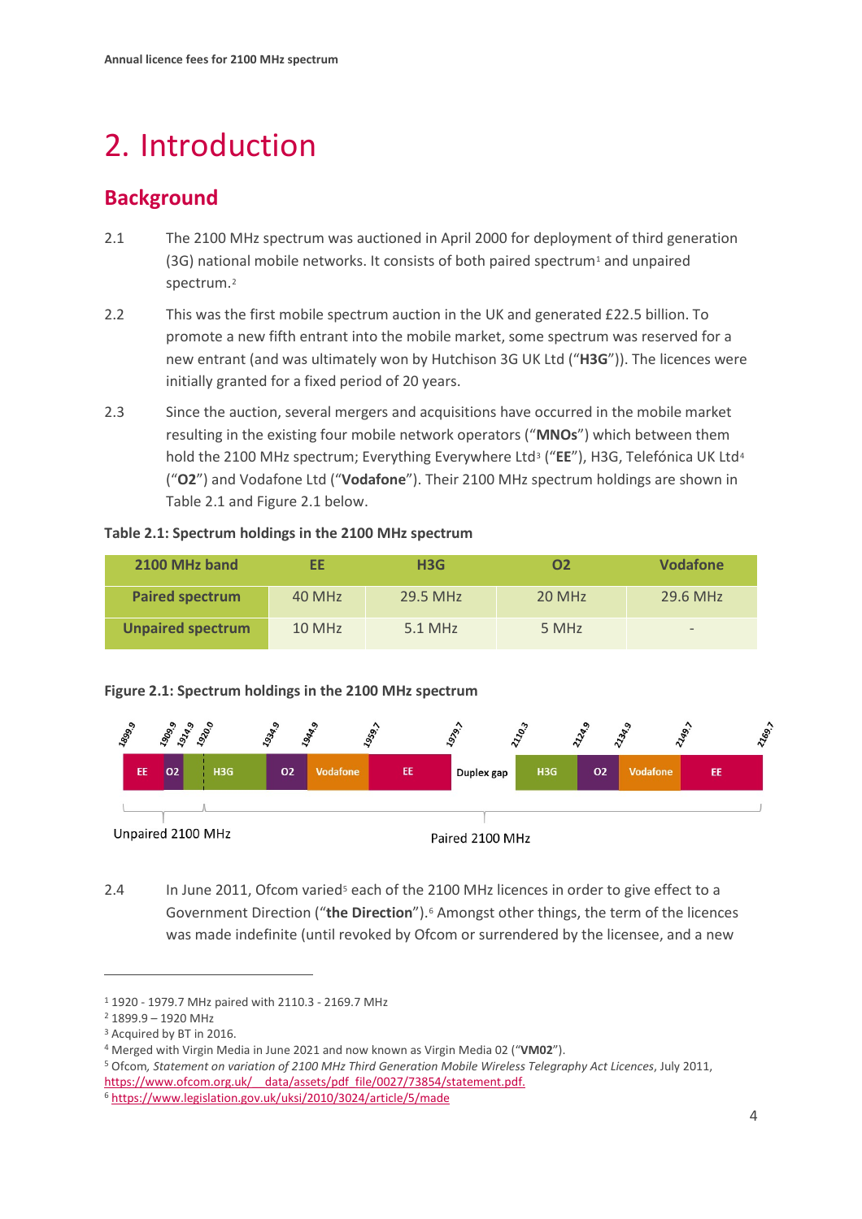# 2. Introduction

## Background

2.1 The 2100 MHz spectrum was auctioned in April 2000 for deployment of third generation (3G) national mobile networks. It consists of both paired spectrum[1] and unpaired spectrum.[2]

2.2 This was the first mobile spectrum auction in the UK and generated £22.5 billion. To promote a new fifth entrant into the mobile market, some spectrum was reserved for a new entrant (and was ultimately won by Hutchison 3G UK Ltd ("**H3G**")). The licences were initially granted for a fixed period of 20 years.

2.3 Since the auction, several mergers and acquisitions have occurred in the mobile market resulting in the existing four mobile network operators ("**MNOs**") which between them hold the 2100 MHz spectrum; Everything Everywhere Ltd[3] ("**EE**"), H3G, Telefónica UK Ltd[4] ("**O2**") and Vodafone Ltd ("**Vodafone**"). Their 2100 MHz spectrum holdings are shown in Table 2.1 and Figure 2.1 below.

**Table 2.1: Spectrum holdings in the 2100 MHz spectrum**

| 2100 MHz band | EE | H3G | O2 | Vodafone |
|---|---|---|---|---|
| Paired spectrum | 40 MHz | 29.5 MHz | 20 MHz | 29.6 MHz |
| Unpaired spectrum | 10 MHz | 5.1 MHz | 5 MHz | - |

**Figure 2.1: Spectrum holdings in the 2100 MHz spectrum**

| 1899.9–1909.9 | 1909.9–1914.9 | 1914.9–1920.0 | 1920.0–1934.9 | 1934.9–1944.9 | 1944.9–1959.7 | 1959.7–1979.7 | 1979.7–2110.3 | 2110.3–2124.9 | 2124.9–2134.9 | 2134.9–2149.7 | 2149.7–2169.7 |
|---|---|---|---|---|---|---|---|---|---|---|---|
| EE | O2 | H3G | H3G | O2 | Vodafone | EE | Duplex gap | H3G | O2 | Vodafone | EE |

Unpaired 2100 MHz (1899.9–1920.0) | Paired 2100 MHz (1920.0–2169.7)

2.4 In June 2011, Ofcom varied[5] each of the 2100 MHz licences in order to give effect to a Government Direction ("**the Direction**").[6] Amongst other things, the term of the licences was made indefinite (until revoked by Ofcom or surrendered by the licensee, and a new

---

[1] 1920 - 1979.7 MHz paired with 2110.3 - 2169.7 MHz

[2] 1899.9 – 1920 MHz

[3] Acquired by BT in 2016.

[4] Merged with Virgin Media in June 2021 and now known as Virgin Media 02 ("**VM02**").

[5] Ofcom, *Statement on variation of 2100 MHz Third Generation Mobile Wireless Telegraphy Act Licences*, July 2011, https://www.ofcom.org.uk/__data/assets/pdf_file/0027/73854/statement.pdf.

[6] https://www.legislation.gov.uk/uksi/2010/3024/article/5/made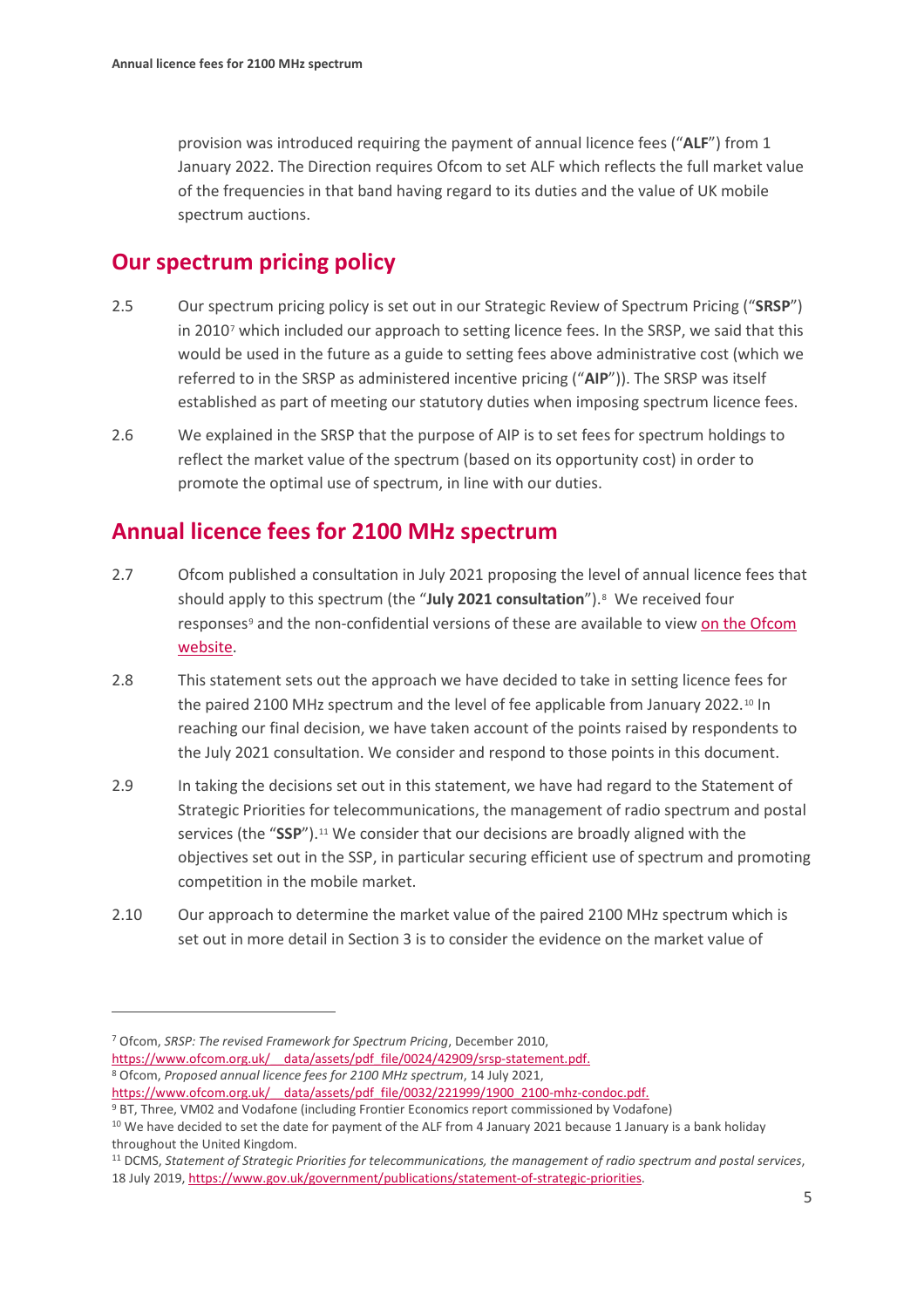provision was introduced requiring the payment of annual licence fees ("**ALF**") from 1 January 2022. The Direction requires Ofcom to set ALF which reflects the full market value of the frequencies in that band having regard to its duties and the value of UK mobile spectrum auctions.

## Our spectrum pricing policy

2.5 Our spectrum pricing policy is set out in our Strategic Review of Spectrum Pricing ("**SRSP**") in 2010[7] which included our approach to setting licence fees. In the SRSP, we said that this would be used in the future as a guide to setting fees above administrative cost (which we referred to in the SRSP as administered incentive pricing ("**AIP**")). The SRSP was itself established as part of meeting our statutory duties when imposing spectrum licence fees.

2.6 We explained in the SRSP that the purpose of AIP is to set fees for spectrum holdings to reflect the market value of the spectrum (based on its opportunity cost) in order to promote the optimal use of spectrum, in line with our duties.

## Annual licence fees for 2100 MHz spectrum

2.7 Ofcom published a consultation in July 2021 proposing the level of annual licence fees that should apply to this spectrum (the "**July 2021 consultation**").[8] We received four responses[9] and the non-confidential versions of these are available to view on the Ofcom website.

2.8 This statement sets out the approach we have decided to take in setting licence fees for the paired 2100 MHz spectrum and the level of fee applicable from January 2022.[10] In reaching our final decision, we have taken account of the points raised by respondents to the July 2021 consultation. We consider and respond to those points in this document.

2.9 In taking the decisions set out in this statement, we have had regard to the Statement of Strategic Priorities for telecommunications, the management of radio spectrum and postal services (the "**SSP**").[11] We consider that our decisions are broadly aligned with the objectives set out in the SSP, in particular securing efficient use of spectrum and promoting competition in the mobile market.

2.10 Our approach to determine the market value of the paired 2100 MHz spectrum which is set out in more detail in Section 3 is to consider the evidence on the market value of

---

[7] Ofcom, *SRSP: The revised Framework for Spectrum Pricing*, December 2010, https://www.ofcom.org.uk/__data/assets/pdf_file/0024/42909/srsp-statement.pdf.

[8] Ofcom, *Proposed annual licence fees for 2100 MHz spectrum*, 14 July 2021, https://www.ofcom.org.uk/__data/assets/pdf_file/0032/221999/1900_2100-mhz-condoc.pdf.

[9] BT, Three, VM02 and Vodafone (including Frontier Economics report commissioned by Vodafone)

[10] We have decided to set the date for payment of the ALF from 4 January 2021 because 1 January is a bank holiday throughout the United Kingdom.

[11] DCMS, *Statement of Strategic Priorities for telecommunications, the management of radio spectrum and postal services*, 18 July 2019, https://www.gov.uk/government/publications/statement-of-strategic-priorities.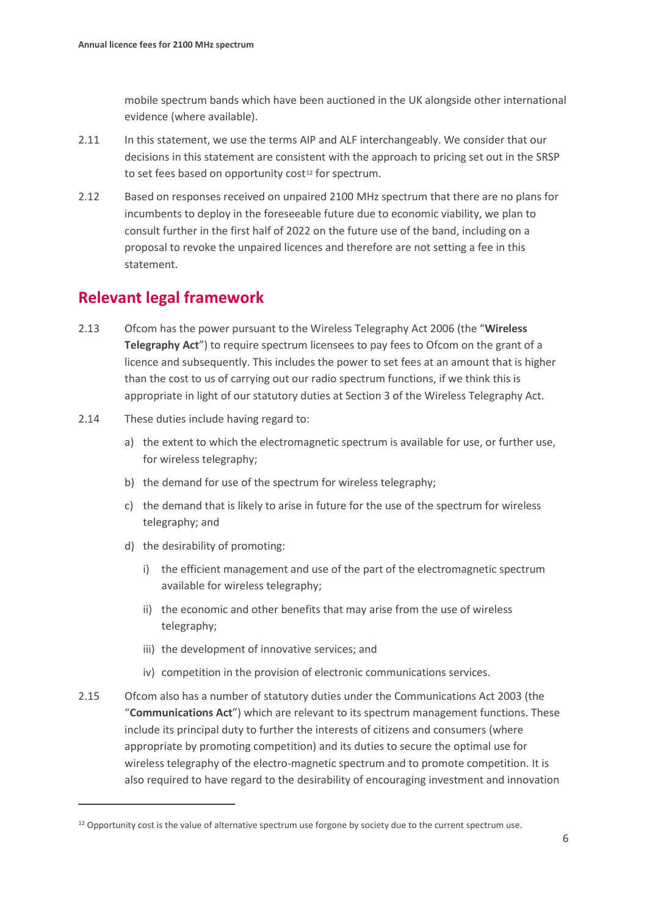mobile spectrum bands which have been auctioned in the UK alongside other international evidence (where available).

2.11 In this statement, we use the terms AIP and ALF interchangeably. We consider that our decisions in this statement are consistent with the approach to pricing set out in the SRSP to set fees based on opportunity cost[12] for spectrum.

2.12 Based on responses received on unpaired 2100 MHz spectrum that there are no plans for incumbents to deploy in the foreseeable future due to economic viability, we plan to consult further in the first half of 2022 on the future use of the band, including on a proposal to revoke the unpaired licences and therefore are not setting a fee in this statement.

## Relevant legal framework

2.13 Ofcom has the power pursuant to the Wireless Telegraphy Act 2006 (the "**Wireless Telegraphy Act**") to require spectrum licensees to pay fees to Ofcom on the grant of a licence and subsequently. This includes the power to set fees at an amount that is higher than the cost to us of carrying out our radio spectrum functions, if we think this is appropriate in light of our statutory duties at Section 3 of the Wireless Telegraphy Act.

2.14 These duties include having regard to:

a) the extent to which the electromagnetic spectrum is available for use, or further use, for wireless telegraphy;

b) the demand for use of the spectrum for wireless telegraphy;

c) the demand that is likely to arise in future for the use of the spectrum for wireless telegraphy; and

d) the desirability of promoting:

   i) the efficient management and use of the part of the electromagnetic spectrum available for wireless telegraphy;

   ii) the economic and other benefits that may arise from the use of wireless telegraphy;

   iii) the development of innovative services; and

   iv) competition in the provision of electronic communications services.

2.15 Ofcom also has a number of statutory duties under the Communications Act 2003 (the "**Communications Act**") which are relevant to its spectrum management functions. These include its principal duty to further the interests of citizens and consumers (where appropriate by promoting competition) and its duties to secure the optimal use for wireless telegraphy of the electro-magnetic spectrum and to promote competition. It is also required to have regard to the desirability of encouraging investment and innovation

[12] Opportunity cost is the value of alternative spectrum use forgone by society due to the current spectrum use.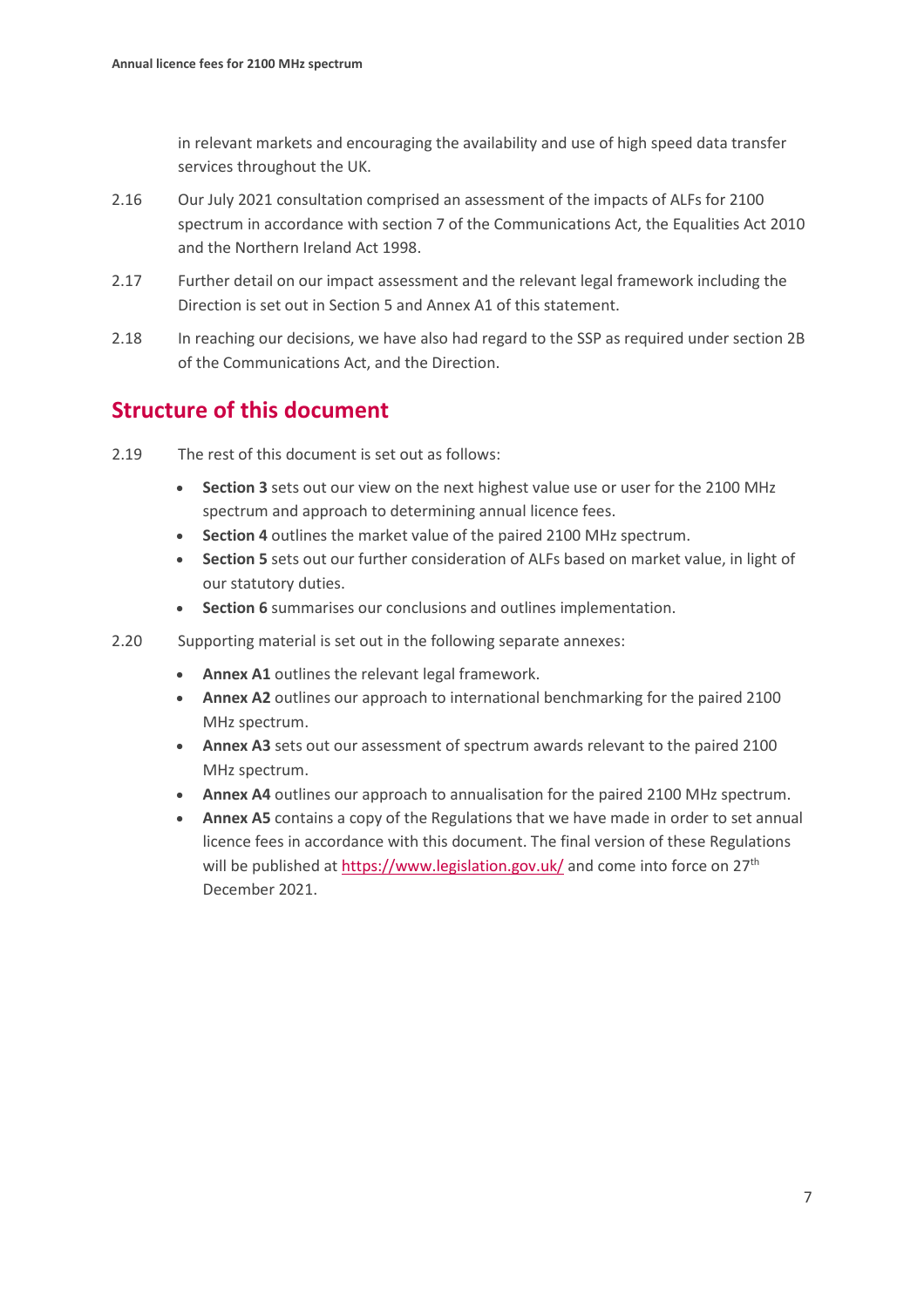in relevant markets and encouraging the availability and use of high speed data transfer services throughout the UK.

2.16 Our July 2021 consultation comprised an assessment of the impacts of ALFs for 2100 spectrum in accordance with section 7 of the Communications Act, the Equalities Act 2010 and the Northern Ireland Act 1998.

2.17 Further detail on our impact assessment and the relevant legal framework including the Direction is set out in Section 5 and Annex A1 of this statement.

2.18 In reaching our decisions, we have also had regard to the SSP as required under section 2B of the Communications Act, and the Direction.

## Structure of this document

2.19 The rest of this document is set out as follows:

- **Section 3** sets out our view on the next highest value use or user for the 2100 MHz spectrum and approach to determining annual licence fees.
- **Section 4** outlines the market value of the paired 2100 MHz spectrum.
- **Section 5** sets out our further consideration of ALFs based on market value, in light of our statutory duties.
- **Section 6** summarises our conclusions and outlines implementation.

2.20 Supporting material is set out in the following separate annexes:

- **Annex A1** outlines the relevant legal framework.
- **Annex A2** outlines our approach to international benchmarking for the paired 2100 MHz spectrum.
- **Annex A3** sets out our assessment of spectrum awards relevant to the paired 2100 MHz spectrum.
- **Annex A4** outlines our approach to annualisation for the paired 2100 MHz spectrum.
- **Annex A5** contains a copy of the Regulations that we have made in order to set annual licence fees in accordance with this document. The final version of these Regulations will be published at https://www.legislation.gov.uk/ and come into force on 27th December 2021.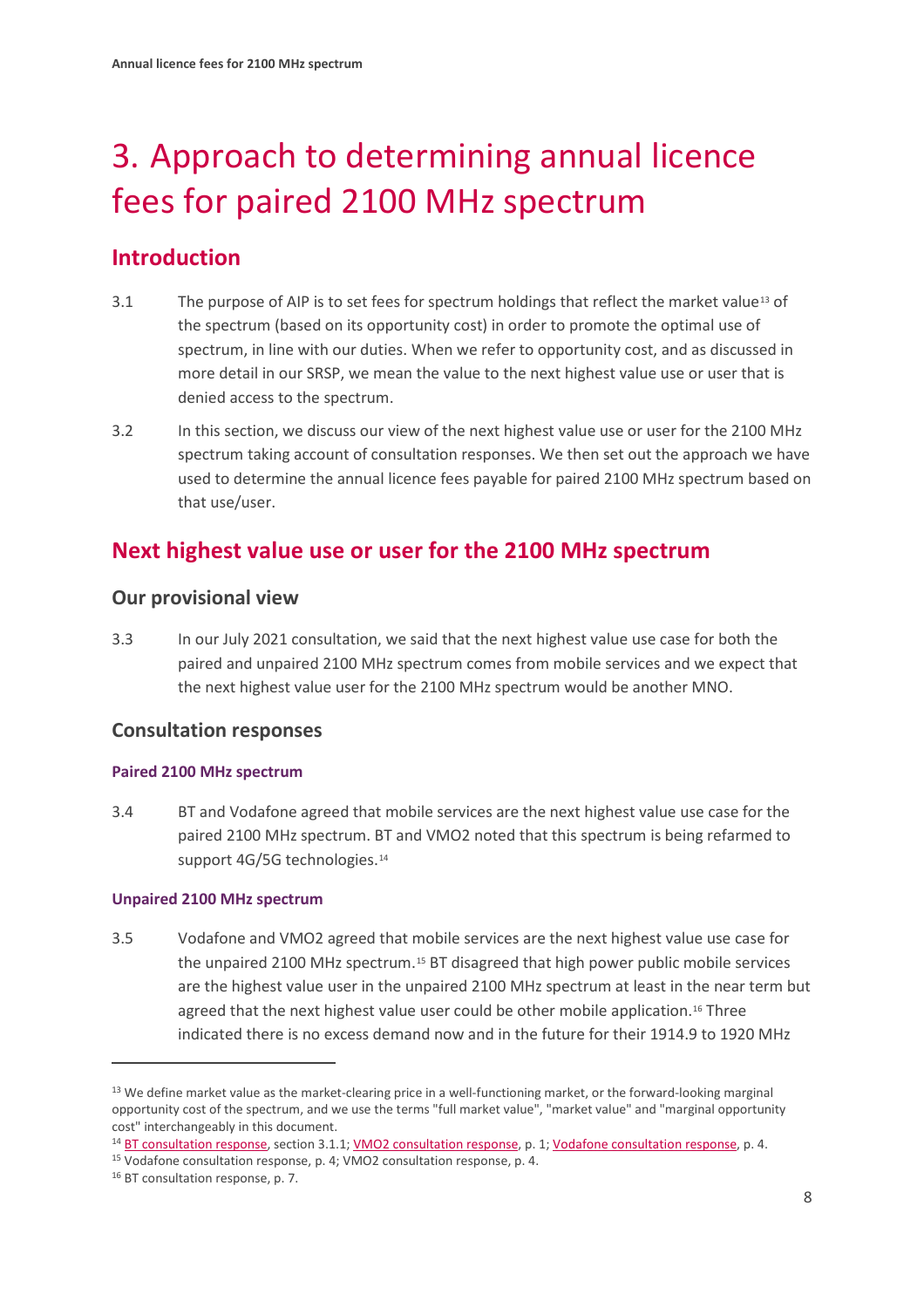# 3. Approach to determining annual licence fees for paired 2100 MHz spectrum

## Introduction

3.1 The purpose of AIP is to set fees for spectrum holdings that reflect the market value[13] of the spectrum (based on its opportunity cost) in order to promote the optimal use of spectrum, in line with our duties. When we refer to opportunity cost, and as discussed in more detail in our SRSP, we mean the value to the next highest value use or user that is denied access to the spectrum.

3.2 In this section, we discuss our view of the next highest value use or user for the 2100 MHz spectrum taking account of consultation responses. We then set out the approach we have used to determine the annual licence fees payable for paired 2100 MHz spectrum based on that use/user.

## Next highest value use or user for the 2100 MHz spectrum

### Our provisional view

3.3 In our July 2021 consultation, we said that the next highest value use case for both the paired and unpaired 2100 MHz spectrum comes from mobile services and we expect that the next highest value user for the 2100 MHz spectrum would be another MNO.

### Consultation responses

#### Paired 2100 MHz spectrum

3.4 BT and Vodafone agreed that mobile services are the next highest value use case for the paired 2100 MHz spectrum. BT and VMO2 noted that this spectrum is being refarmed to support 4G/5G technologies.[14]

#### Unpaired 2100 MHz spectrum

3.5 Vodafone and VMO2 agreed that mobile services are the next highest value use case for the unpaired 2100 MHz spectrum.[15] BT disagreed that high power public mobile services are the highest value user in the unpaired 2100 MHz spectrum at least in the near term but agreed that the next highest value user could be other mobile application.[16] Three indicated there is no excess demand now and in the future for their 1914.9 to 1920 MHz

---

[13] We define market value as the market-clearing price in a well-functioning market, or the forward-looking marginal opportunity cost of the spectrum, and we use the terms "full market value", "market value" and "marginal opportunity cost" interchangeably in this document.

[14] BT consultation response, section 3.1.1; VMO2 consultation response, p. 1; Vodafone consultation response, p. 4.

[15] Vodafone consultation response, p. 4; VMO2 consultation response, p. 4.

[16] BT consultation response, p. 7.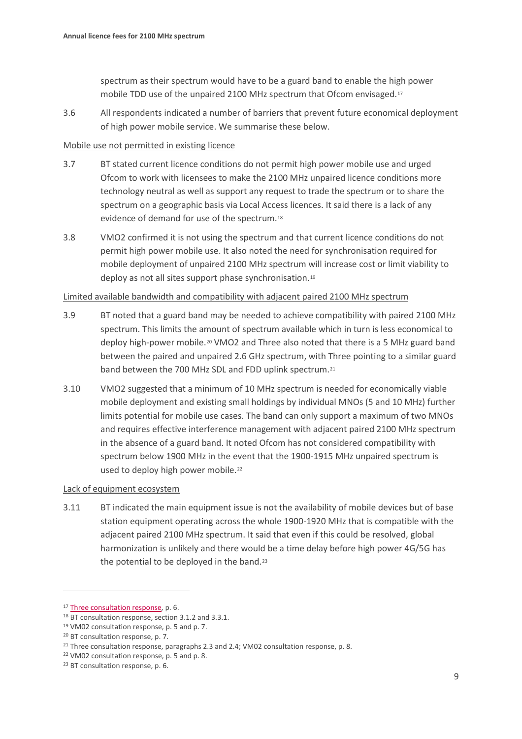spectrum as their spectrum would have to be a guard band to enable the high power mobile TDD use of the unpaired 2100 MHz spectrum that Ofcom envisaged.[17]

3.6 All respondents indicated a number of barriers that prevent future economical deployment of high power mobile service. We summarise these below.

Mobile use not permitted in existing licence

3.7 BT stated current licence conditions do not permit high power mobile use and urged Ofcom to work with licensees to make the 2100 MHz unpaired licence conditions more technology neutral as well as support any request to trade the spectrum or to share the spectrum on a geographic basis via Local Access licences. It said there is a lack of any evidence of demand for use of the spectrum.[18]

3.8 VMO2 confirmed it is not using the spectrum and that current licence conditions do not permit high power mobile use. It also noted the need for synchronisation required for mobile deployment of unpaired 2100 MHz spectrum will increase cost or limit viability to deploy as not all sites support phase synchronisation.[19]

Limited available bandwidth and compatibility with adjacent paired 2100 MHz spectrum

3.9 BT noted that a guard band may be needed to achieve compatibility with paired 2100 MHz spectrum. This limits the amount of spectrum available which in turn is less economical to deploy high-power mobile.[20] VMO2 and Three also noted that there is a 5 MHz guard band between the paired and unpaired 2.6 GHz spectrum, with Three pointing to a similar guard band between the 700 MHz SDL and FDD uplink spectrum.[21]

3.10 VMO2 suggested that a minimum of 10 MHz spectrum is needed for economically viable mobile deployment and existing small holdings by individual MNOs (5 and 10 MHz) further limits potential for mobile use cases. The band can only support a maximum of two MNOs and requires effective interference management with adjacent paired 2100 MHz spectrum in the absence of a guard band. It noted Ofcom has not considered compatibility with spectrum below 1900 MHz in the event that the 1900-1915 MHz unpaired spectrum is used to deploy high power mobile.[22]

Lack of equipment ecosystem

3.11 BT indicated the main equipment issue is not the availability of mobile devices but of base station equipment operating across the whole 1900-1920 MHz that is compatible with the adjacent paired 2100 MHz spectrum. It said that even if this could be resolved, global harmonization is unlikely and there would be a time delay before high power 4G/5G has the potential to be deployed in the band.[23]

---

[17] Three consultation response, p. 6.
[18] BT consultation response, section 3.1.2 and 3.3.1.
[19] VM02 consultation response, p. 5 and p. 7.
[20] BT consultation response, p. 7.
[21] Three consultation response, paragraphs 2.3 and 2.4; VM02 consultation response, p. 8.
[22] VM02 consultation response, p. 5 and p. 8.
[23] BT consultation response, p. 6.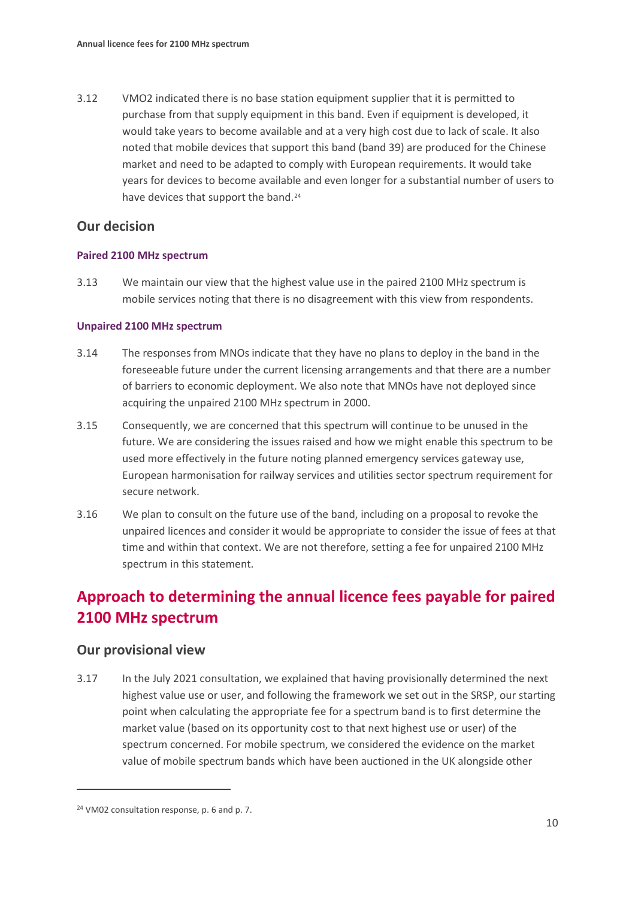3.12 VMO2 indicated there is no base station equipment supplier that it is permitted to purchase from that supply equipment in this band. Even if equipment is developed, it would take years to become available and at a very high cost due to lack of scale. It also noted that mobile devices that support this band (band 39) are produced for the Chinese market and need to be adapted to comply with European requirements. It would take years for devices to become available and even longer for a substantial number of users to have devices that support the band.[24]

## Our decision

### Paired 2100 MHz spectrum

3.13 We maintain our view that the highest value use in the paired 2100 MHz spectrum is mobile services noting that there is no disagreement with this view from respondents.

### Unpaired 2100 MHz spectrum

3.14 The responses from MNOs indicate that they have no plans to deploy in the band in the foreseeable future under the current licensing arrangements and that there are a number of barriers to economic deployment. We also note that MNOs have not deployed since acquiring the unpaired 2100 MHz spectrum in 2000.

3.15 Consequently, we are concerned that this spectrum will continue to be unused in the future. We are considering the issues raised and how we might enable this spectrum to be used more effectively in the future noting planned emergency services gateway use, European harmonisation for railway services and utilities sector spectrum requirement for secure network.

3.16 We plan to consult on the future use of the band, including on a proposal to revoke the unpaired licences and consider it would be appropriate to consider the issue of fees at that time and within that context. We are not therefore, setting a fee for unpaired 2100 MHz spectrum in this statement.

# Approach to determining the annual licence fees payable for paired 2100 MHz spectrum

## Our provisional view

3.17 In the July 2021 consultation, we explained that having provisionally determined the next highest value use or user, and following the framework we set out in the SRSP, our starting point when calculating the appropriate fee for a spectrum band is to first determine the market value (based on its opportunity cost to that next highest use or user) of the spectrum concerned. For mobile spectrum, we considered the evidence on the market value of mobile spectrum bands which have been auctioned in the UK alongside other

[24] VM02 consultation response, p. 6 and p. 7.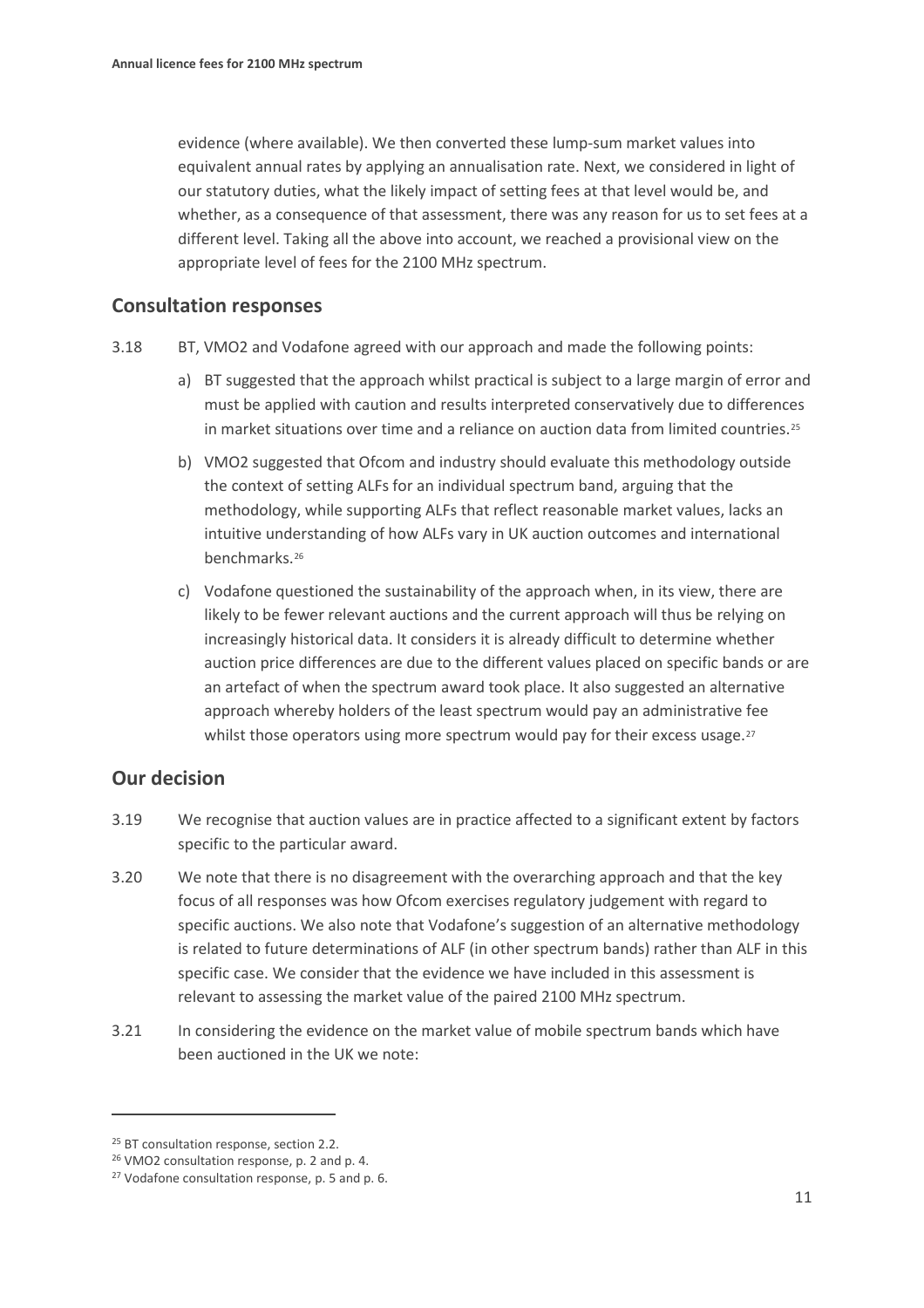evidence (where available). We then converted these lump-sum market values into equivalent annual rates by applying an annualisation rate. Next, we considered in light of our statutory duties, what the likely impact of setting fees at that level would be, and whether, as a consequence of that assessment, there was any reason for us to set fees at a different level. Taking all the above into account, we reached a provisional view on the appropriate level of fees for the 2100 MHz spectrum.

## Consultation responses

3.18 BT, VMO2 and Vodafone agreed with our approach and made the following points:

a) BT suggested that the approach whilst practical is subject to a large margin of error and must be applied with caution and results interpreted conservatively due to differences in market situations over time and a reliance on auction data from limited countries.[25]

b) VMO2 suggested that Ofcom and industry should evaluate this methodology outside the context of setting ALFs for an individual spectrum band, arguing that the methodology, while supporting ALFs that reflect reasonable market values, lacks an intuitive understanding of how ALFs vary in UK auction outcomes and international benchmarks.[26]

c) Vodafone questioned the sustainability of the approach when, in its view, there are likely to be fewer relevant auctions and the current approach will thus be relying on increasingly historical data. It considers it is already difficult to determine whether auction price differences are due to the different values placed on specific bands or are an artefact of when the spectrum award took place. It also suggested an alternative approach whereby holders of the least spectrum would pay an administrative fee whilst those operators using more spectrum would pay for their excess usage.[27]

## Our decision

3.19 We recognise that auction values are in practice affected to a significant extent by factors specific to the particular award.

3.20 We note that there is no disagreement with the overarching approach and that the key focus of all responses was how Ofcom exercises regulatory judgement with regard to specific auctions. We also note that Vodafone's suggestion of an alternative methodology is related to future determinations of ALF (in other spectrum bands) rather than ALF in this specific case. We consider that the evidence we have included in this assessment is relevant to assessing the market value of the paired 2100 MHz spectrum.

3.21 In considering the evidence on the market value of mobile spectrum bands which have been auctioned in the UK we note:

---

[25] BT consultation response, section 2.2.

[26] VMO2 consultation response, p. 2 and p. 4.

[27] Vodafone consultation response, p. 5 and p. 6.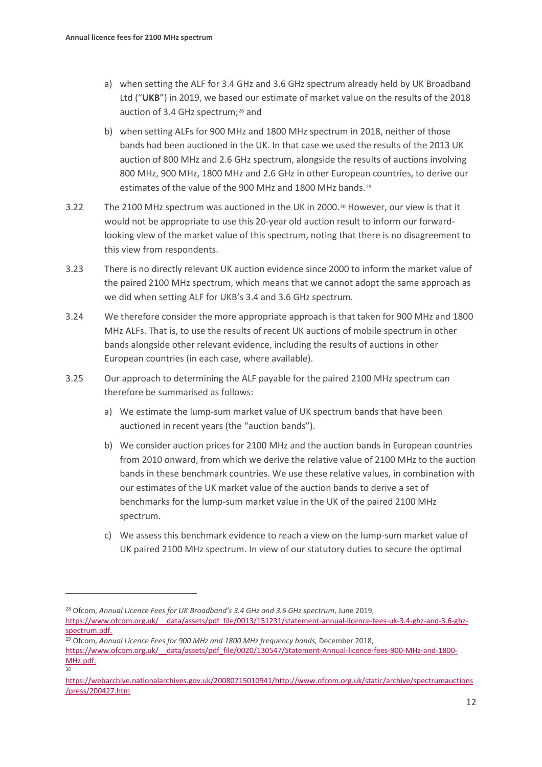a) when setting the ALF for 3.4 GHz and 3.6 GHz spectrum already held by UK Broadband Ltd ("**UKB**") in 2019, we based our estimate of market value on the results of the 2018 auction of 3.4 GHz spectrum;[28] and

b) when setting ALFs for 900 MHz and 1800 MHz spectrum in 2018, neither of those bands had been auctioned in the UK. In that case we used the results of the 2013 UK auction of 800 MHz and 2.6 GHz spectrum, alongside the results of auctions involving 800 MHz, 900 MHz, 1800 MHz and 2.6 GHz in other European countries, to derive our estimates of the value of the 900 MHz and 1800 MHz bands.[29]

3.22 The 2100 MHz spectrum was auctioned in the UK in 2000.[30] However, our view is that it would not be appropriate to use this 20-year old auction result to inform our forward-looking view of the market value of this spectrum, noting that there is no disagreement to this view from respondents.

3.23 There is no directly relevant UK auction evidence since 2000 to inform the market value of the paired 2100 MHz spectrum, which means that we cannot adopt the same approach as we did when setting ALF for UKB's 3.4 and 3.6 GHz spectrum.

3.24 We therefore consider the more appropriate approach is that taken for 900 MHz and 1800 MHz ALFs. That is, to use the results of recent UK auctions of mobile spectrum in other bands alongside other relevant evidence, including the results of auctions in other European countries (in each case, where available).

3.25 Our approach to determining the ALF payable for the paired 2100 MHz spectrum can therefore be summarised as follows:

a) We estimate the lump-sum market value of UK spectrum bands that have been auctioned in recent years (the "auction bands").

b) We consider auction prices for 2100 MHz and the auction bands in European countries from 2010 onward, from which we derive the relative value of 2100 MHz to the auction bands in these benchmark countries. We use these relative values, in combination with our estimates of the UK market value of the auction bands to derive a set of benchmarks for the lump-sum market value in the UK of the paired 2100 MHz spectrum.

c) We assess this benchmark evidence to reach a view on the lump-sum market value of UK paired 2100 MHz spectrum. In view of our statutory duties to secure the optimal

---

[28] Ofcom, *Annual Licence Fees for UK Broadband's 3.4 GHz and 3.6 GHz spectrum*, June 2019, https://www.ofcom.org.uk/__data/assets/pdf_file/0013/151231/statement-annual-licence-fees-uk-3.4-ghz-and-3.6-ghz-spectrum.pdf.

[29] Ofcom, *Annual Licence Fees for 900 MHz and 1800 MHz frequency bands,* December 2018, https://www.ofcom.org.uk/__data/assets/pdf_file/0020/130547/Statement-Annual-licence-fees-900-MHz-and-1800-MHz.pdf.

[30] https://webarchive.nationalarchives.gov.uk/20080715010941/http://www.ofcom.org.uk/static/archive/spectrumauctions/press/200427.htm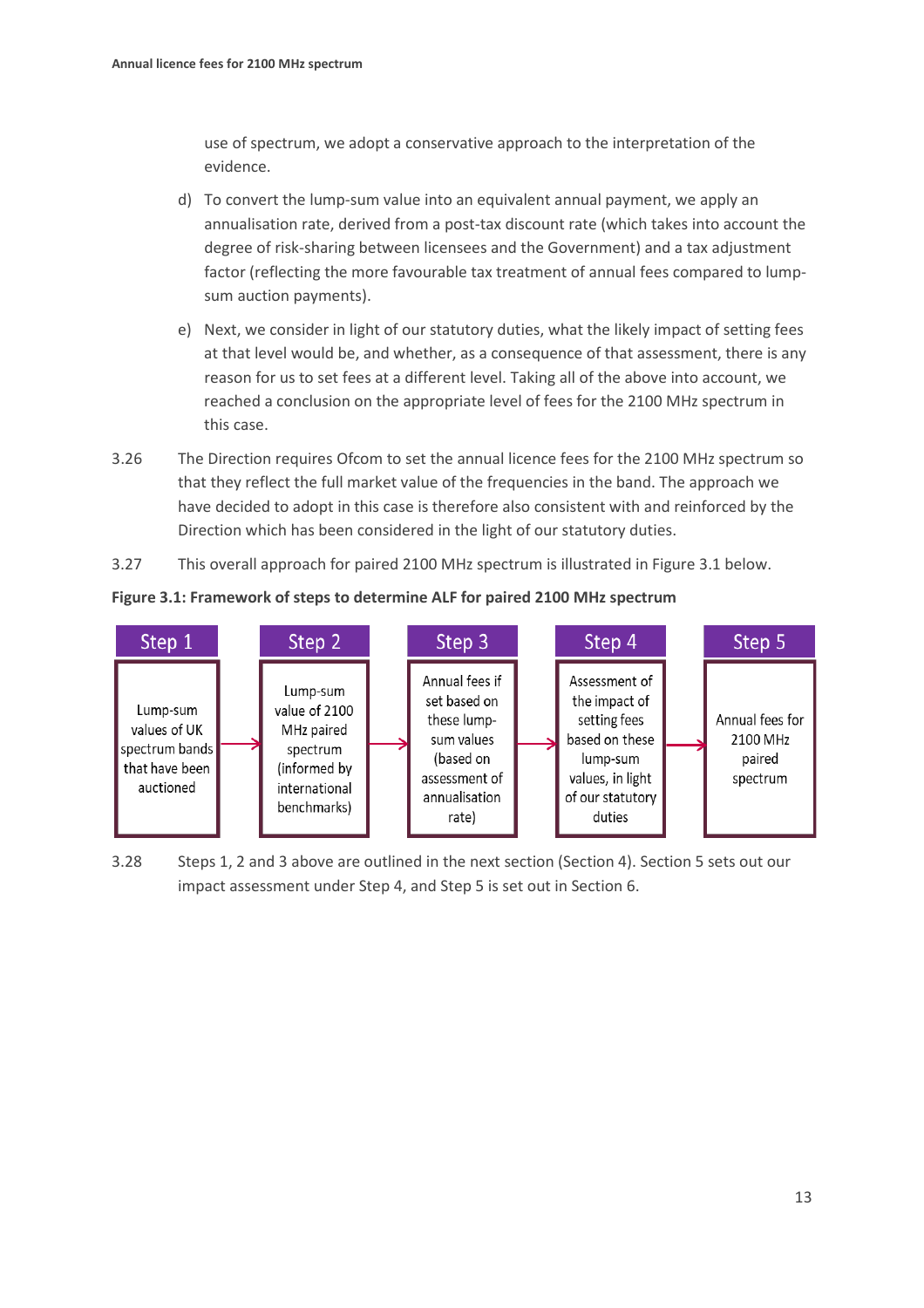use of spectrum, we adopt a conservative approach to the interpretation of the evidence.

d) To convert the lump-sum value into an equivalent annual payment, we apply an annualisation rate, derived from a post-tax discount rate (which takes into account the degree of risk-sharing between licensees and the Government) and a tax adjustment factor (reflecting the more favourable tax treatment of annual fees compared to lump-sum auction payments).

e) Next, we consider in light of our statutory duties, what the likely impact of setting fees at that level would be, and whether, as a consequence of that assessment, there is any reason for us to set fees at a different level. Taking all of the above into account, we reached a conclusion on the appropriate level of fees for the 2100 MHz spectrum in this case.

3.26 The Direction requires Ofcom to set the annual licence fees for the 2100 MHz spectrum so that they reflect the full market value of the frequencies in the band. The approach we have decided to adopt in this case is therefore also consistent with and reinforced by the Direction which has been considered in the light of our statutory duties.

3.27 This overall approach for paired 2100 MHz spectrum is illustrated in Figure 3.1 below.

**Figure 3.1: Framework of steps to determine ALF for paired 2100 MHz spectrum**

| Step 1 | Step 2 | Step 3 | Step 4 | Step 5 |
|---|---|---|---|---|
| Lump-sum values of UK spectrum bands that have been auctioned | Lump-sum value of 2100 MHz paired spectrum (informed by international benchmarks) | Annual fees if set based on these lump-sum values (based on assessment of annualisation rate) | Assessment of the impact of setting fees based on these lump-sum values, in light of our statutory duties | Annual fees for 2100 MHz paired spectrum |

3.28 Steps 1, 2 and 3 above are outlined in the next section (Section 4). Section 5 sets out our impact assessment under Step 4, and Step 5 is set out in Section 6.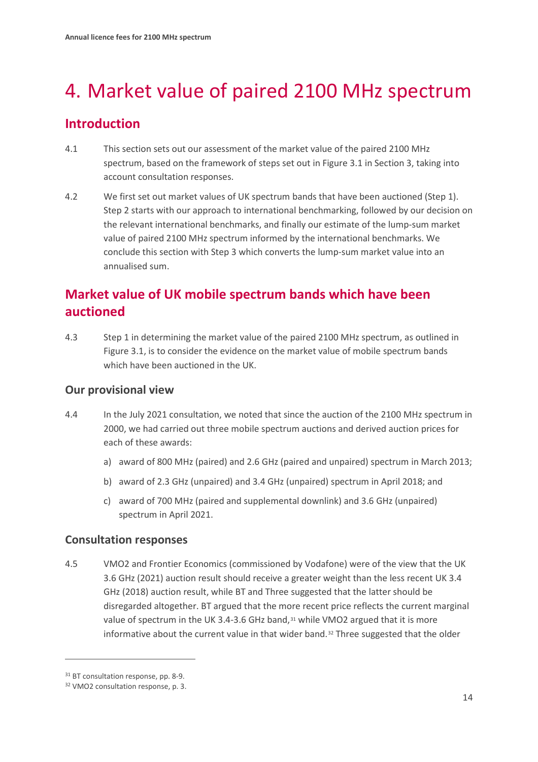# 4. Market value of paired 2100 MHz spectrum

## Introduction

4.1 This section sets out our assessment of the market value of the paired 2100 MHz spectrum, based on the framework of steps set out in Figure 3.1 in Section 3, taking into account consultation responses.

4.2 We first set out market values of UK spectrum bands that have been auctioned (Step 1). Step 2 starts with our approach to international benchmarking, followed by our decision on the relevant international benchmarks, and finally our estimate of the lump-sum market value of paired 2100 MHz spectrum informed by the international benchmarks. We conclude this section with Step 3 which converts the lump-sum market value into an annualised sum.

## Market value of UK mobile spectrum bands which have been auctioned

4.3 Step 1 in determining the market value of the paired 2100 MHz spectrum, as outlined in Figure 3.1, is to consider the evidence on the market value of mobile spectrum bands which have been auctioned in the UK.

### Our provisional view

4.4 In the July 2021 consultation, we noted that since the auction of the 2100 MHz spectrum in 2000, we had carried out three mobile spectrum auctions and derived auction prices for each of these awards:

a) award of 800 MHz (paired) and 2.6 GHz (paired and unpaired) spectrum in March 2013;

b) award of 2.3 GHz (unpaired) and 3.4 GHz (unpaired) spectrum in April 2018; and

c) award of 700 MHz (paired and supplemental downlink) and 3.6 GHz (unpaired) spectrum in April 2021.

### Consultation responses

4.5 VMO2 and Frontier Economics (commissioned by Vodafone) were of the view that the UK 3.6 GHz (2021) auction result should receive a greater weight than the less recent UK 3.4 GHz (2018) auction result, while BT and Three suggested that the latter should be disregarded altogether. BT argued that the more recent price reflects the current marginal value of spectrum in the UK 3.4-3.6 GHz band,[31] while VMO2 argued that it is more informative about the current value in that wider band.[32] Three suggested that the older

[31] BT consultation response, pp. 8-9.

[32] VMO2 consultation response, p. 3.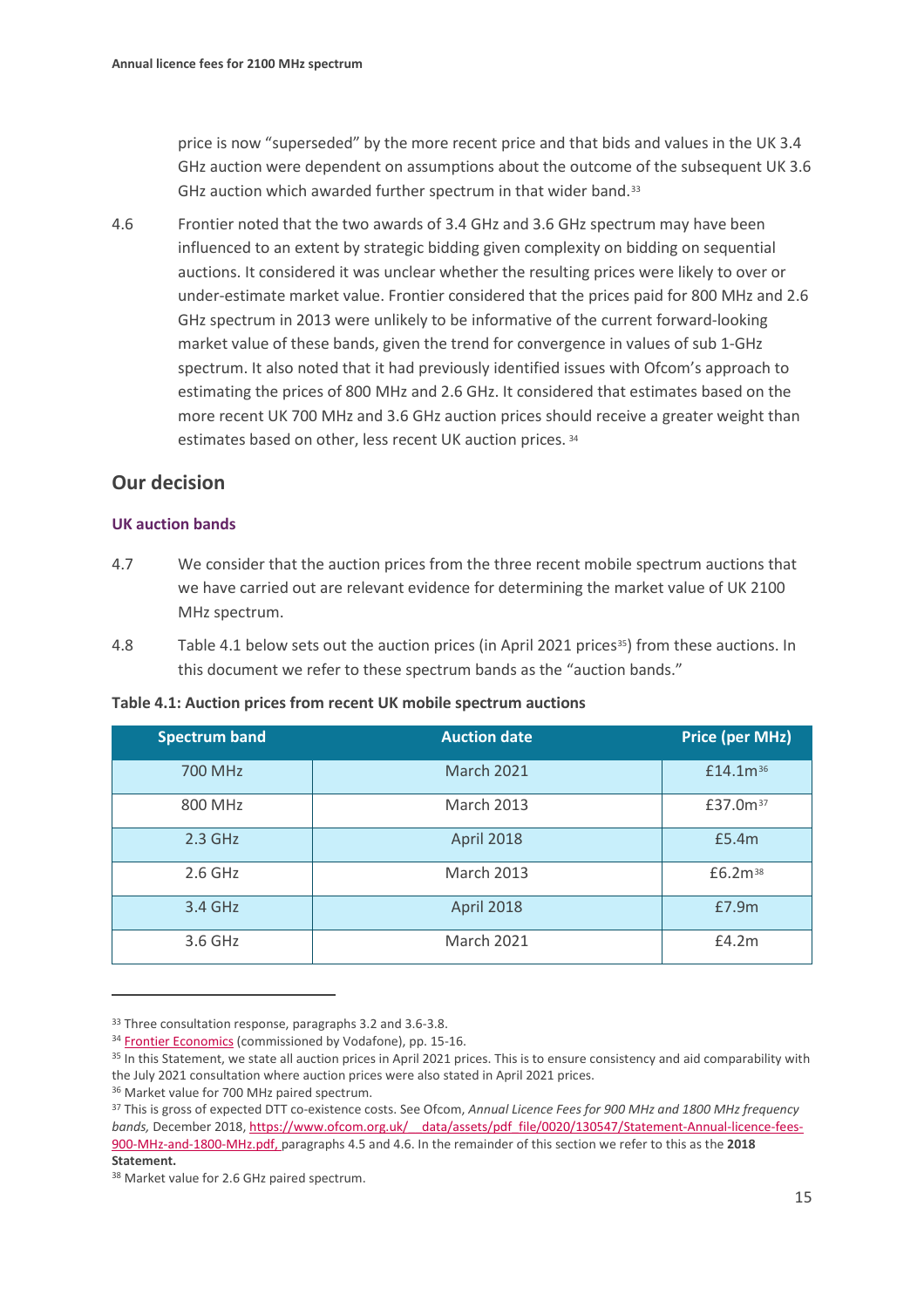price is now "superseded" by the more recent price and that bids and values in the UK 3.4 GHz auction were dependent on assumptions about the outcome of the subsequent UK 3.6 GHz auction which awarded further spectrum in that wider band.[33]

4.6 Frontier noted that the two awards of 3.4 GHz and 3.6 GHz spectrum may have been influenced to an extent by strategic bidding given complexity on bidding on sequential auctions. It considered it was unclear whether the resulting prices were likely to over or under-estimate market value. Frontier considered that the prices paid for 800 MHz and 2.6 GHz spectrum in 2013 were unlikely to be informative of the current forward-looking market value of these bands, given the trend for convergence in values of sub 1-GHz spectrum. It also noted that it had previously identified issues with Ofcom's approach to estimating the prices of 800 MHz and 2.6 GHz. It considered that estimates based on the more recent UK 700 MHz and 3.6 GHz auction prices should receive a greater weight than estimates based on other, less recent UK auction prices.[34]

## Our decision

### UK auction bands

4.7 We consider that the auction prices from the three recent mobile spectrum auctions that we have carried out are relevant evidence for determining the market value of UK 2100 MHz spectrum.

4.8 Table 4.1 below sets out the auction prices (in April 2021 prices[35]) from these auctions. In this document we refer to these spectrum bands as the "auction bands."

**Table 4.1: Auction prices from recent UK mobile spectrum auctions**

| Spectrum band | Auction date | Price (per MHz) |
|---|---|---|
| 700 MHz | March 2021 | £14.1m[36] |
| 800 MHz | March 2013 | £37.0m[37] |
| 2.3 GHz | April 2018 | £5.4m |
| 2.6 GHz | March 2013 | £6.2m[38] |
| 3.4 GHz | April 2018 | £7.9m |
| 3.6 GHz | March 2021 | £4.2m |

[33] Three consultation response, paragraphs 3.2 and 3.6-3.8.

[34] Frontier Economics (commissioned by Vodafone), pp. 15-16.

[35] In this Statement, we state all auction prices in April 2021 prices. This is to ensure consistency and aid comparability with the July 2021 consultation where auction prices were also stated in April 2021 prices.

[36] Market value for 700 MHz paired spectrum.

[37] This is gross of expected DTT co-existence costs. See Ofcom, *Annual Licence Fees for 900 MHz and 1800 MHz frequency bands*, December 2018, https://www.ofcom.org.uk/__data/assets/pdf_file/0020/130547/Statement-Annual-licence-fees-900-MHz-and-1800-MHz.pdf, paragraphs 4.5 and 4.6. In the remainder of this section we refer to this as the **2018 Statement.**

[38] Market value for 2.6 GHz paired spectrum.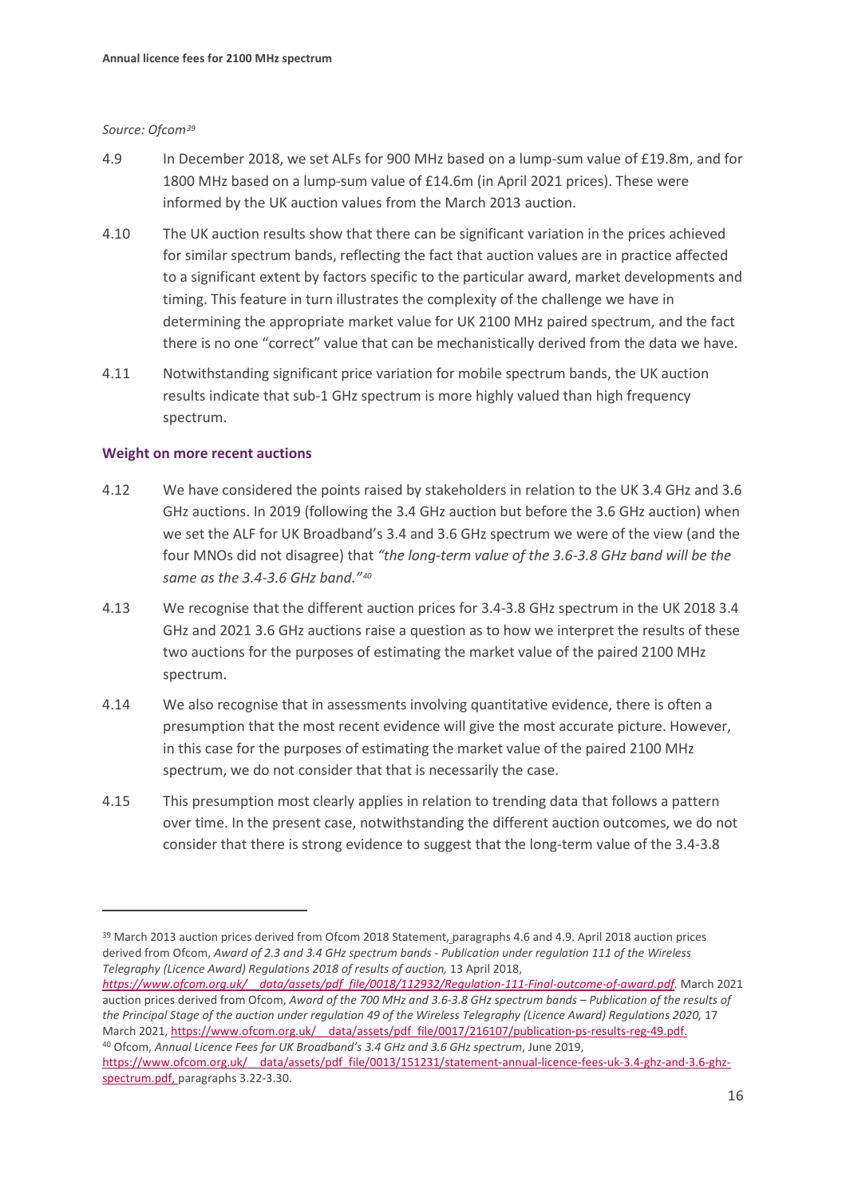*Source: Ofcom*[39]

4.9 In December 2018, we set ALFs for 900 MHz based on a lump-sum value of £19.8m, and for 1800 MHz based on a lump-sum value of £14.6m (in April 2021 prices). These were informed by the UK auction values from the March 2013 auction.

4.10 The UK auction results show that there can be significant variation in the prices achieved for similar spectrum bands, reflecting the fact that auction values are in practice affected to a significant extent by factors specific to the particular award, market developments and timing. This feature in turn illustrates the complexity of the challenge we have in determining the appropriate market value for UK 2100 MHz paired spectrum, and the fact there is no one "correct" value that can be mechanistically derived from the data we have.

4.11 Notwithstanding significant price variation for mobile spectrum bands, the UK auction results indicate that sub-1 GHz spectrum is more highly valued than high frequency spectrum.

### Weight on more recent auctions

4.12 We have considered the points raised by stakeholders in relation to the UK 3.4 GHz and 3.6 GHz auctions. In 2019 (following the 3.4 GHz auction but before the 3.6 GHz auction) when we set the ALF for UK Broadband's 3.4 and 3.6 GHz spectrum we were of the view (and the four MNOs did not disagree) that *"the long-term value of the 3.6-3.8 GHz band will be the same as the 3.4-3.6 GHz band."*[40]

4.13 We recognise that the different auction prices for 3.4-3.8 GHz spectrum in the UK 2018 3.4 GHz and 2021 3.6 GHz auctions raise a question as to how we interpret the results of these two auctions for the purposes of estimating the market value of the paired 2100 MHz spectrum.

4.14 We also recognise that in assessments involving quantitative evidence, there is often a presumption that the most recent evidence will give the most accurate picture. However, in this case for the purposes of estimating the market value of the paired 2100 MHz spectrum, we do not consider that that is necessarily the case.

4.15 This presumption most clearly applies in relation to trending data that follows a pattern over time. In the present case, notwithstanding the different auction outcomes, we do not consider that there is strong evidence to suggest that the long-term value of the 3.4-3.8

---

[39] March 2013 auction prices derived from Ofcom 2018 Statement, paragraphs 4.6 and 4.9. April 2018 auction prices derived from Ofcom, *Award of 2.3 and 3.4 GHz spectrum bands - Publication under regulation 111 of the Wireless Telegraphy (Licence Award) Regulations 2018 of results of auction,* 13 April 2018, *https://www.ofcom.org.uk/__data/assets/pdf_file/0018/112932/Regulation-111-Final-outcome-of-award.pdf.* March 2021 auction prices derived from Ofcom, *Award of the 700 MHz and 3.6-3.8 GHz spectrum bands – Publication of the results of the Principal Stage of the auction under regulation 49 of the Wireless Telegraphy (Licence Award) Regulations 2020,* 17 March 2021, https://www.ofcom.org.uk/__data/assets/pdf_file/0017/216107/publication-ps-results-reg-49.pdf.

[40] Ofcom, *Annual Licence Fees for UK Broadband's 3.4 GHz and 3.6 GHz spectrum*, June 2019, https://www.ofcom.org.uk/__data/assets/pdf_file/0013/151231/statement-annual-licence-fees-uk-3.4-ghz-and-3.6-ghz-spectrum.pdf, paragraphs 3.22-3.30.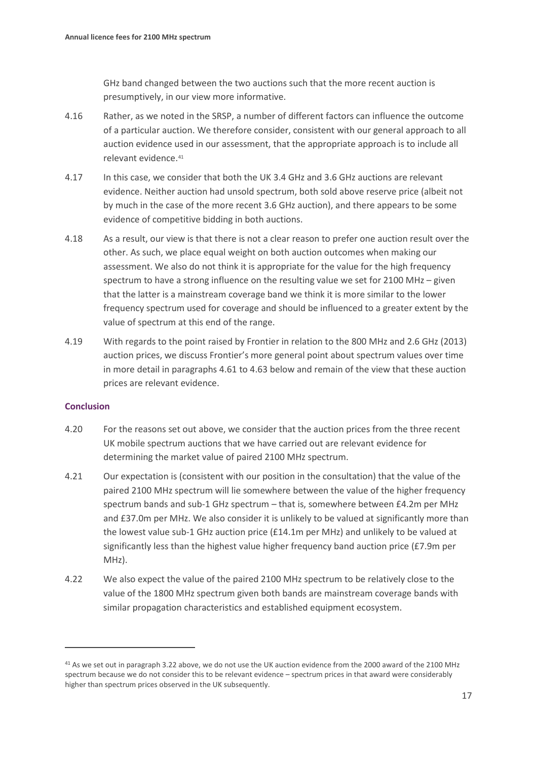GHz band changed between the two auctions such that the more recent auction is presumptively, in our view more informative.

4.16 Rather, as we noted in the SRSP, a number of different factors can influence the outcome of a particular auction. We therefore consider, consistent with our general approach to all auction evidence used in our assessment, that the appropriate approach is to include all relevant evidence.[41]

4.17 In this case, we consider that both the UK 3.4 GHz and 3.6 GHz auctions are relevant evidence. Neither auction had unsold spectrum, both sold above reserve price (albeit not by much in the case of the more recent 3.6 GHz auction), and there appears to be some evidence of competitive bidding in both auctions.

4.18 As a result, our view is that there is not a clear reason to prefer one auction result over the other. As such, we place equal weight on both auction outcomes when making our assessment. We also do not think it is appropriate for the value for the high frequency spectrum to have a strong influence on the resulting value we set for 2100 MHz – given that the latter is a mainstream coverage band we think it is more similar to the lower frequency spectrum used for coverage and should be influenced to a greater extent by the value of spectrum at this end of the range.

4.19 With regards to the point raised by Frontier in relation to the 800 MHz and 2.6 GHz (2013) auction prices, we discuss Frontier's more general point about spectrum values over time in more detail in paragraphs 4.61 to 4.63 below and remain of the view that these auction prices are relevant evidence.

### Conclusion

4.20 For the reasons set out above, we consider that the auction prices from the three recent UK mobile spectrum auctions that we have carried out are relevant evidence for determining the market value of paired 2100 MHz spectrum.

4.21 Our expectation is (consistent with our position in the consultation) that the value of the paired 2100 MHz spectrum will lie somewhere between the value of the higher frequency spectrum bands and sub-1 GHz spectrum – that is, somewhere between £4.2m per MHz and £37.0m per MHz. We also consider it is unlikely to be valued at significantly more than the lowest value sub-1 GHz auction price (£14.1m per MHz) and unlikely to be valued at significantly less than the highest value higher frequency band auction price (£7.9m per MHz).

4.22 We also expect the value of the paired 2100 MHz spectrum to be relatively close to the value of the 1800 MHz spectrum given both bands are mainstream coverage bands with similar propagation characteristics and established equipment ecosystem.

[41] As we set out in paragraph 3.22 above, we do not use the UK auction evidence from the 2000 award of the 2100 MHz spectrum because we do not consider this to be relevant evidence – spectrum prices in that award were considerably higher than spectrum prices observed in the UK subsequently.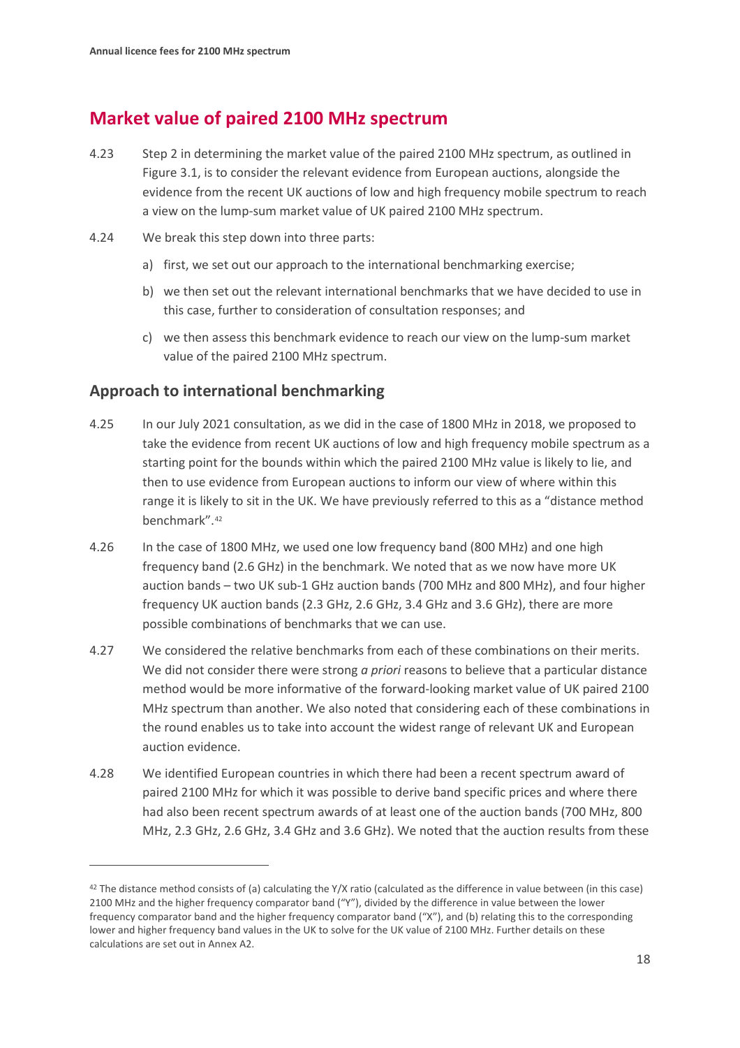## Market value of paired 2100 MHz spectrum

4.23 Step 2 in determining the market value of the paired 2100 MHz spectrum, as outlined in Figure 3.1, is to consider the relevant evidence from European auctions, alongside the evidence from the recent UK auctions of low and high frequency mobile spectrum to reach a view on the lump-sum market value of UK paired 2100 MHz spectrum.

4.24 We break this step down into three parts:

a) first, we set out our approach to the international benchmarking exercise;

b) we then set out the relevant international benchmarks that we have decided to use in this case, further to consideration of consultation responses; and

c) we then assess this benchmark evidence to reach our view on the lump-sum market value of the paired 2100 MHz spectrum.

### Approach to international benchmarking

4.25 In our July 2021 consultation, as we did in the case of 1800 MHz in 2018, we proposed to take the evidence from recent UK auctions of low and high frequency mobile spectrum as a starting point for the bounds within which the paired 2100 MHz value is likely to lie, and then to use evidence from European auctions to inform our view of where within this range it is likely to sit in the UK. We have previously referred to this as a "distance method benchmark".[42]

4.26 In the case of 1800 MHz, we used one low frequency band (800 MHz) and one high frequency band (2.6 GHz) in the benchmark. We noted that as we now have more UK auction bands – two UK sub-1 GHz auction bands (700 MHz and 800 MHz), and four higher frequency UK auction bands (2.3 GHz, 2.6 GHz, 3.4 GHz and 3.6 GHz), there are more possible combinations of benchmarks that we can use.

4.27 We considered the relative benchmarks from each of these combinations on their merits. We did not consider there were strong *a priori* reasons to believe that a particular distance method would be more informative of the forward-looking market value of UK paired 2100 MHz spectrum than another. We also noted that considering each of these combinations in the round enables us to take into account the widest range of relevant UK and European auction evidence.

4.28 We identified European countries in which there had been a recent spectrum award of paired 2100 MHz for which it was possible to derive band specific prices and where there had also been recent spectrum awards of at least one of the auction bands (700 MHz, 800 MHz, 2.3 GHz, 2.6 GHz, 3.4 GHz and 3.6 GHz). We noted that the auction results from these

---

[42] The distance method consists of (a) calculating the Y/X ratio (calculated as the difference in value between (in this case) 2100 MHz and the higher frequency comparator band ("Y"), divided by the difference in value between the lower frequency comparator band and the higher frequency comparator band ("X"), and (b) relating this to the corresponding lower and higher frequency band values in the UK to solve for the UK value of 2100 MHz. Further details on these calculations are set out in Annex A2.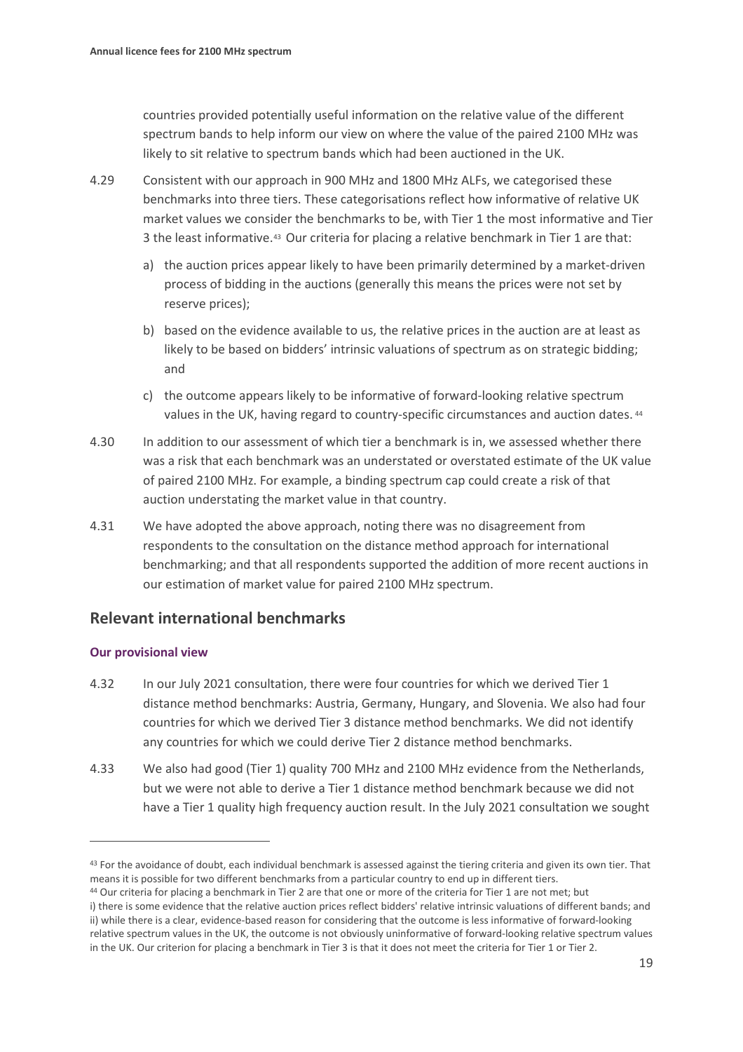countries provided potentially useful information on the relative value of the different spectrum bands to help inform our view on where the value of the paired 2100 MHz was likely to sit relative to spectrum bands which had been auctioned in the UK.

4.29 Consistent with our approach in 900 MHz and 1800 MHz ALFs, we categorised these benchmarks into three tiers. These categorisations reflect how informative of relative UK market values we consider the benchmarks to be, with Tier 1 the most informative and Tier 3 the least informative.[43] Our criteria for placing a relative benchmark in Tier 1 are that:

a) the auction prices appear likely to have been primarily determined by a market-driven process of bidding in the auctions (generally this means the prices were not set by reserve prices);

b) based on the evidence available to us, the relative prices in the auction are at least as likely to be based on bidders' intrinsic valuations of spectrum as on strategic bidding; and

c) the outcome appears likely to be informative of forward-looking relative spectrum values in the UK, having regard to country-specific circumstances and auction dates.[44]

4.30 In addition to our assessment of which tier a benchmark is in, we assessed whether there was a risk that each benchmark was an understated or overstated estimate of the UK value of paired 2100 MHz. For example, a binding spectrum cap could create a risk of that auction understating the market value in that country.

4.31 We have adopted the above approach, noting there was no disagreement from respondents to the consultation on the distance method approach for international benchmarking; and that all respondents supported the addition of more recent auctions in our estimation of market value for paired 2100 MHz spectrum.

## Relevant international benchmarks

### Our provisional view

4.32 In our July 2021 consultation, there were four countries for which we derived Tier 1 distance method benchmarks: Austria, Germany, Hungary, and Slovenia. We also had four countries for which we derived Tier 3 distance method benchmarks. We did not identify any countries for which we could derive Tier 2 distance method benchmarks.

4.33 We also had good (Tier 1) quality 700 MHz and 2100 MHz evidence from the Netherlands, but we were not able to derive a Tier 1 distance method benchmark because we did not have a Tier 1 quality high frequency auction result. In the July 2021 consultation we sought

---

[43] For the avoidance of doubt, each individual benchmark is assessed against the tiering criteria and given its own tier. That means it is possible for two different benchmarks from a particular country to end up in different tiers.

[44] Our criteria for placing a benchmark in Tier 2 are that one or more of the criteria for Tier 1 are not met; but i) there is some evidence that the relative auction prices reflect bidders' relative intrinsic valuations of different bands; and ii) while there is a clear, evidence-based reason for considering that the outcome is less informative of forward-looking relative spectrum values in the UK, the outcome is not obviously uninformative of forward-looking relative spectrum values in the UK. Our criterion for placing a benchmark in Tier 3 is that it does not meet the criteria for Tier 1 or Tier 2.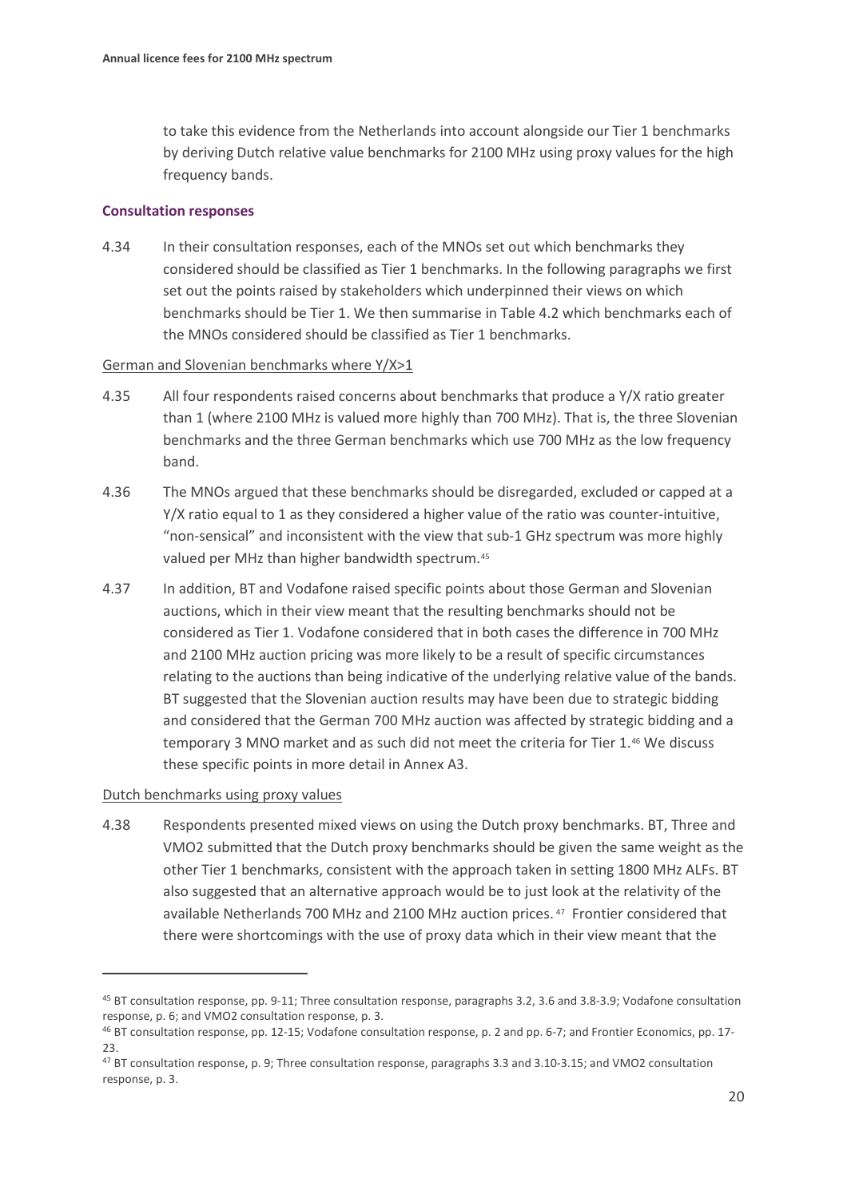to take this evidence from the Netherlands into account alongside our Tier 1 benchmarks by deriving Dutch relative value benchmarks for 2100 MHz using proxy values for the high frequency bands.

### Consultation responses

4.34 In their consultation responses, each of the MNOs set out which benchmarks they considered should be classified as Tier 1 benchmarks. In the following paragraphs we first set out the points raised by stakeholders which underpinned their views on which benchmarks should be Tier 1. We then summarise in Table 4.2 which benchmarks each of the MNOs considered should be classified as Tier 1 benchmarks.

#### German and Slovenian benchmarks where Y/X>1

4.35 All four respondents raised concerns about benchmarks that produce a Y/X ratio greater than 1 (where 2100 MHz is valued more highly than 700 MHz). That is, the three Slovenian benchmarks and the three German benchmarks which use 700 MHz as the low frequency band.

4.36 The MNOs argued that these benchmarks should be disregarded, excluded or capped at a Y/X ratio equal to 1 as they considered a higher value of the ratio was counter-intuitive, "non-sensical" and inconsistent with the view that sub-1 GHz spectrum was more highly valued per MHz than higher bandwidth spectrum.[45]

4.37 In addition, BT and Vodafone raised specific points about those German and Slovenian auctions, which in their view meant that the resulting benchmarks should not be considered as Tier 1. Vodafone considered that in both cases the difference in 700 MHz and 2100 MHz auction pricing was more likely to be a result of specific circumstances relating to the auctions than being indicative of the underlying relative value of the bands. BT suggested that the Slovenian auction results may have been due to strategic bidding and considered that the German 700 MHz auction was affected by strategic bidding and a temporary 3 MNO market and as such did not meet the criteria for Tier 1.[46] We discuss these specific points in more detail in Annex A3.

#### Dutch benchmarks using proxy values

4.38 Respondents presented mixed views on using the Dutch proxy benchmarks. BT, Three and VMO2 submitted that the Dutch proxy benchmarks should be given the same weight as the other Tier 1 benchmarks, consistent with the approach taken in setting 1800 MHz ALFs. BT also suggested that an alternative approach would be to just look at the relativity of the available Netherlands 700 MHz and 2100 MHz auction prices.[47] Frontier considered that there were shortcomings with the use of proxy data which in their view meant that the

---

[45] BT consultation response, pp. 9-11; Three consultation response, paragraphs 3.2, 3.6 and 3.8-3.9; Vodafone consultation response, p. 6; and VMO2 consultation response, p. 3.

[46] BT consultation response, pp. 12-15; Vodafone consultation response, p. 2 and pp. 6-7; and Frontier Economics, pp. 17-23.

[47] BT consultation response, p. 9; Three consultation response, paragraphs 3.3 and 3.10-3.15; and VMO2 consultation response, p. 3.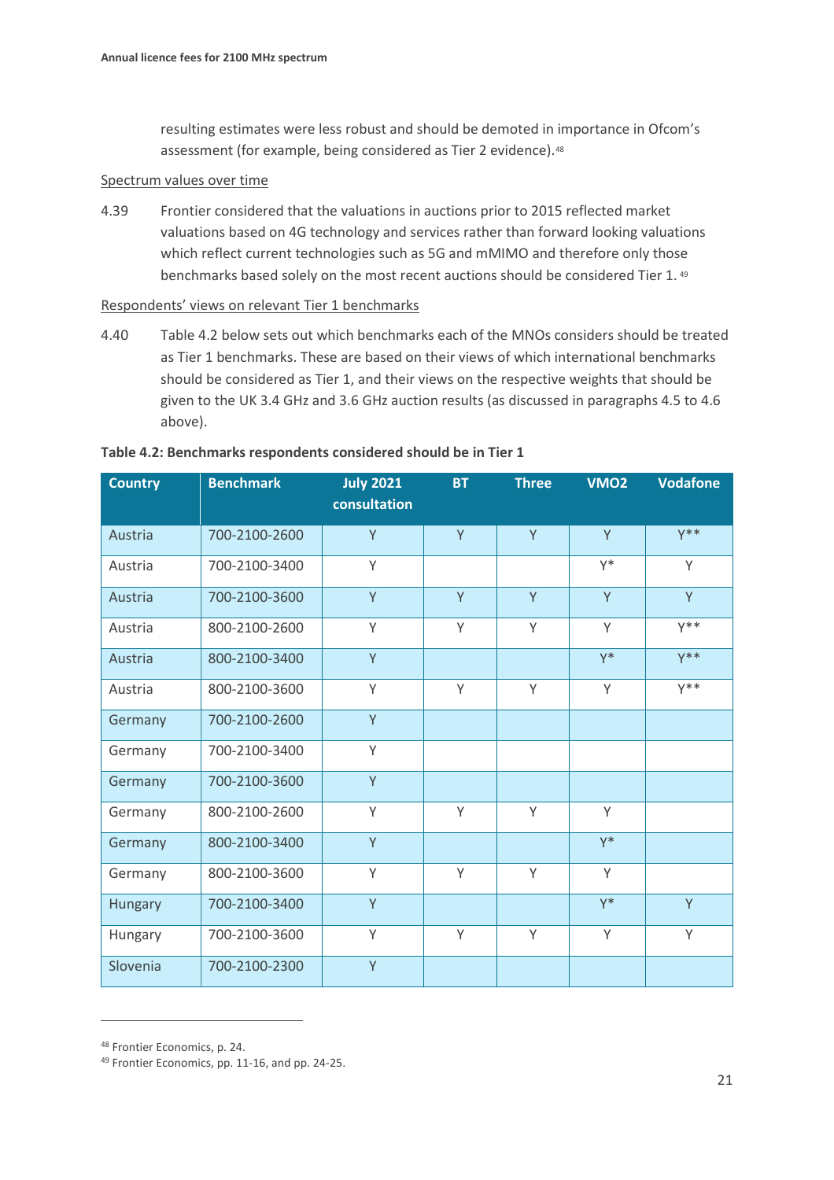resulting estimates were less robust and should be demoted in importance in Ofcom's assessment (for example, being considered as Tier 2 evidence).[48]

Spectrum values over time

4.39 Frontier considered that the valuations in auctions prior to 2015 reflected market valuations based on 4G technology and services rather than forward looking valuations which reflect current technologies such as 5G and mMIMO and therefore only those benchmarks based solely on the most recent auctions should be considered Tier 1.[49]

Respondents' views on relevant Tier 1 benchmarks

4.40 Table 4.2 below sets out which benchmarks each of the MNOs considers should be treated as Tier 1 benchmarks. These are based on their views of which international benchmarks should be considered as Tier 1, and their views on the respective weights that should be given to the UK 3.4 GHz and 3.6 GHz auction results (as discussed in paragraphs 4.5 to 4.6 above).

**Table 4.2: Benchmarks respondents considered should be in Tier 1**

| Country | Benchmark | July 2021 consultation | BT | Three | VMO2 | Vodafone |
|---|---|---|---|---|---|---|
| Austria | 700-2100-2600 | Y | Y | Y | Y | Y** |
| Austria | 700-2100-3400 | Y | | | Y* | Y |
| Austria | 700-2100-3600 | Y | Y | Y | Y | Y |
| Austria | 800-2100-2600 | Y | Y | Y | Y | Y** |
| Austria | 800-2100-3400 | Y | | | Y* | Y** |
| Austria | 800-2100-3600 | Y | Y | Y | Y | Y** |
| Germany | 700-2100-2600 | Y | | | | |
| Germany | 700-2100-3400 | Y | | | | |
| Germany | 700-2100-3600 | Y | | | | |
| Germany | 800-2100-2600 | Y | Y | Y | Y | |
| Germany | 800-2100-3400 | Y | | | Y* | |
| Germany | 800-2100-3600 | Y | Y | Y | Y | |
| Hungary | 700-2100-3400 | Y | | | Y* | Y |
| Hungary | 700-2100-3600 | Y | Y | Y | Y | Y |
| Slovenia | 700-2100-2300 | Y | | | | |

[48] Frontier Economics, p. 24.

[49] Frontier Economics, pp. 11-16, and pp. 24-25.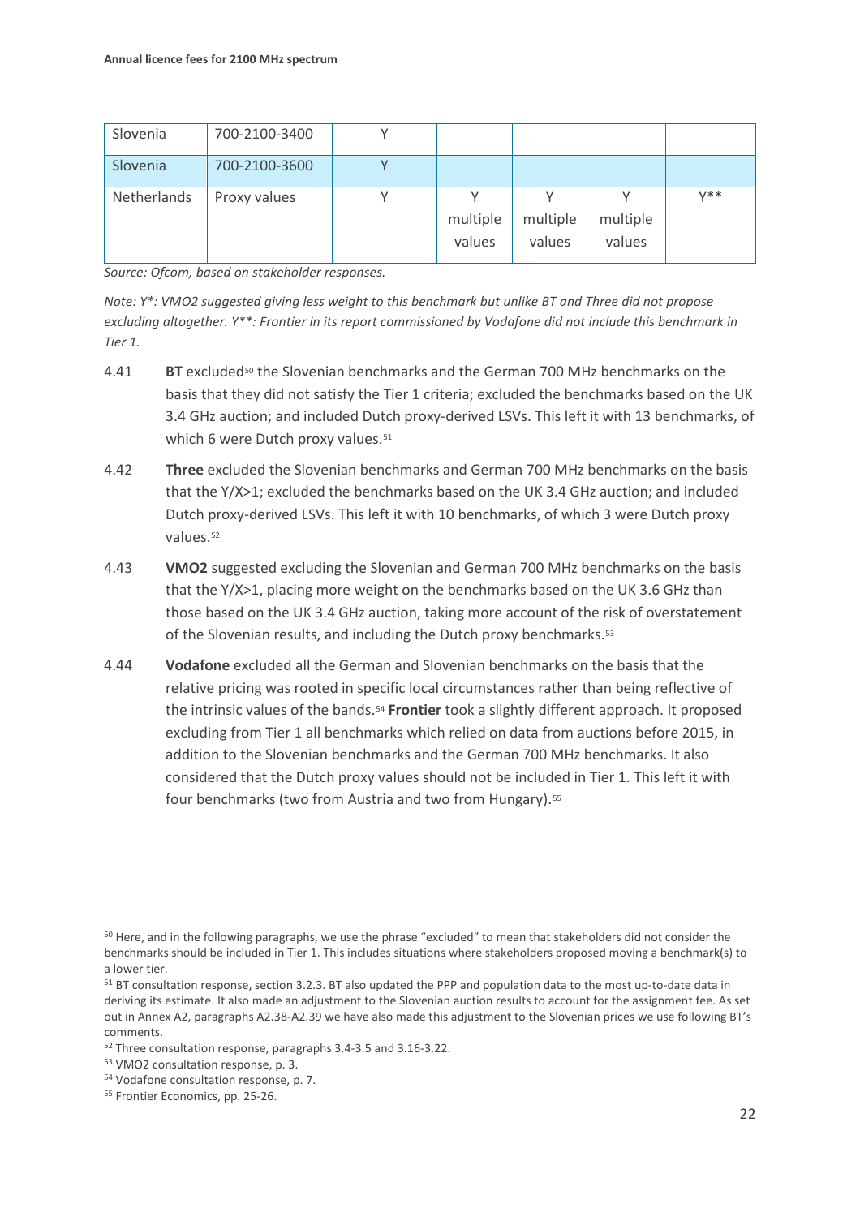| | | | | | | |
|---|---|---|---|---|---|---|
| Slovenia | 700-2100-3400 | Y | | | | |
| Slovenia | 700-2100-3600 | Y | | | | |
| Netherlands | Proxy values | Y | Y multiple values | Y multiple values | Y multiple values | Y** |

*Source: Ofcom, based on stakeholder responses.*

*Note: Y\*: VMO2 suggested giving less weight to this benchmark but unlike BT and Three did not propose excluding altogether. Y\*\*: Frontier in its report commissioned by Vodafone did not include this benchmark in Tier 1.*

4.41 **BT** excluded[50] the Slovenian benchmarks and the German 700 MHz benchmarks on the basis that they did not satisfy the Tier 1 criteria; excluded the benchmarks based on the UK 3.4 GHz auction; and included Dutch proxy-derived LSVs. This left it with 13 benchmarks, of which 6 were Dutch proxy values.[51]

4.42 **Three** excluded the Slovenian benchmarks and German 700 MHz benchmarks on the basis that the Y/X>1; excluded the benchmarks based on the UK 3.4 GHz auction; and included Dutch proxy-derived LSVs. This left it with 10 benchmarks, of which 3 were Dutch proxy values.[52]

4.43 **VMO2** suggested excluding the Slovenian and German 700 MHz benchmarks on the basis that the Y/X>1, placing more weight on the benchmarks based on the UK 3.6 GHz than those based on the UK 3.4 GHz auction, taking more account of the risk of overstatement of the Slovenian results, and including the Dutch proxy benchmarks.[53]

4.44 **Vodafone** excluded all the German and Slovenian benchmarks on the basis that the relative pricing was rooted in specific local circumstances rather than being reflective of the intrinsic values of the bands.[54] **Frontier** took a slightly different approach. It proposed excluding from Tier 1 all benchmarks which relied on data from auctions before 2015, in addition to the Slovenian benchmarks and the German 700 MHz benchmarks. It also considered that the Dutch proxy values should not be included in Tier 1. This left it with four benchmarks (two from Austria and two from Hungary).[55]

---

[50] Here, and in the following paragraphs, we use the phrase "excluded" to mean that stakeholders did not consider the benchmarks should be included in Tier 1. This includes situations where stakeholders proposed moving a benchmark(s) to a lower tier.

[51] BT consultation response, section 3.2.3. BT also updated the PPP and population data to the most up-to-date data in deriving its estimate. It also made an adjustment to the Slovenian auction results to account for the assignment fee. As set out in Annex A2, paragraphs A2.38-A2.39 we have also made this adjustment to the Slovenian prices we use following BT's comments.

[52] Three consultation response, paragraphs 3.4-3.5 and 3.16-3.22.

[53] VMO2 consultation response, p. 3.

[54] Vodafone consultation response, p. 7.

[55] Frontier Economics, pp. 25-26.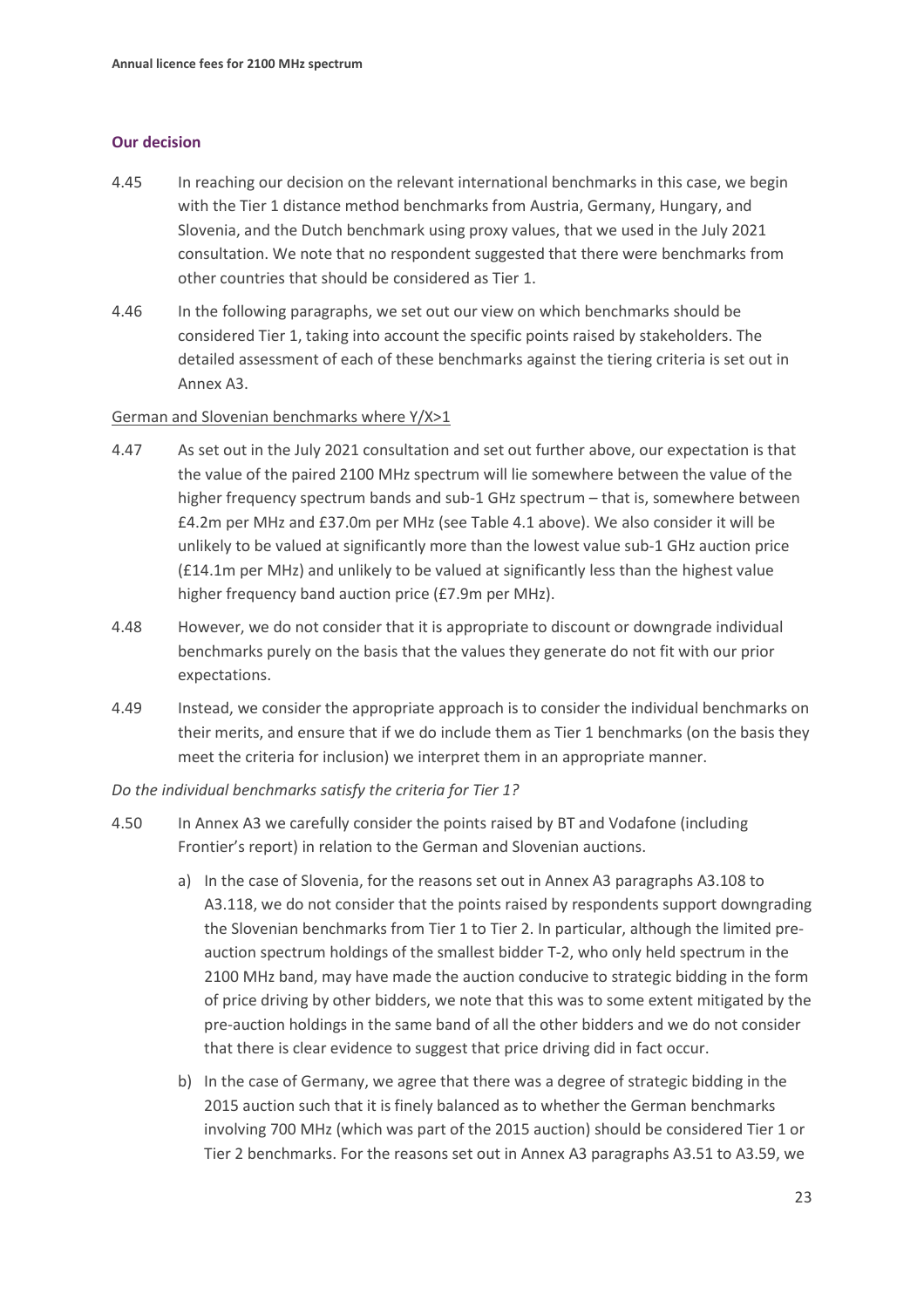### Our decision

4.45 In reaching our decision on the relevant international benchmarks in this case, we begin with the Tier 1 distance method benchmarks from Austria, Germany, Hungary, and Slovenia, and the Dutch benchmark using proxy values, that we used in the July 2021 consultation. We note that no respondent suggested that there were benchmarks from other countries that should be considered as Tier 1.

4.46 In the following paragraphs, we set out our view on which benchmarks should be considered Tier 1, taking into account the specific points raised by stakeholders. The detailed assessment of each of these benchmarks against the tiering criteria is set out in Annex A3.

<u>German and Slovenian benchmarks where Y/X>1</u>

4.47 As set out in the July 2021 consultation and set out further above, our expectation is that the value of the paired 2100 MHz spectrum will lie somewhere between the value of the higher frequency spectrum bands and sub-1 GHz spectrum – that is, somewhere between £4.2m per MHz and £37.0m per MHz (see Table 4.1 above). We also consider it will be unlikely to be valued at significantly more than the lowest value sub-1 GHz auction price (£14.1m per MHz) and unlikely to be valued at significantly less than the highest value higher frequency band auction price (£7.9m per MHz).

4.48 However, we do not consider that it is appropriate to discount or downgrade individual benchmarks purely on the basis that the values they generate do not fit with our prior expectations.

4.49 Instead, we consider the appropriate approach is to consider the individual benchmarks on their merits, and ensure that if we do include them as Tier 1 benchmarks (on the basis they meet the criteria for inclusion) we interpret them in an appropriate manner.

*Do the individual benchmarks satisfy the criteria for Tier 1?*

4.50 In Annex A3 we carefully consider the points raised by BT and Vodafone (including Frontier's report) in relation to the German and Slovenian auctions.

a) In the case of Slovenia, for the reasons set out in Annex A3 paragraphs A3.108 to A3.118, we do not consider that the points raised by respondents support downgrading the Slovenian benchmarks from Tier 1 to Tier 2. In particular, although the limited pre-auction spectrum holdings of the smallest bidder T-2, who only held spectrum in the 2100 MHz band, may have made the auction conducive to strategic bidding in the form of price driving by other bidders, we note that this was to some extent mitigated by the pre-auction holdings in the same band of all the other bidders and we do not consider that there is clear evidence to suggest that price driving did in fact occur.

b) In the case of Germany, we agree that there was a degree of strategic bidding in the 2015 auction such that it is finely balanced as to whether the German benchmarks involving 700 MHz (which was part of the 2015 auction) should be considered Tier 1 or Tier 2 benchmarks. For the reasons set out in Annex A3 paragraphs A3.51 to A3.59, we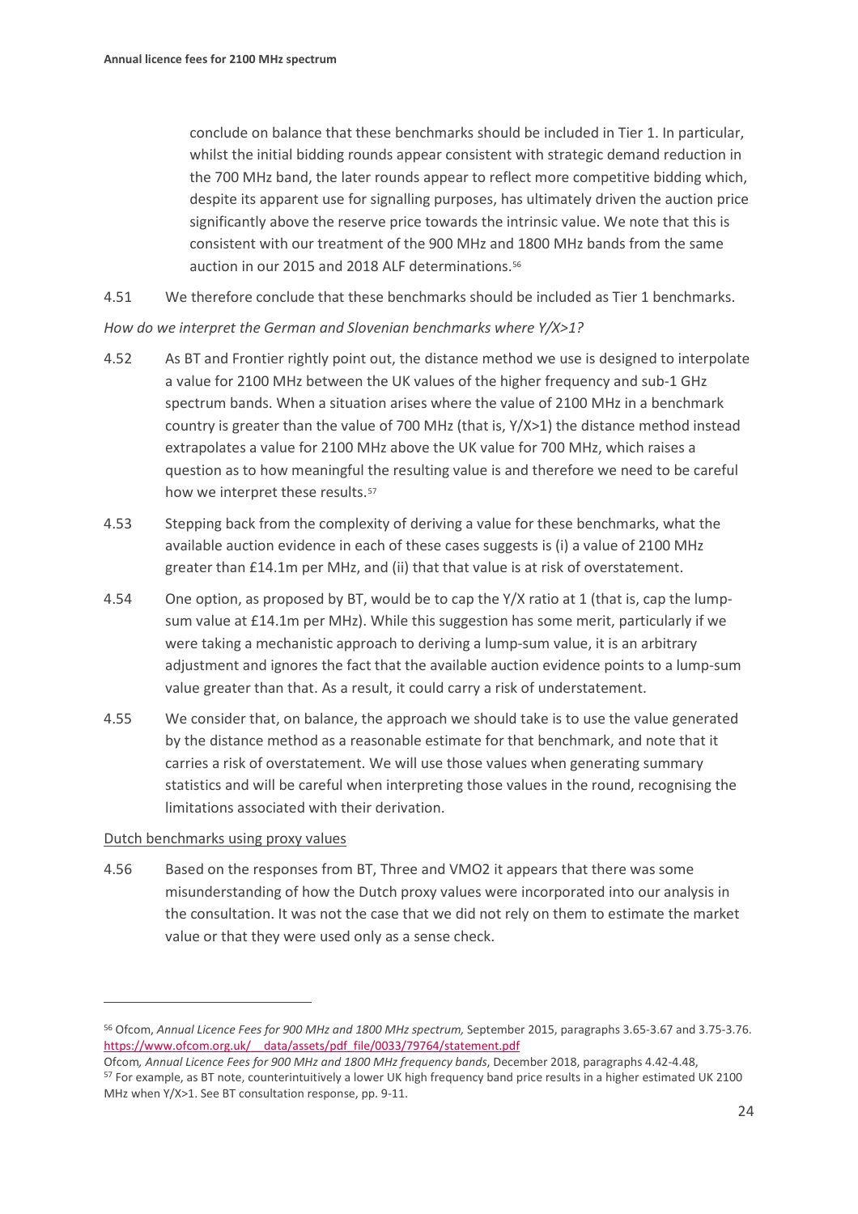conclude on balance that these benchmarks should be included in Tier 1. In particular, whilst the initial bidding rounds appear consistent with strategic demand reduction in the 700 MHz band, the later rounds appear to reflect more competitive bidding which, despite its apparent use for signalling purposes, has ultimately driven the auction price significantly above the reserve price towards the intrinsic value. We note that this is consistent with our treatment of the 900 MHz and 1800 MHz bands from the same auction in our 2015 and 2018 ALF determinations.[56]

4.51 We therefore conclude that these benchmarks should be included as Tier 1 benchmarks.

*How do we interpret the German and Slovenian benchmarks where Y/X>1?*

4.52 As BT and Frontier rightly point out, the distance method we use is designed to interpolate a value for 2100 MHz between the UK values of the higher frequency and sub-1 GHz spectrum bands. When a situation arises where the value of 2100 MHz in a benchmark country is greater than the value of 700 MHz (that is, Y/X>1) the distance method instead extrapolates a value for 2100 MHz above the UK value for 700 MHz, which raises a question as to how meaningful the resulting value is and therefore we need to be careful how we interpret these results.[57]

4.53 Stepping back from the complexity of deriving a value for these benchmarks, what the available auction evidence in each of these cases suggests is (i) a value of 2100 MHz greater than £14.1m per MHz, and (ii) that that value is at risk of overstatement.

4.54 One option, as proposed by BT, would be to cap the Y/X ratio at 1 (that is, cap the lump-sum value at £14.1m per MHz). While this suggestion has some merit, particularly if we were taking a mechanistic approach to deriving a lump-sum value, it is an arbitrary adjustment and ignores the fact that the available auction evidence points to a lump-sum value greater than that. As a result, it could carry a risk of understatement.

4.55 We consider that, on balance, the approach we should take is to use the value generated by the distance method as a reasonable estimate for that benchmark, and note that it carries a risk of overstatement. We will use those values when generating summary statistics and will be careful when interpreting those values in the round, recognising the limitations associated with their derivation.

Dutch benchmarks using proxy values

4.56 Based on the responses from BT, Three and VMO2 it appears that there was some misunderstanding of how the Dutch proxy values were incorporated into our analysis in the consultation. It was not the case that we did not rely on them to estimate the market value or that they were used only as a sense check.

---

[56] Ofcom, *Annual Licence Fees for 900 MHz and 1800 MHz spectrum,* September 2015, paragraphs 3.65-3.67 and 3.75-3.76. https://www.ofcom.org.uk/__data/assets/pdf_file/0033/79764/statement.pdf
Ofcom*, Annual Licence Fees for 900 MHz and 1800 MHz frequency bands*, December 2018, paragraphs 4.42-4.48,

[57] For example, as BT note, counterintuitively a lower UK high frequency band price results in a higher estimated UK 2100 MHz when Y/X>1. See BT consultation response, pp. 9-11.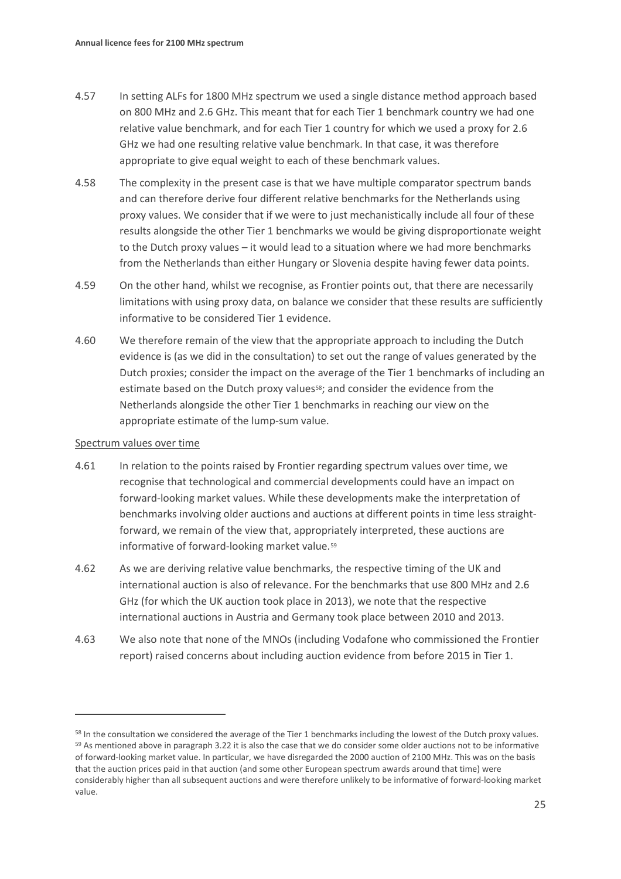4.57 In setting ALFs for 1800 MHz spectrum we used a single distance method approach based on 800 MHz and 2.6 GHz. This meant that for each Tier 1 benchmark country we had one relative value benchmark, and for each Tier 1 country for which we used a proxy for 2.6 GHz we had one resulting relative value benchmark. In that case, it was therefore appropriate to give equal weight to each of these benchmark values.

4.58 The complexity in the present case is that we have multiple comparator spectrum bands and can therefore derive four different relative benchmarks for the Netherlands using proxy values. We consider that if we were to just mechanistically include all four of these results alongside the other Tier 1 benchmarks we would be giving disproportionate weight to the Dutch proxy values – it would lead to a situation where we had more benchmarks from the Netherlands than either Hungary or Slovenia despite having fewer data points.

4.59 On the other hand, whilst we recognise, as Frontier points out, that there are necessarily limitations with using proxy data, on balance we consider that these results are sufficiently informative to be considered Tier 1 evidence.

4.60 We therefore remain of the view that the appropriate approach to including the Dutch evidence is (as we did in the consultation) to set out the range of values generated by the Dutch proxies; consider the impact on the average of the Tier 1 benchmarks of including an estimate based on the Dutch proxy values[58]; and consider the evidence from the Netherlands alongside the other Tier 1 benchmarks in reaching our view on the appropriate estimate of the lump-sum value.

Spectrum values over time

4.61 In relation to the points raised by Frontier regarding spectrum values over time, we recognise that technological and commercial developments could have an impact on forward-looking market values. While these developments make the interpretation of benchmarks involving older auctions and auctions at different points in time less straight-forward, we remain of the view that, appropriately interpreted, these auctions are informative of forward-looking market value.[59]

4.62 As we are deriving relative value benchmarks, the respective timing of the UK and international auction is also of relevance. For the benchmarks that use 800 MHz and 2.6 GHz (for which the UK auction took place in 2013), we note that the respective international auctions in Austria and Germany took place between 2010 and 2013.

4.63 We also note that none of the MNOs (including Vodafone who commissioned the Frontier report) raised concerns about including auction evidence from before 2015 in Tier 1.

---

[58] In the consultation we considered the average of the Tier 1 benchmarks including the lowest of the Dutch proxy values.

[59] As mentioned above in paragraph 3.22 it is also the case that we do consider some older auctions not to be informative of forward-looking market value. In particular, we have disregarded the 2000 auction of 2100 MHz. This was on the basis that the auction prices paid in that auction (and some other European spectrum awards around that time) were considerably higher than all subsequent auctions and were therefore unlikely to be informative of forward-looking market value.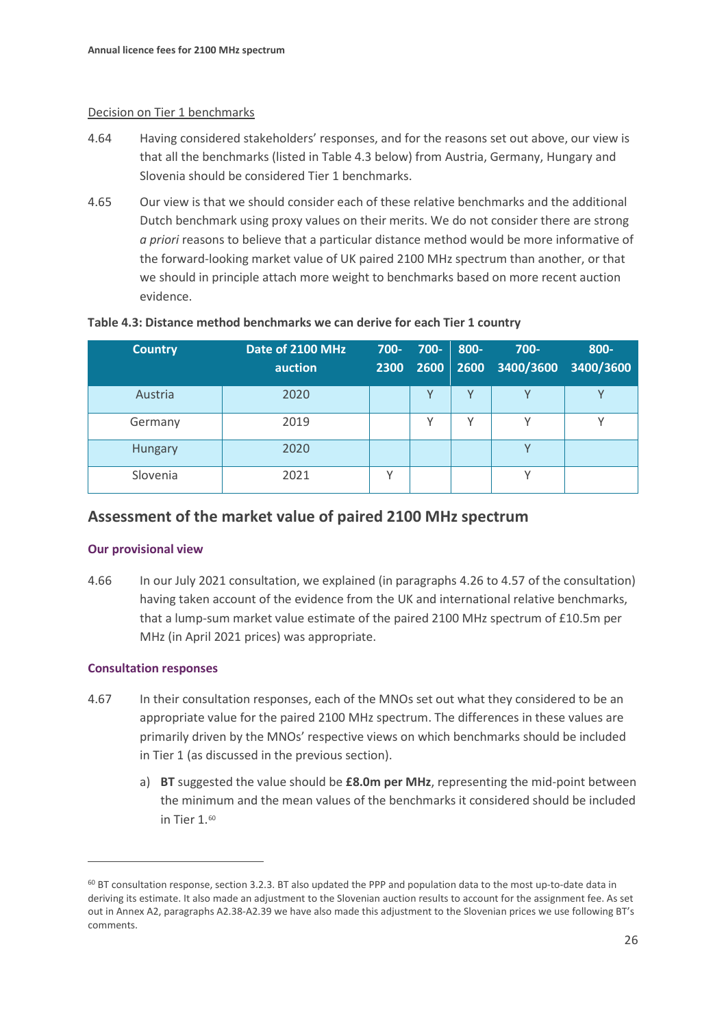Decision on Tier 1 benchmarks

4.64 Having considered stakeholders' responses, and for the reasons set out above, our view is that all the benchmarks (listed in Table 4.3 below) from Austria, Germany, Hungary and Slovenia should be considered Tier 1 benchmarks.

4.65 Our view is that we should consider each of these relative benchmarks and the additional Dutch benchmark using proxy values on their merits. We do not consider there are strong *a priori* reasons to believe that a particular distance method would be more informative of the forward-looking market value of UK paired 2100 MHz spectrum than another, or that we should in principle attach more weight to benchmarks based on more recent auction evidence.

**Table 4.3: Distance method benchmarks we can derive for each Tier 1 country**

| Country | Date of 2100 MHz auction | 700-2300 | 700-2600 | 800-2600 | 700-3400/3600 | 800-3400/3600 |
|---|---|---|---|---|---|---|
| Austria | 2020 | | Y | Y | Y | Y |
| Germany | 2019 | | Y | Y | Y | Y |
| Hungary | 2020 | | | | Y | |
| Slovenia | 2021 | Y | | | Y | |

## Assessment of the market value of paired 2100 MHz spectrum

### Our provisional view

4.66 In our July 2021 consultation, we explained (in paragraphs 4.26 to 4.57 of the consultation) having taken account of the evidence from the UK and international relative benchmarks, that a lump-sum market value estimate of the paired 2100 MHz spectrum of £10.5m per MHz (in April 2021 prices) was appropriate.

### Consultation responses

4.67 In their consultation responses, each of the MNOs set out what they considered to be an appropriate value for the paired 2100 MHz spectrum. The differences in these values are primarily driven by the MNOs' respective views on which benchmarks should be included in Tier 1 (as discussed in the previous section).

a) **BT** suggested the value should be **£8.0m per MHz**, representing the mid-point between the minimum and the mean values of the benchmarks it considered should be included in Tier 1.[60]

[60] BT consultation response, section 3.2.3. BT also updated the PPP and population data to the most up-to-date data in deriving its estimate. It also made an adjustment to the Slovenian auction results to account for the assignment fee. As set out in Annex A2, paragraphs A2.38-A2.39 we have also made this adjustment to the Slovenian prices we use following BT's comments.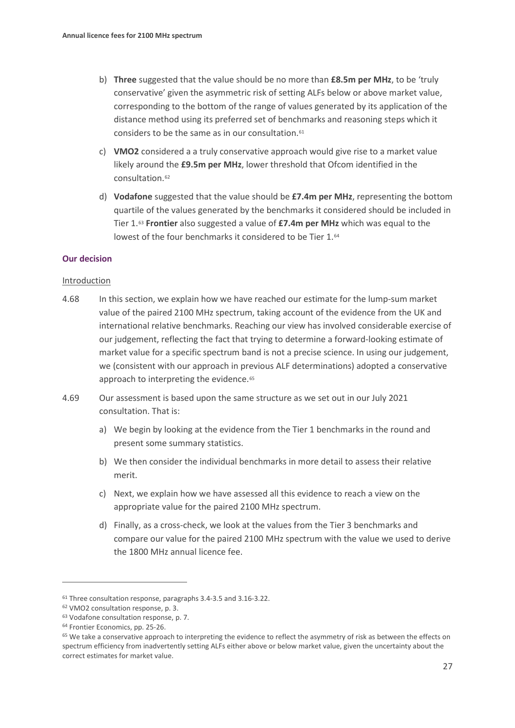b) **Three** suggested that the value should be no more than **£8.5m per MHz**, to be 'truly conservative' given the asymmetric risk of setting ALFs below or above market value, corresponding to the bottom of the range of values generated by its application of the distance method using its preferred set of benchmarks and reasoning steps which it considers to be the same as in our consultation.[61]

c) **VMO2** considered a a truly conservative approach would give rise to a market value likely around the **£9.5m per MHz**, lower threshold that Ofcom identified in the consultation.[62]

d) **Vodafone** suggested that the value should be **£7.4m per MHz**, representing the bottom quartile of the values generated by the benchmarks it considered should be included in Tier 1.[63] **Frontier** also suggested a value of **£7.4m per MHz** which was equal to the lowest of the four benchmarks it considered to be Tier 1.[64]

### Our decision

#### Introduction

4.68 In this section, we explain how we have reached our estimate for the lump-sum market value of the paired 2100 MHz spectrum, taking account of the evidence from the UK and international relative benchmarks. Reaching our view has involved considerable exercise of our judgement, reflecting the fact that trying to determine a forward-looking estimate of market value for a specific spectrum band is not a precise science. In using our judgement, we (consistent with our approach in previous ALF determinations) adopted a conservative approach to interpreting the evidence.[65]

4.69 Our assessment is based upon the same structure as we set out in our July 2021 consultation. That is:

a) We begin by looking at the evidence from the Tier 1 benchmarks in the round and present some summary statistics.

b) We then consider the individual benchmarks in more detail to assess their relative merit.

c) Next, we explain how we have assessed all this evidence to reach a view on the appropriate value for the paired 2100 MHz spectrum.

d) Finally, as a cross-check, we look at the values from the Tier 3 benchmarks and compare our value for the paired 2100 MHz spectrum with the value we used to derive the 1800 MHz annual licence fee.

---

[61] Three consultation response, paragraphs 3.4-3.5 and 3.16-3.22.

[62] VMO2 consultation response, p. 3.

[63] Vodafone consultation response, p. 7.

[64] Frontier Economics, pp. 25-26.

[65] We take a conservative approach to interpreting the evidence to reflect the asymmetry of risk as between the effects on spectrum efficiency from inadvertently setting ALFs either above or below market value, given the uncertainty about the correct estimates for market value.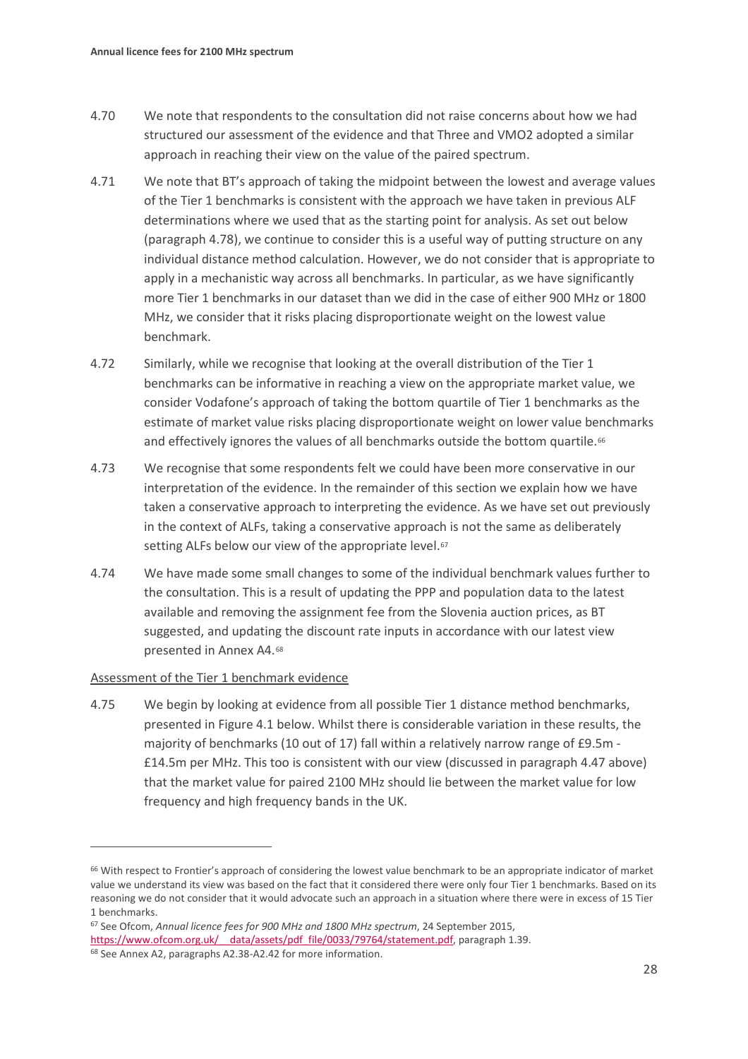4.70 We note that respondents to the consultation did not raise concerns about how we had structured our assessment of the evidence and that Three and VMO2 adopted a similar approach in reaching their view on the value of the paired spectrum.

4.71 We note that BT's approach of taking the midpoint between the lowest and average values of the Tier 1 benchmarks is consistent with the approach we have taken in previous ALF determinations where we used that as the starting point for analysis. As set out below (paragraph 4.78), we continue to consider this is a useful way of putting structure on any individual distance method calculation. However, we do not consider that is appropriate to apply in a mechanistic way across all benchmarks. In particular, as we have significantly more Tier 1 benchmarks in our dataset than we did in the case of either 900 MHz or 1800 MHz, we consider that it risks placing disproportionate weight on the lowest value benchmark.

4.72 Similarly, while we recognise that looking at the overall distribution of the Tier 1 benchmarks can be informative in reaching a view on the appropriate market value, we consider Vodafone's approach of taking the bottom quartile of Tier 1 benchmarks as the estimate of market value risks placing disproportionate weight on lower value benchmarks and effectively ignores the values of all benchmarks outside the bottom quartile.[66]

4.73 We recognise that some respondents felt we could have been more conservative in our interpretation of the evidence. In the remainder of this section we explain how we have taken a conservative approach to interpreting the evidence. As we have set out previously in the context of ALFs, taking a conservative approach is not the same as deliberately setting ALFs below our view of the appropriate level.[67]

4.74 We have made some small changes to some of the individual benchmark values further to the consultation. This is a result of updating the PPP and population data to the latest available and removing the assignment fee from the Slovenia auction prices, as BT suggested, and updating the discount rate inputs in accordance with our latest view presented in Annex A4.[68]

Assessment of the Tier 1 benchmark evidence

4.75 We begin by looking at evidence from all possible Tier 1 distance method benchmarks, presented in Figure 4.1 below. Whilst there is considerable variation in these results, the majority of benchmarks (10 out of 17) fall within a relatively narrow range of £9.5m - £14.5m per MHz. This too is consistent with our view (discussed in paragraph 4.47 above) that the market value for paired 2100 MHz should lie between the market value for low frequency and high frequency bands in the UK.

---

[66] With respect to Frontier's approach of considering the lowest value benchmark to be an appropriate indicator of market value we understand its view was based on the fact that it considered there were only four Tier 1 benchmarks. Based on its reasoning we do not consider that it would advocate such an approach in a situation where there were in excess of 15 Tier 1 benchmarks.

[67] See Ofcom, *Annual licence fees for 900 MHz and 1800 MHz spectrum*, 24 September 2015, https://www.ofcom.org.uk/__data/assets/pdf_file/0033/79764/statement.pdf, paragraph 1.39.

[68] See Annex A2, paragraphs A2.38-A2.42 for more information.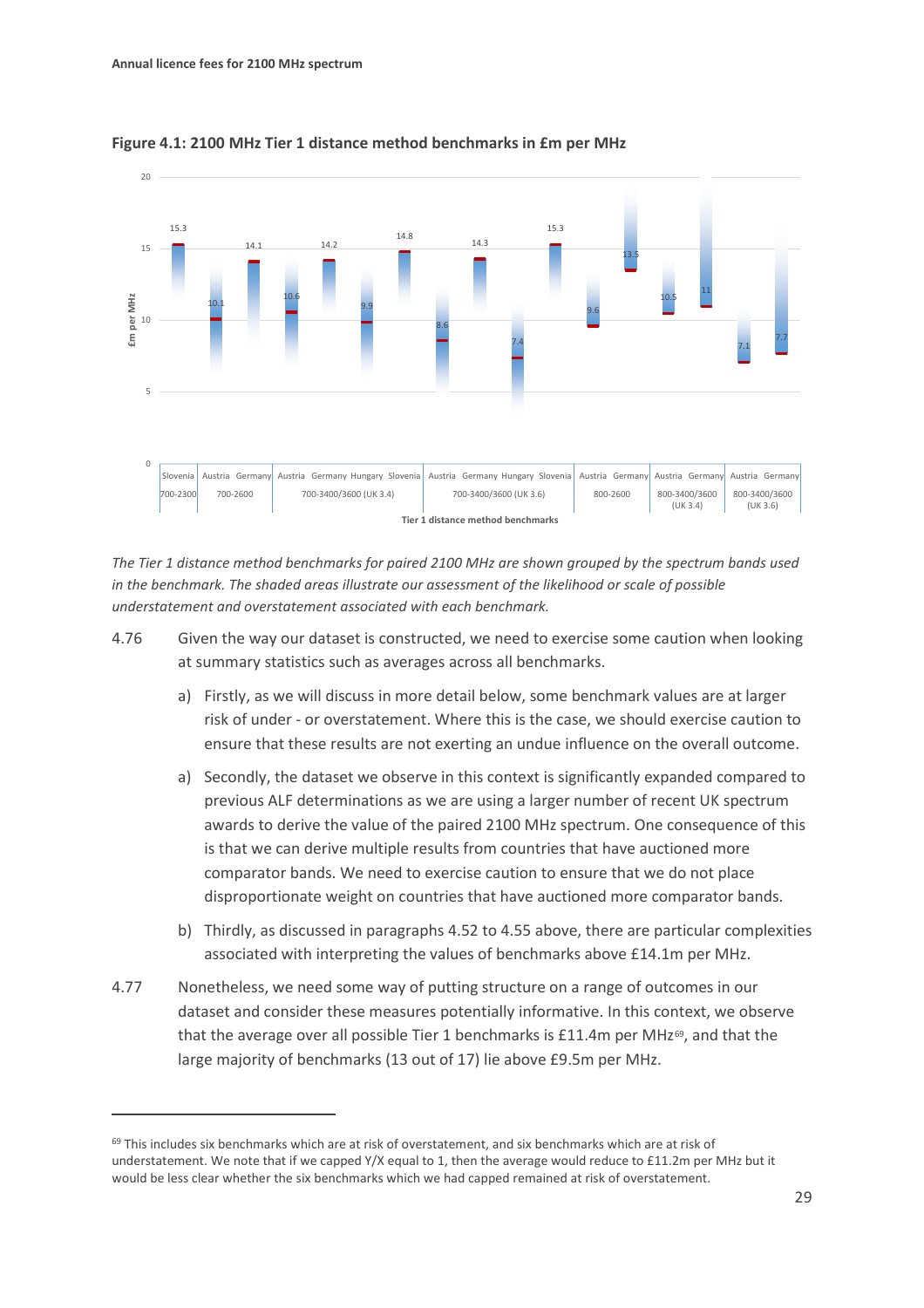**Figure 4.1: 2100 MHz Tier 1 distance method benchmarks in £m per MHz**

| Band | Country | £m per MHz |
|---|---|---|
| 700-2300 | Slovenia | 15.3 |
| 700-2600 | Austria | 10.1 |
| 700-2600 | Germany | 14.1 |
| 700-3400/3600 (UK 3.4) | Austria | 10.6 |
| 700-3400/3600 (UK 3.4) | Germany | 14.2 |
| 700-3400/3600 (UK 3.4) | Hungary | 9.9 |
| 700-3400/3600 (UK 3.4) | Slovenia | 14.8 |
| 700-3400/3600 (UK 3.6) | Austria | 8.6 |
| 700-3400/3600 (UK 3.6) | Germany | 14.3 |
| 700-3400/3600 (UK 3.6) | Hungary | 7.4 |
| 700-3400/3600 (UK 3.6) | Slovenia | 15.3 |
| 800-2600 | Austria | 9.6 |
| 800-2600 | Germany | 13.5 |
| 800-3400/3600 (UK 3.4) | Austria | 10.5 |
| 800-3400/3600 (UK 3.4) | Germany | 11 |
| 800-3400/3600 (UK 3.6) | Austria | 7.1 |
| 800-3400/3600 (UK 3.6) | Germany | 7.7 |

Tier 1 distance method benchmarks

*The Tier 1 distance method benchmarks for paired 2100 MHz are shown grouped by the spectrum bands used in the benchmark. The shaded areas illustrate our assessment of the likelihood or scale of possible understatement and overstatement associated with each benchmark.*

4.76 Given the way our dataset is constructed, we need to exercise some caution when looking at summary statistics such as averages across all benchmarks.

a) Firstly, as we will discuss in more detail below, some benchmark values are at larger risk of under - or overstatement. Where this is the case, we should exercise caution to ensure that these results are not exerting an undue influence on the overall outcome.

a) Secondly, the dataset we observe in this context is significantly expanded compared to previous ALF determinations as we are using a larger number of recent UK spectrum awards to derive the value of the paired 2100 MHz spectrum. One consequence of this is that we can derive multiple results from countries that have auctioned more comparator bands. We need to exercise caution to ensure that we do not place disproportionate weight on countries that have auctioned more comparator bands.

b) Thirdly, as discussed in paragraphs 4.52 to 4.55 above, there are particular complexities associated with interpreting the values of benchmarks above £14.1m per MHz.

4.77 Nonetheless, we need some way of putting structure on a range of outcomes in our dataset and consider these measures potentially informative. In this context, we observe that the average over all possible Tier 1 benchmarks is £11.4m per MHz[69], and that the large majority of benchmarks (13 out of 17) lie above £9.5m per MHz.

---

[69] This includes six benchmarks which are at risk of overstatement, and six benchmarks which are at risk of understatement. We note that if we capped Y/X equal to 1, then the average would reduce to £11.2m per MHz but it would be less clear whether the six benchmarks which we had capped remained at risk of overstatement.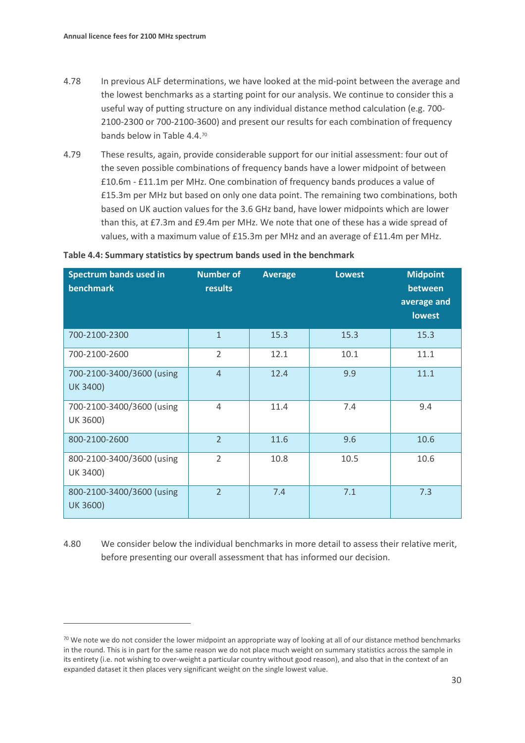4.78 In previous ALF determinations, we have looked at the mid-point between the average and the lowest benchmarks as a starting point for our analysis. We continue to consider this a useful way of putting structure on any individual distance method calculation (e.g. 700-2100-2300 or 700-2100-3600) and present our results for each combination of frequency bands below in Table 4.4.[70]

4.79 These results, again, provide considerable support for our initial assessment: four out of the seven possible combinations of frequency bands have a lower midpoint of between £10.6m - £11.1m per MHz. One combination of frequency bands produces a value of £15.3m per MHz but based on only one data point. The remaining two combinations, both based on UK auction values for the 3.6 GHz band, have lower midpoints which are lower than this, at £7.3m and £9.4m per MHz. We note that one of these has a wide spread of values, with a maximum value of £15.3m per MHz and an average of £11.4m per MHz.

**Table 4.4: Summary statistics by spectrum bands used in the benchmark**

| Spectrum bands used in benchmark | Number of results | Average | Lowest | Midpoint between average and lowest |
|---|---|---|---|---|
| 700-2100-2300 | 1 | 15.3 | 15.3 | 15.3 |
| 700-2100-2600 | 2 | 12.1 | 10.1 | 11.1 |
| 700-2100-3400/3600 (using UK 3400) | 4 | 12.4 | 9.9 | 11.1 |
| 700-2100-3400/3600 (using UK 3600) | 4 | 11.4 | 7.4 | 9.4 |
| 800-2100-2600 | 2 | 11.6 | 9.6 | 10.6 |
| 800-2100-3400/3600 (using UK 3400) | 2 | 10.8 | 10.5 | 10.6 |
| 800-2100-3400/3600 (using UK 3600) | 2 | 7.4 | 7.1 | 7.3 |

4.80 We consider below the individual benchmarks in more detail to assess their relative merit, before presenting our overall assessment that has informed our decision.

[70] We note we do not consider the lower midpoint an appropriate way of looking at all of our distance method benchmarks in the round. This is in part for the same reason we do not place much weight on summary statistics across the sample in its entirety (i.e. not wishing to over-weight a particular country without good reason), and also that in the context of an expanded dataset it then places very significant weight on the single lowest value.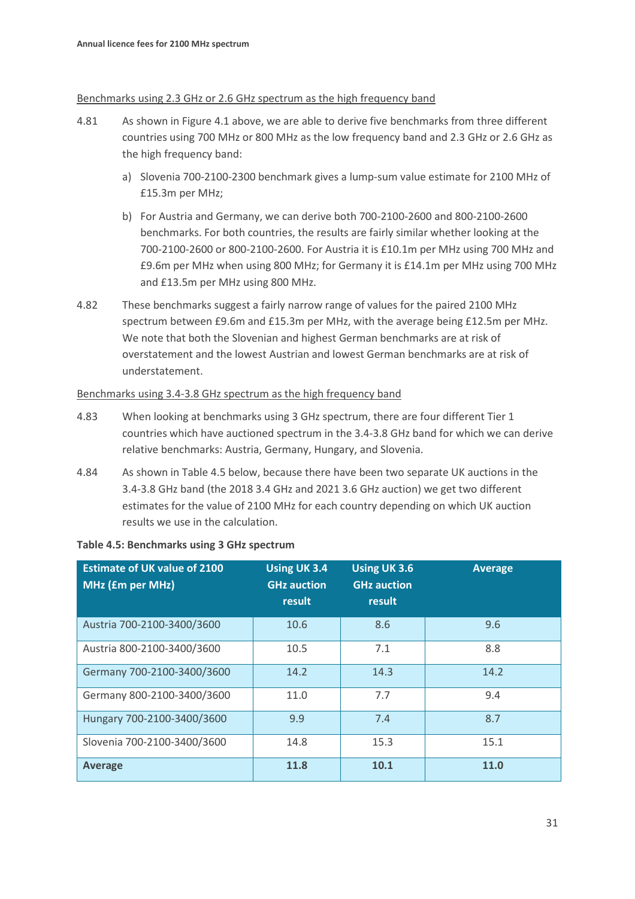Benchmarks using 2.3 GHz or 2.6 GHz spectrum as the high frequency band

4.81 As shown in Figure 4.1 above, we are able to derive five benchmarks from three different countries using 700 MHz or 800 MHz as the low frequency band and 2.3 GHz or 2.6 GHz as the high frequency band:

a) Slovenia 700-2100-2300 benchmark gives a lump-sum value estimate for 2100 MHz of £15.3m per MHz;

b) For Austria and Germany, we can derive both 700-2100-2600 and 800-2100-2600 benchmarks. For both countries, the results are fairly similar whether looking at the 700-2100-2600 or 800-2100-2600. For Austria it is £10.1m per MHz using 700 MHz and £9.6m per MHz when using 800 MHz; for Germany it is £14.1m per MHz using 700 MHz and £13.5m per MHz using 800 MHz.

4.82 These benchmarks suggest a fairly narrow range of values for the paired 2100 MHz spectrum between £9.6m and £15.3m per MHz, with the average being £12.5m per MHz. We note that both the Slovenian and highest German benchmarks are at risk of overstatement and the lowest Austrian and lowest German benchmarks are at risk of understatement.

Benchmarks using 3.4-3.8 GHz spectrum as the high frequency band

4.83 When looking at benchmarks using 3 GHz spectrum, there are four different Tier 1 countries which have auctioned spectrum in the 3.4-3.8 GHz band for which we can derive relative benchmarks: Austria, Germany, Hungary, and Slovenia.

4.84 As shown in Table 4.5 below, because there have been two separate UK auctions in the 3.4-3.8 GHz band (the 2018 3.4 GHz and 2021 3.6 GHz auction) we get two different estimates for the value of 2100 MHz for each country depending on which UK auction results we use in the calculation.

**Table 4.5: Benchmarks using 3 GHz spectrum**

| Estimate of UK value of 2100 MHz (£m per MHz) | Using UK 3.4 GHz auction result | Using UK 3.6 GHz auction result | Average |
|---|---|---|---|
| Austria 700-2100-3400/3600 | 10.6 | 8.6 | 9.6 |
| Austria 800-2100-3400/3600 | 10.5 | 7.1 | 8.8 |
| Germany 700-2100-3400/3600 | 14.2 | 14.3 | 14.2 |
| Germany 800-2100-3400/3600 | 11.0 | 7.7 | 9.4 |
| Hungary 700-2100-3400/3600 | 9.9 | 7.4 | 8.7 |
| Slovenia 700-2100-3400/3600 | 14.8 | 15.3 | 15.1 |
| **Average** | **11.8** | **10.1** | **11.0** |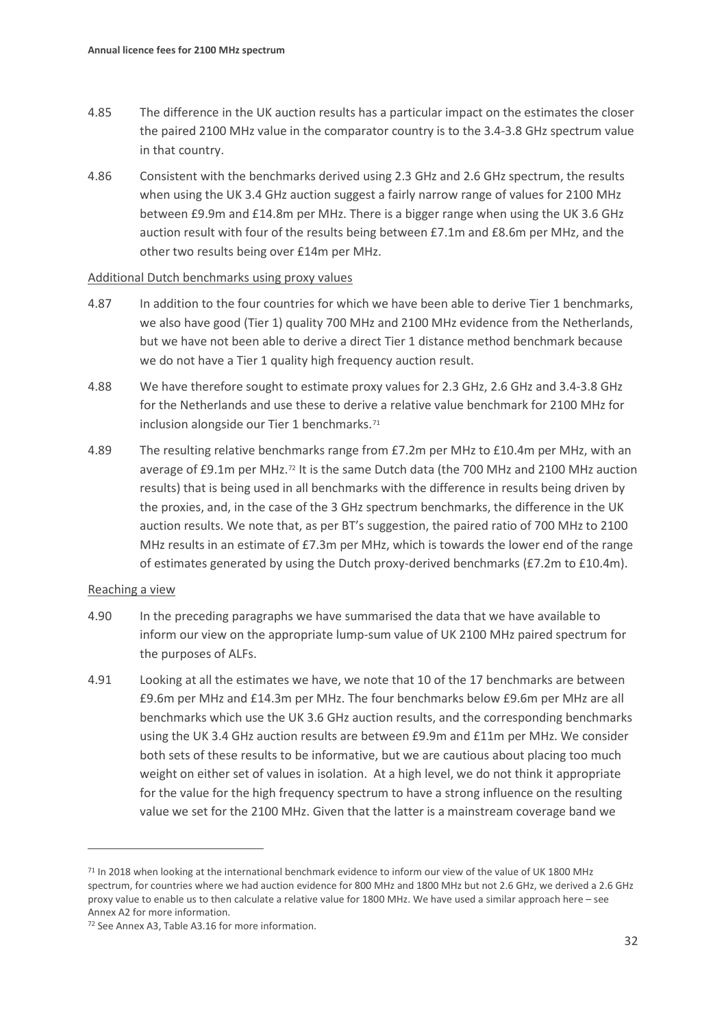4.85 The difference in the UK auction results has a particular impact on the estimates the closer the paired 2100 MHz value in the comparator country is to the 3.4-3.8 GHz spectrum value in that country.

4.86 Consistent with the benchmarks derived using 2.3 GHz and 2.6 GHz spectrum, the results when using the UK 3.4 GHz auction suggest a fairly narrow range of values for 2100 MHz between £9.9m and £14.8m per MHz. There is a bigger range when using the UK 3.6 GHz auction result with four of the results being between £7.1m and £8.6m per MHz, and the other two results being over £14m per MHz.

<u>Additional Dutch benchmarks using proxy values</u>

4.87 In addition to the four countries for which we have been able to derive Tier 1 benchmarks, we also have good (Tier 1) quality 700 MHz and 2100 MHz evidence from the Netherlands, but we have not been able to derive a direct Tier 1 distance method benchmark because we do not have a Tier 1 quality high frequency auction result.

4.88 We have therefore sought to estimate proxy values for 2.3 GHz, 2.6 GHz and 3.4-3.8 GHz for the Netherlands and use these to derive a relative value benchmark for 2100 MHz for inclusion alongside our Tier 1 benchmarks.[71]

4.89 The resulting relative benchmarks range from £7.2m per MHz to £10.4m per MHz, with an average of £9.1m per MHz.[72] It is the same Dutch data (the 700 MHz and 2100 MHz auction results) that is being used in all benchmarks with the difference in results being driven by the proxies, and, in the case of the 3 GHz spectrum benchmarks, the difference in the UK auction results. We note that, as per BT's suggestion, the paired ratio of 700 MHz to 2100 MHz results in an estimate of £7.3m per MHz, which is towards the lower end of the range of estimates generated by using the Dutch proxy-derived benchmarks (£7.2m to £10.4m).

<u>Reaching a view</u>

4.90 In the preceding paragraphs we have summarised the data that we have available to inform our view on the appropriate lump-sum value of UK 2100 MHz paired spectrum for the purposes of ALFs.

4.91 Looking at all the estimates we have, we note that 10 of the 17 benchmarks are between £9.6m per MHz and £14.3m per MHz. The four benchmarks below £9.6m per MHz are all benchmarks which use the UK 3.6 GHz auction results, and the corresponding benchmarks using the UK 3.4 GHz auction results are between £9.9m and £11m per MHz. We consider both sets of these results to be informative, but we are cautious about placing too much weight on either set of values in isolation. At a high level, we do not think it appropriate for the value for the high frequency spectrum to have a strong influence on the resulting value we set for the 2100 MHz. Given that the latter is a mainstream coverage band we

---

[71] In 2018 when looking at the international benchmark evidence to inform our view of the value of UK 1800 MHz spectrum, for countries where we had auction evidence for 800 MHz and 1800 MHz but not 2.6 GHz, we derived a 2.6 GHz proxy value to enable us to then calculate a relative value for 1800 MHz. We have used a similar approach here – see Annex A2 for more information.

[72] See Annex A3, Table A3.16 for more information.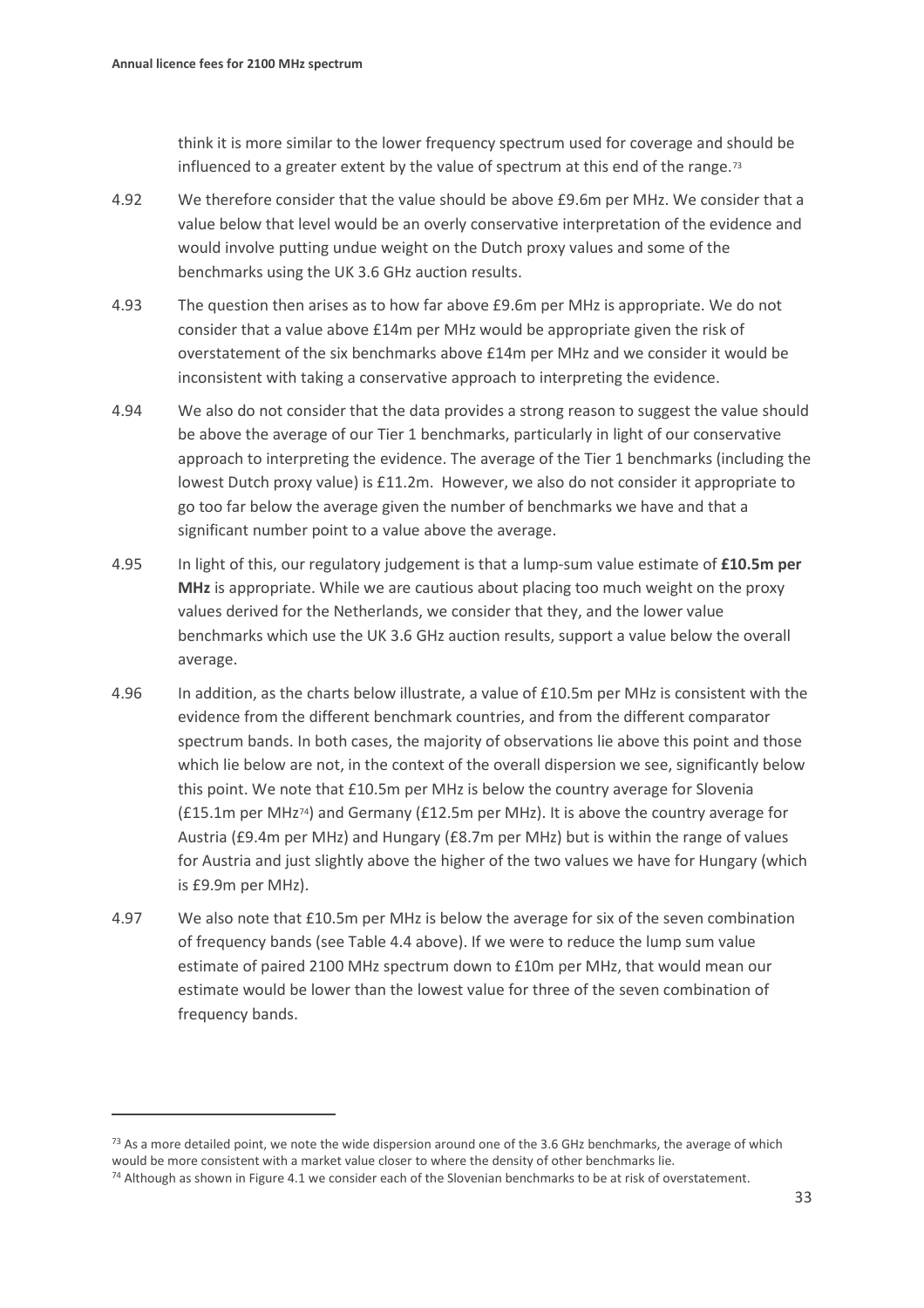think it is more similar to the lower frequency spectrum used for coverage and should be influenced to a greater extent by the value of spectrum at this end of the range.[73]

4.92 We therefore consider that the value should be above £9.6m per MHz. We consider that a value below that level would be an overly conservative interpretation of the evidence and would involve putting undue weight on the Dutch proxy values and some of the benchmarks using the UK 3.6 GHz auction results.

4.93 The question then arises as to how far above £9.6m per MHz is appropriate. We do not consider that a value above £14m per MHz would be appropriate given the risk of overstatement of the six benchmarks above £14m per MHz and we consider it would be inconsistent with taking a conservative approach to interpreting the evidence.

4.94 We also do not consider that the data provides a strong reason to suggest the value should be above the average of our Tier 1 benchmarks, particularly in light of our conservative approach to interpreting the evidence. The average of the Tier 1 benchmarks (including the lowest Dutch proxy value) is £11.2m. However, we also do not consider it appropriate to go too far below the average given the number of benchmarks we have and that a significant number point to a value above the average.

4.95 In light of this, our regulatory judgement is that a lump-sum value estimate of **£10.5m per MHz** is appropriate. While we are cautious about placing too much weight on the proxy values derived for the Netherlands, we consider that they, and the lower value benchmarks which use the UK 3.6 GHz auction results, support a value below the overall average.

4.96 In addition, as the charts below illustrate, a value of £10.5m per MHz is consistent with the evidence from the different benchmark countries, and from the different comparator spectrum bands. In both cases, the majority of observations lie above this point and those which lie below are not, in the context of the overall dispersion we see, significantly below this point. We note that £10.5m per MHz is below the country average for Slovenia (£15.1m per MHz[74]) and Germany (£12.5m per MHz). It is above the country average for Austria (£9.4m per MHz) and Hungary (£8.7m per MHz) but is within the range of values for Austria and just slightly above the higher of the two values we have for Hungary (which is £9.9m per MHz).

4.97 We also note that £10.5m per MHz is below the average for six of the seven combination of frequency bands (see Table 4.4 above). If we were to reduce the lump sum value estimate of paired 2100 MHz spectrum down to £10m per MHz, that would mean our estimate would be lower than the lowest value for three of the seven combination of frequency bands.

---

[73] As a more detailed point, we note the wide dispersion around one of the 3.6 GHz benchmarks, the average of which would be more consistent with a market value closer to where the density of other benchmarks lie.

[74] Although as shown in Figure 4.1 we consider each of the Slovenian benchmarks to be at risk of overstatement.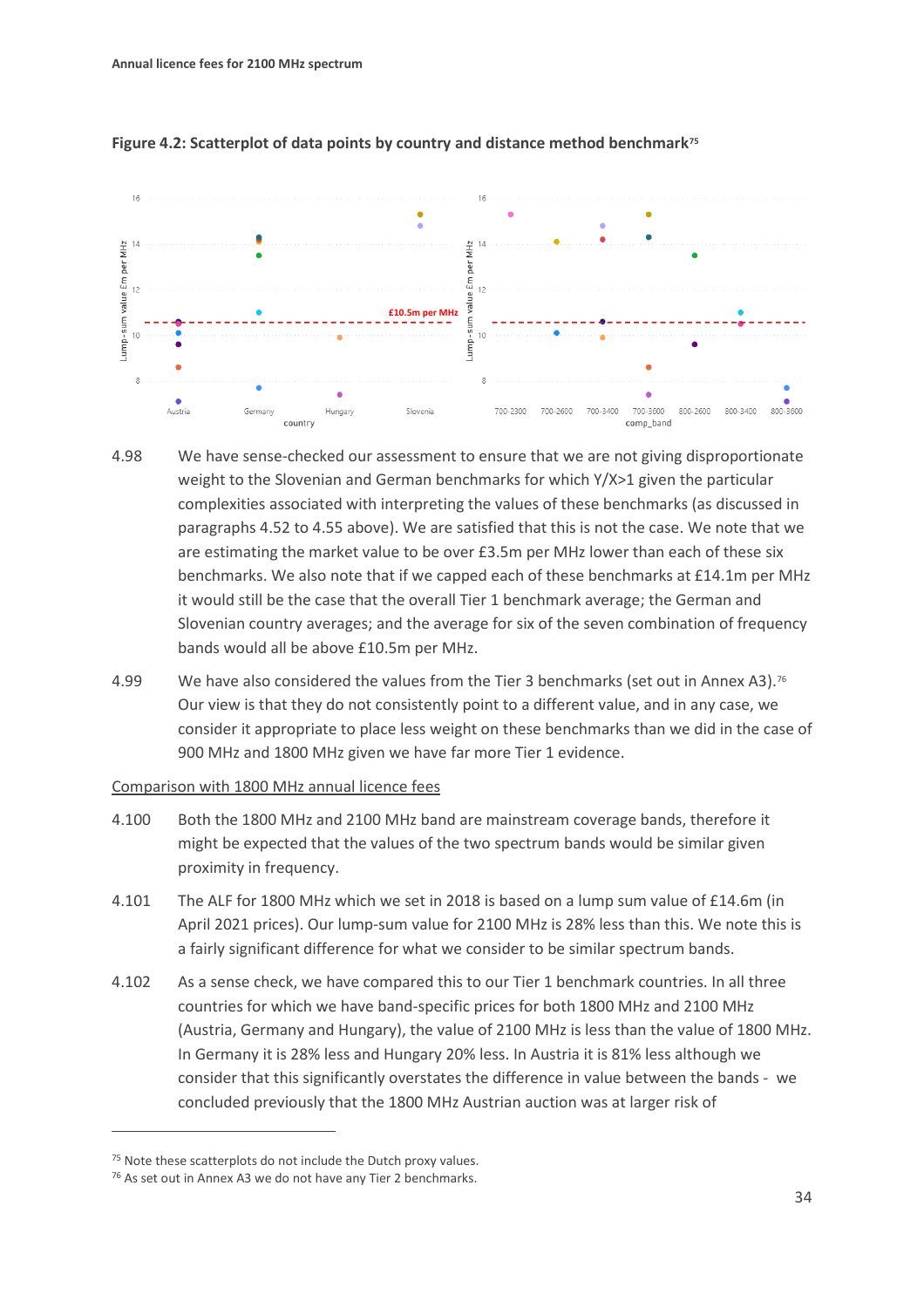**Figure 4.2: Scatterplot of data points by country and distance method benchmark**[75]

4.98 We have sense-checked our assessment to ensure that we are not giving disproportionate weight to the Slovenian and German benchmarks for which Y/X>1 given the particular complexities associated with interpreting the values of these benchmarks (as discussed in paragraphs 4.52 to 4.55 above). We are satisfied that this is not the case. We note that we are estimating the market value to be over £3.5m per MHz lower than each of these six benchmarks. We also note that if we capped each of these benchmarks at £14.1m per MHz it would still be the case that the overall Tier 1 benchmark average; the German and Slovenian country averages; and the average for six of the seven combination of frequency bands would all be above £10.5m per MHz.

4.99 We have also considered the values from the Tier 3 benchmarks (set out in Annex A3).[76] Our view is that they do not consistently point to a different value, and in any case, we consider it appropriate to place less weight on these benchmarks than we did in the case of 900 MHz and 1800 MHz given we have far more Tier 1 evidence.

<u>Comparison with 1800 MHz annual licence fees</u>

4.100 Both the 1800 MHz and 2100 MHz band are mainstream coverage bands, therefore it might be expected that the values of the two spectrum bands would be similar given proximity in frequency.

4.101 The ALF for 1800 MHz which we set in 2018 is based on a lump sum value of £14.6m (in April 2021 prices). Our lump-sum value for 2100 MHz is 28% less than this. We note this is a fairly significant difference for what we consider to be similar spectrum bands.

4.102 As a sense check, we have compared this to our Tier 1 benchmark countries. In all three countries for which we have band-specific prices for both 1800 MHz and 2100 MHz (Austria, Germany and Hungary), the value of 2100 MHz is less than the value of 1800 MHz. In Germany it is 28% less and Hungary 20% less. In Austria it is 81% less although we consider that this significantly overstates the difference in value between the bands - we concluded previously that the 1800 MHz Austrian auction was at larger risk of

[75] Note these scatterplots do not include the Dutch proxy values.

[76] As set out in Annex A3 we do not have any Tier 2 benchmarks.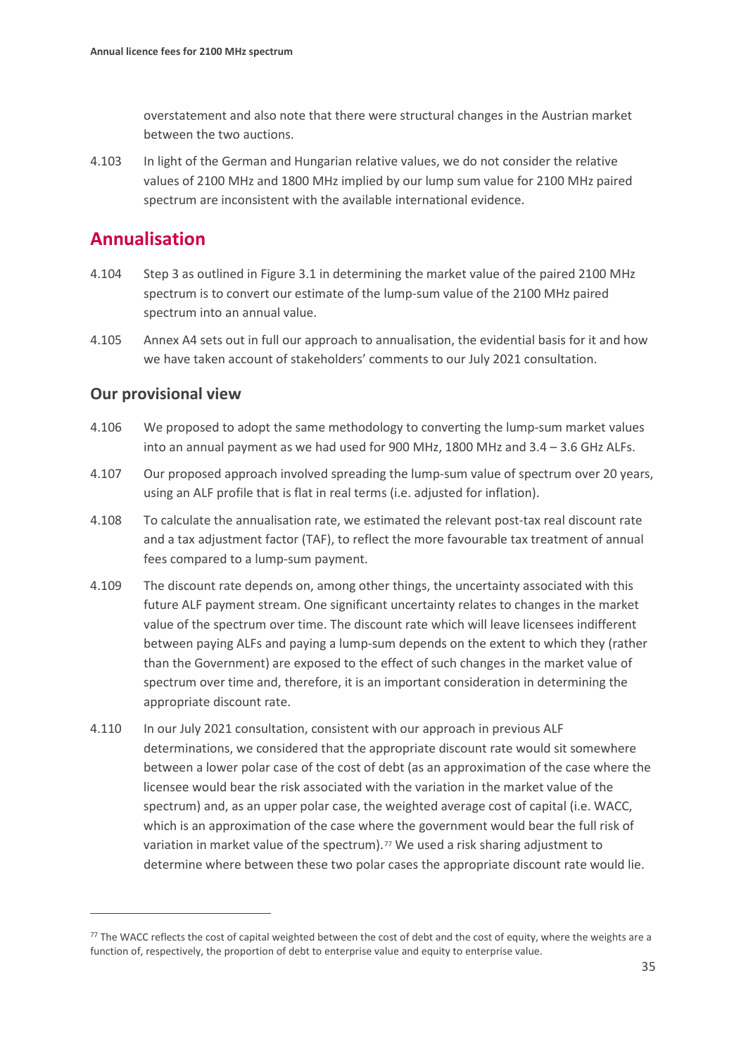overstatement and also note that there were structural changes in the Austrian market between the two auctions.

4.103 In light of the German and Hungarian relative values, we do not consider the relative values of 2100 MHz and 1800 MHz implied by our lump sum value for 2100 MHz paired spectrum are inconsistent with the available international evidence.

## Annualisation

4.104 Step 3 as outlined in Figure 3.1 in determining the market value of the paired 2100 MHz spectrum is to convert our estimate of the lump-sum value of the 2100 MHz paired spectrum into an annual value.

4.105 Annex A4 sets out in full our approach to annualisation, the evidential basis for it and how we have taken account of stakeholders' comments to our July 2021 consultation.

### Our provisional view

4.106 We proposed to adopt the same methodology to converting the lump-sum market values into an annual payment as we had used for 900 MHz, 1800 MHz and 3.4 – 3.6 GHz ALFs.

4.107 Our proposed approach involved spreading the lump-sum value of spectrum over 20 years, using an ALF profile that is flat in real terms (i.e. adjusted for inflation).

4.108 To calculate the annualisation rate, we estimated the relevant post-tax real discount rate and a tax adjustment factor (TAF), to reflect the more favourable tax treatment of annual fees compared to a lump-sum payment.

4.109 The discount rate depends on, among other things, the uncertainty associated with this future ALF payment stream. One significant uncertainty relates to changes in the market value of the spectrum over time. The discount rate which will leave licensees indifferent between paying ALFs and paying a lump-sum depends on the extent to which they (rather than the Government) are exposed to the effect of such changes in the market value of spectrum over time and, therefore, it is an important consideration in determining the appropriate discount rate.

4.110 In our July 2021 consultation, consistent with our approach in previous ALF determinations, we considered that the appropriate discount rate would sit somewhere between a lower polar case of the cost of debt (as an approximation of the case where the licensee would bear the risk associated with the variation in the market value of the spectrum) and, as an upper polar case, the weighted average cost of capital (i.e. WACC, which is an approximation of the case where the government would bear the full risk of variation in market value of the spectrum).[77] We used a risk sharing adjustment to determine where between these two polar cases the appropriate discount rate would lie.

[77] The WACC reflects the cost of capital weighted between the cost of debt and the cost of equity, where the weights are a function of, respectively, the proportion of debt to enterprise value and equity to enterprise value.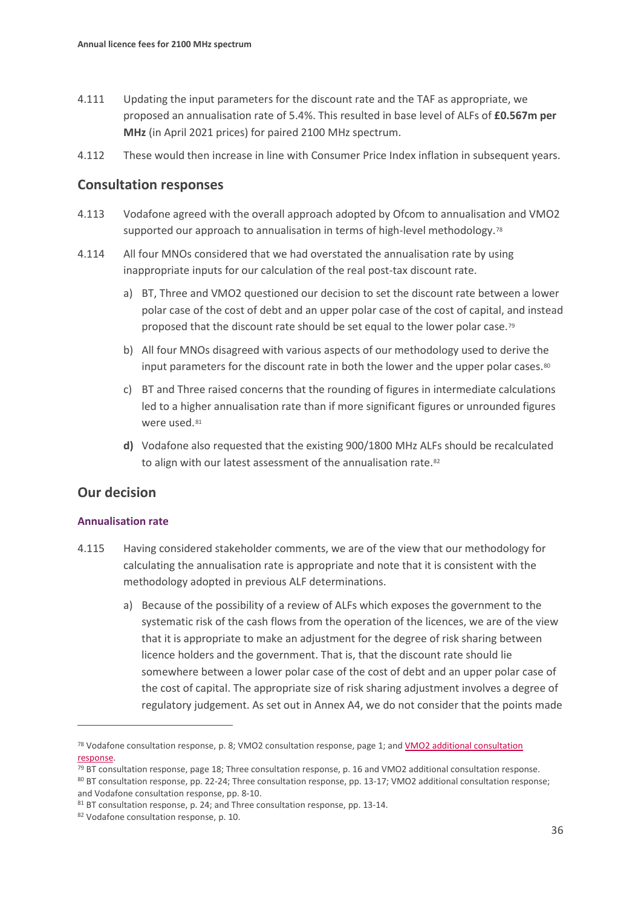4.111 Updating the input parameters for the discount rate and the TAF as appropriate, we proposed an annualisation rate of 5.4%. This resulted in base level of ALFs of **£0.567m per MHz** (in April 2021 prices) for paired 2100 MHz spectrum.

4.112 These would then increase in line with Consumer Price Index inflation in subsequent years.

## Consultation responses

4.113 Vodafone agreed with the overall approach adopted by Ofcom to annualisation and VMO2 supported our approach to annualisation in terms of high-level methodology.[78]

4.114 All four MNOs considered that we had overstated the annualisation rate by using inappropriate inputs for our calculation of the real post-tax discount rate.

a) BT, Three and VMO2 questioned our decision to set the discount rate between a lower polar case of the cost of debt and an upper polar case of the cost of capital, and instead proposed that the discount rate should be set equal to the lower polar case.[79]

b) All four MNOs disagreed with various aspects of our methodology used to derive the input parameters for the discount rate in both the lower and the upper polar cases.[80]

c) BT and Three raised concerns that the rounding of figures in intermediate calculations led to a higher annualisation rate than if more significant figures or unrounded figures were used.[81]

**d)** Vodafone also requested that the existing 900/1800 MHz ALFs should be recalculated to align with our latest assessment of the annualisation rate.[82]

## Our decision

### Annualisation rate

4.115 Having considered stakeholder comments, we are of the view that our methodology for calculating the annualisation rate is appropriate and note that it is consistent with the methodology adopted in previous ALF determinations.

a) Because of the possibility of a review of ALFs which exposes the government to the systematic risk of the cash flows from the operation of the licences, we are of the view that it is appropriate to make an adjustment for the degree of risk sharing between licence holders and the government. That is, that the discount rate should lie somewhere between a lower polar case of the cost of debt and an upper polar case of the cost of capital. The appropriate size of risk sharing adjustment involves a degree of regulatory judgement. As set out in Annex A4, we do not consider that the points made

---

[78] Vodafone consultation response, p. 8; VMO2 consultation response, page 1; and VMO2 additional consultation response.

[79] BT consultation response, page 18; Three consultation response, p. 16 and VMO2 additional consultation response.

[80] BT consultation response, pp. 22-24; Three consultation response, pp. 13-17; VMO2 additional consultation response; and Vodafone consultation response, pp. 8-10.

[81] BT consultation response, p. 24; and Three consultation response, pp. 13-14.

[82] Vodafone consultation response, p. 10.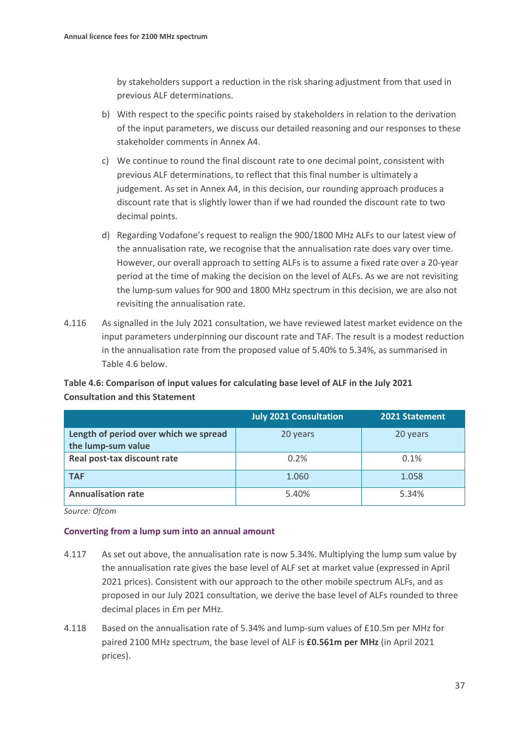by stakeholders support a reduction in the risk sharing adjustment from that used in previous ALF determinations.

b) With respect to the specific points raised by stakeholders in relation to the derivation of the input parameters, we discuss our detailed reasoning and our responses to these stakeholder comments in Annex A4.

c) We continue to round the final discount rate to one decimal point, consistent with previous ALF determinations, to reflect that this final number is ultimately a judgement. As set in Annex A4, in this decision, our rounding approach produces a discount rate that is slightly lower than if we had rounded the discount rate to two decimal points.

d) Regarding Vodafone's request to realign the 900/1800 MHz ALFs to our latest view of the annualisation rate, we recognise that the annualisation rate does vary over time. However, our overall approach to setting ALFs is to assume a fixed rate over a 20-year period at the time of making the decision on the level of ALFs. As we are not revisiting the lump-sum values for 900 and 1800 MHz spectrum in this decision, we are also not revisiting the annualisation rate.

4.116 As signalled in the July 2021 consultation, we have reviewed latest market evidence on the input parameters underpinning our discount rate and TAF. The result is a modest reduction in the annualisation rate from the proposed value of 5.40% to 5.34%, as summarised in Table 4.6 below.

**Table 4.6: Comparison of input values for calculating base level of ALF in the July 2021 Consultation and this Statement**

| | July 2021 Consultation | 2021 Statement |
|---|---|---|
| **Length of period over which we spread the lump-sum value** | 20 years | 20 years |
| **Real post-tax discount rate** | 0.2% | 0.1% |
| **TAF** | 1.060 | 1.058 |
| **Annualisation rate** | 5.40% | 5.34% |

*Source: Ofcom*

### Converting from a lump sum into an annual amount

4.117 As set out above, the annualisation rate is now 5.34%. Multiplying the lump sum value by the annualisation rate gives the base level of ALF set at market value (expressed in April 2021 prices). Consistent with our approach to the other mobile spectrum ALFs, and as proposed in our July 2021 consultation, we derive the base level of ALFs rounded to three decimal places in £m per MHz.

4.118 Based on the annualisation rate of 5.34% and lump-sum values of £10.5m per MHz for paired 2100 MHz spectrum, the base level of ALF is **£0.561m per MHz** (in April 2021 prices).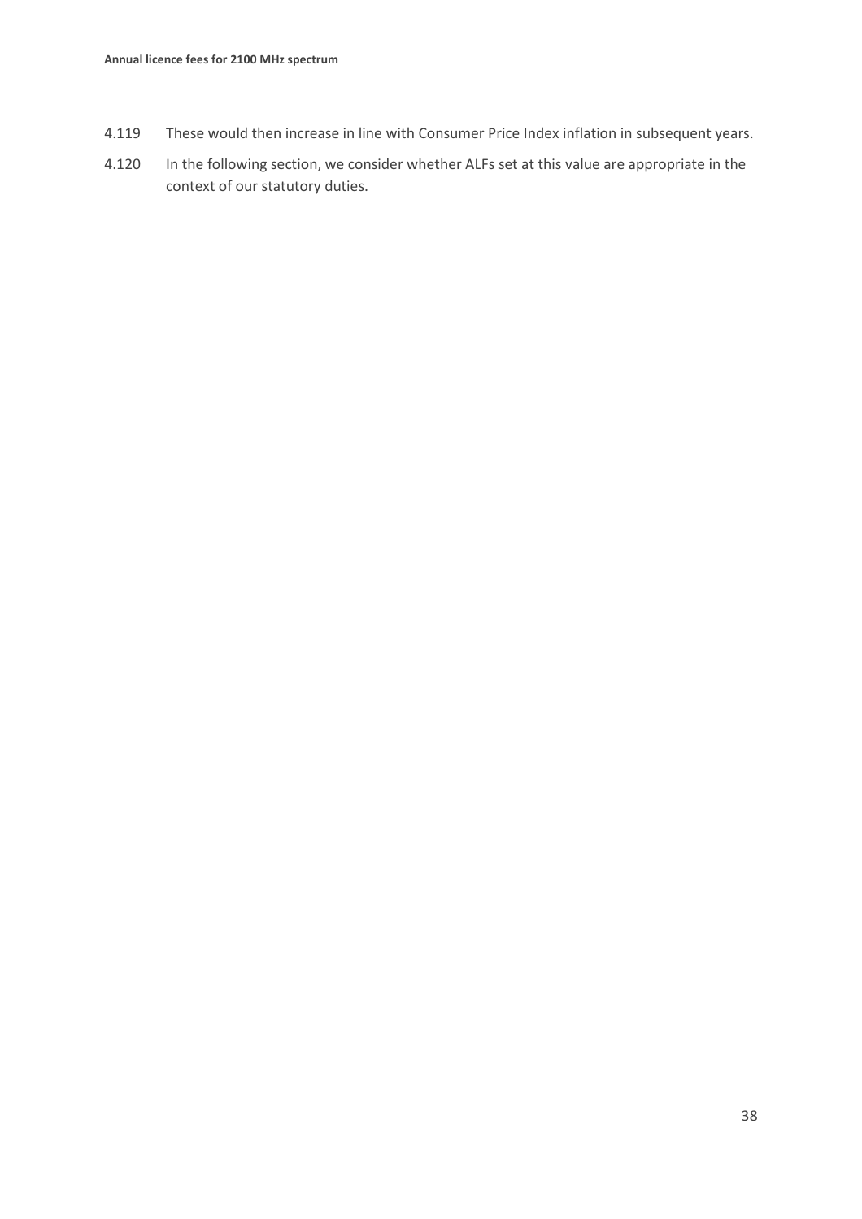4.119 These would then increase in line with Consumer Price Index inflation in subsequent years.

4.120 In the following section, we consider whether ALFs set at this value are appropriate in the context of our statutory duties.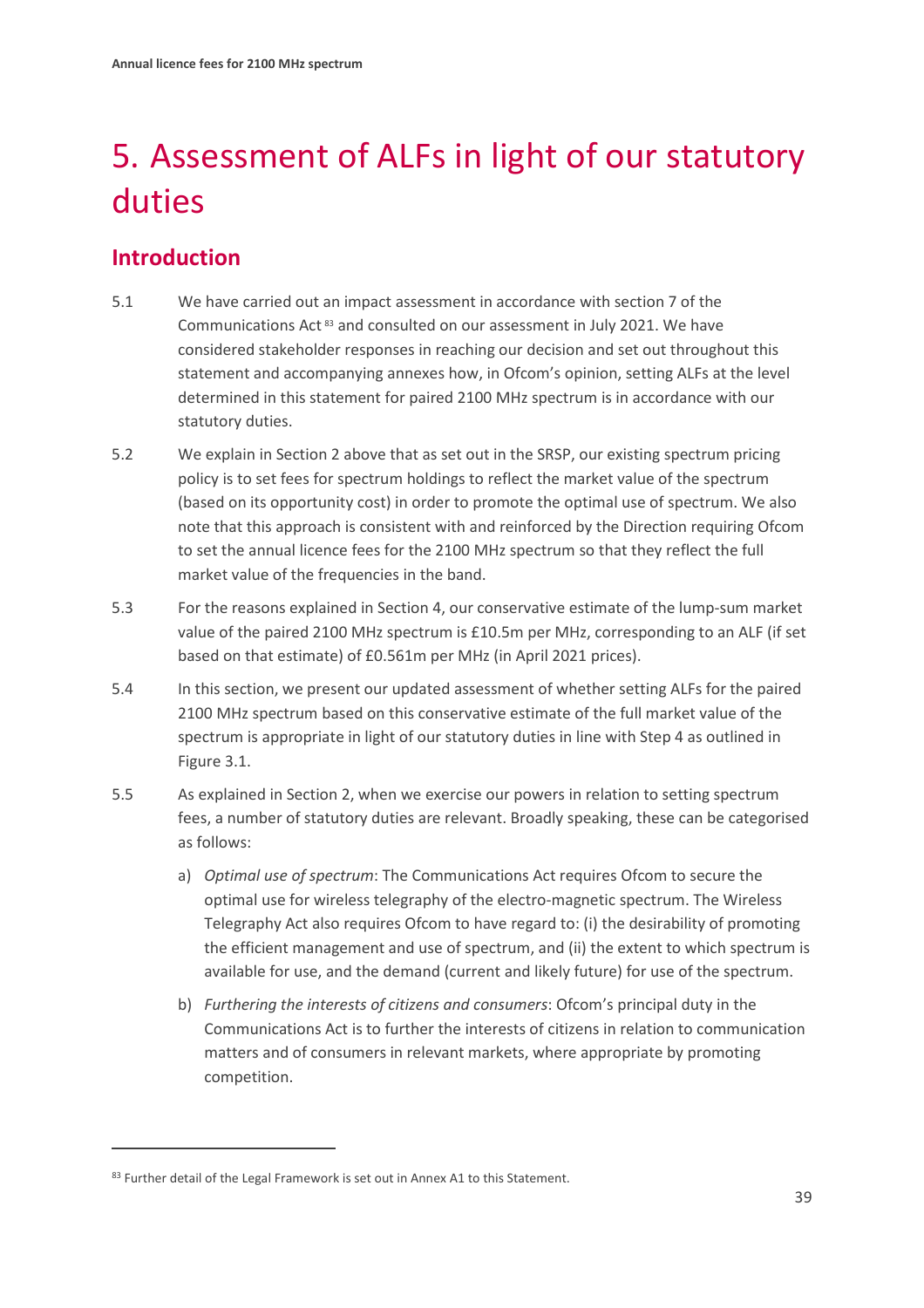# 5. Assessment of ALFs in light of our statutory duties

## Introduction

5.1 We have carried out an impact assessment in accordance with section 7 of the Communications Act [83] and consulted on our assessment in July 2021. We have considered stakeholder responses in reaching our decision and set out throughout this statement and accompanying annexes how, in Ofcom's opinion, setting ALFs at the level determined in this statement for paired 2100 MHz spectrum is in accordance with our statutory duties.

5.2 We explain in Section 2 above that as set out in the SRSP, our existing spectrum pricing policy is to set fees for spectrum holdings to reflect the market value of the spectrum (based on its opportunity cost) in order to promote the optimal use of spectrum. We also note that this approach is consistent with and reinforced by the Direction requiring Ofcom to set the annual licence fees for the 2100 MHz spectrum so that they reflect the full market value of the frequencies in the band.

5.3 For the reasons explained in Section 4, our conservative estimate of the lump-sum market value of the paired 2100 MHz spectrum is £10.5m per MHz, corresponding to an ALF (if set based on that estimate) of £0.561m per MHz (in April 2021 prices).

5.4 In this section, we present our updated assessment of whether setting ALFs for the paired 2100 MHz spectrum based on this conservative estimate of the full market value of the spectrum is appropriate in light of our statutory duties in line with Step 4 as outlined in Figure 3.1.

5.5 As explained in Section 2, when we exercise our powers in relation to setting spectrum fees, a number of statutory duties are relevant. Broadly speaking, these can be categorised as follows:

a) *Optimal use of spectrum*: The Communications Act requires Ofcom to secure the optimal use for wireless telegraphy of the electro-magnetic spectrum. The Wireless Telegraphy Act also requires Ofcom to have regard to: (i) the desirability of promoting the efficient management and use of spectrum, and (ii) the extent to which spectrum is available for use, and the demand (current and likely future) for use of the spectrum.

b) *Furthering the interests of citizens and consumers*: Ofcom's principal duty in the Communications Act is to further the interests of citizens in relation to communication matters and of consumers in relevant markets, where appropriate by promoting competition.

[83] Further detail of the Legal Framework is set out in Annex A1 to this Statement.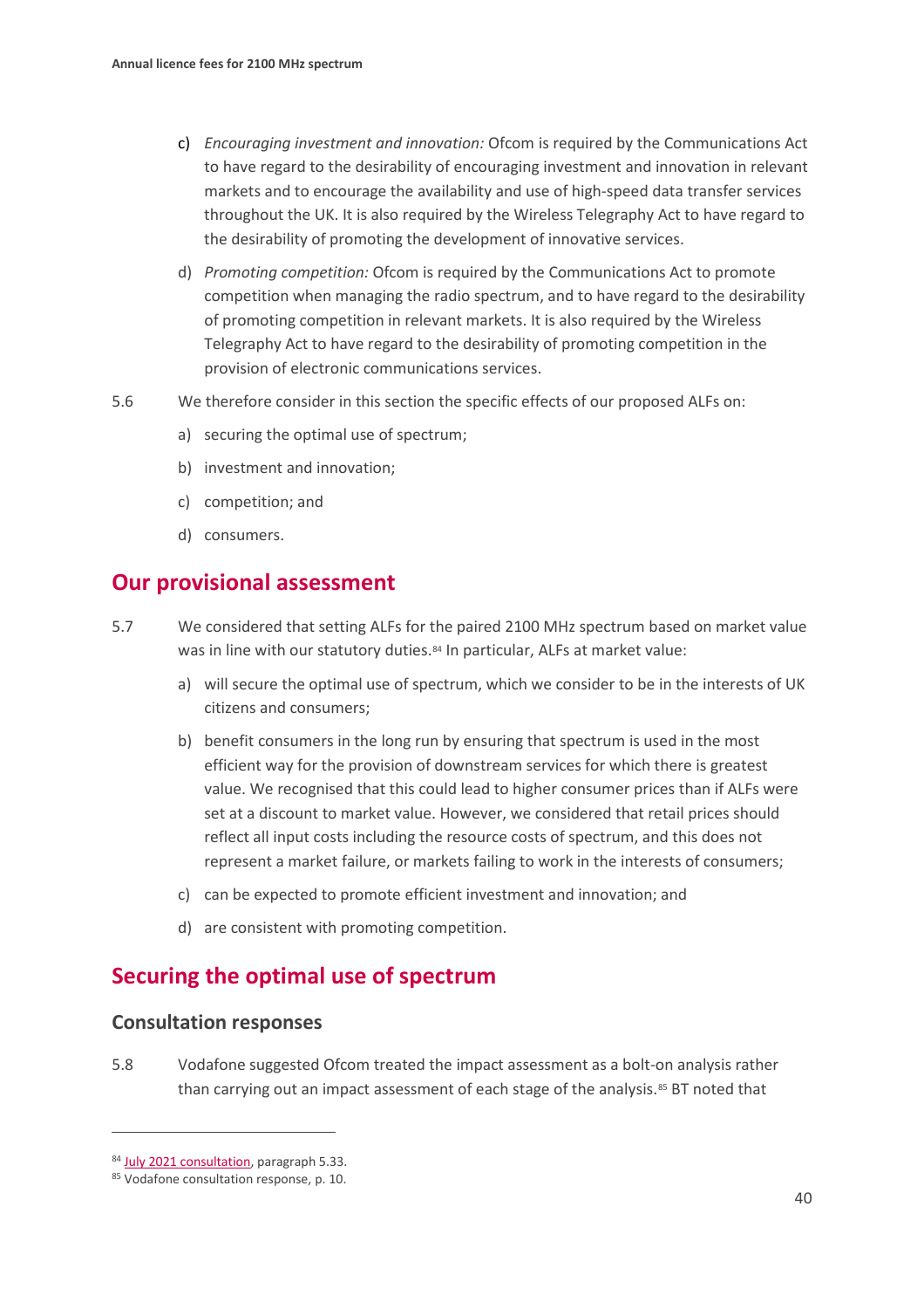c) *Encouraging investment and innovation:* Ofcom is required by the Communications Act to have regard to the desirability of encouraging investment and innovation in relevant markets and to encourage the availability and use of high-speed data transfer services throughout the UK. It is also required by the Wireless Telegraphy Act to have regard to the desirability of promoting the development of innovative services.

d) *Promoting competition:* Ofcom is required by the Communications Act to promote competition when managing the radio spectrum, and to have regard to the desirability of promoting competition in relevant markets. It is also required by the Wireless Telegraphy Act to have regard to the desirability of promoting competition in the provision of electronic communications services.

5.6 We therefore consider in this section the specific effects of our proposed ALFs on:

a) securing the optimal use of spectrum;

b) investment and innovation;

c) competition; and

d) consumers.

## Our provisional assessment

5.7 We considered that setting ALFs for the paired 2100 MHz spectrum based on market value was in line with our statutory duties.[84] In particular, ALFs at market value:

a) will secure the optimal use of spectrum, which we consider to be in the interests of UK citizens and consumers;

b) benefit consumers in the long run by ensuring that spectrum is used in the most efficient way for the provision of downstream services for which there is greatest value. We recognised that this could lead to higher consumer prices than if ALFs were set at a discount to market value. However, we considered that retail prices should reflect all input costs including the resource costs of spectrum, and this does not represent a market failure, or markets failing to work in the interests of consumers;

c) can be expected to promote efficient investment and innovation; and

d) are consistent with promoting competition.

## Securing the optimal use of spectrum

### Consultation responses

5.8 Vodafone suggested Ofcom treated the impact assessment as a bolt-on analysis rather than carrying out an impact assessment of each stage of the analysis.[85] BT noted that

---

[84] July 2021 consultation, paragraph 5.33.

[85] Vodafone consultation response, p. 10.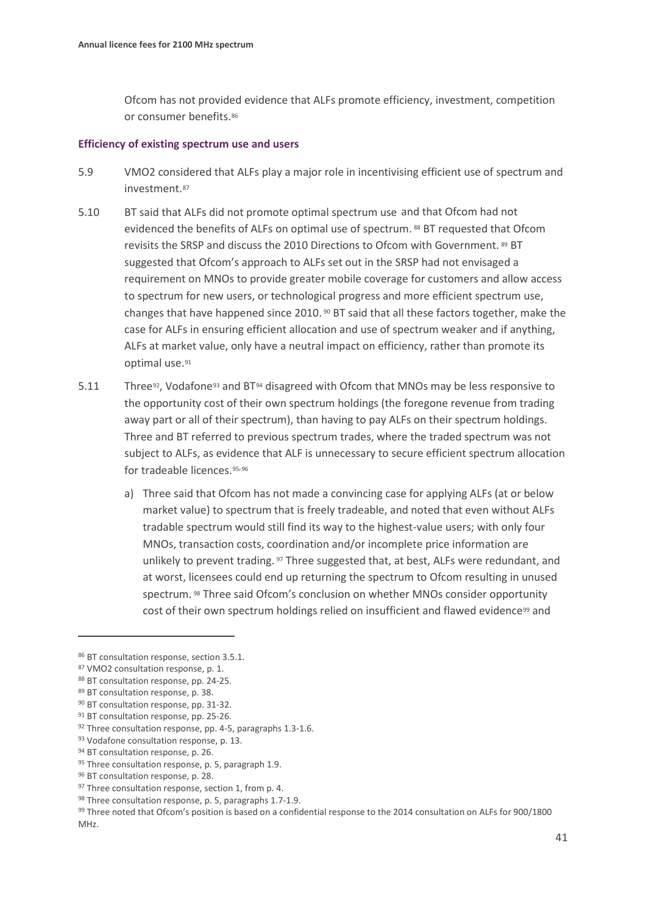Ofcom has not provided evidence that ALFs promote efficiency, investment, competition or consumer benefits.[86]

### Efficiency of existing spectrum use and users

5.9 VMO2 considered that ALFs play a major role in incentivising efficient use of spectrum and investment.[87]

5.10 BT said that ALFs did not promote optimal spectrum use and that Ofcom had not evidenced the benefits of ALFs on optimal use of spectrum.[88] BT requested that Ofcom revisits the SRSP and discuss the 2010 Directions to Ofcom with Government.[89] BT suggested that Ofcom's approach to ALFs set out in the SRSP had not envisaged a requirement on MNOs to provide greater mobile coverage for customers and allow access to spectrum for new users, or technological progress and more efficient spectrum use, changes that have happened since 2010.[90] BT said that all these factors together, make the case for ALFs in ensuring efficient allocation and use of spectrum weaker and if anything, ALFs at market value, only have a neutral impact on efficiency, rather than promote its optimal use.[91]

5.11 Three[92], Vodafone[93] and BT[94] disagreed with Ofcom that MNOs may be less responsive to the opportunity cost of their own spectrum holdings (the foregone revenue from trading away part or all of their spectrum), than having to pay ALFs on their spectrum holdings. Three and BT referred to previous spectrum trades, where the traded spectrum was not subject to ALFs, as evidence that ALF is unnecessary to secure efficient spectrum allocation for tradeable licences.[95,96]

a) Three said that Ofcom has not made a convincing case for applying ALFs (at or below market value) to spectrum that is freely tradeable, and noted that even without ALFs tradable spectrum would still find its way to the highest-value users; with only four MNOs, transaction costs, coordination and/or incomplete price information are unlikely to prevent trading.[97] Three suggested that, at best, ALFs were redundant, and at worst, licensees could end up returning the spectrum to Ofcom resulting in unused spectrum.[98] Three said Ofcom's conclusion on whether MNOs consider opportunity cost of their own spectrum holdings relied on insufficient and flawed evidence[99] and

---

[86] BT consultation response, section 3.5.1.

[87] VMO2 consultation response, p. 1.

[88] BT consultation response, pp. 24-25.

[89] BT consultation response, p. 38.

[90] BT consultation response, pp. 31-32.

[91] BT consultation response, pp. 25-26.

[92] Three consultation response, pp. 4-5, paragraphs 1.3-1.6.

[93] Vodafone consultation response, p. 13.

[94] BT consultation response, p. 26.

[95] Three consultation response, p. 5, paragraph 1.9.

[96] BT consultation response, p. 28.

[97] Three consultation response, section 1, from p. 4.

[98] Three consultation response, p. 5, paragraphs 1.7-1.9.

[99] Three noted that Ofcom's position is based on a confidential response to the 2014 consultation on ALFs for 900/1800 MHz.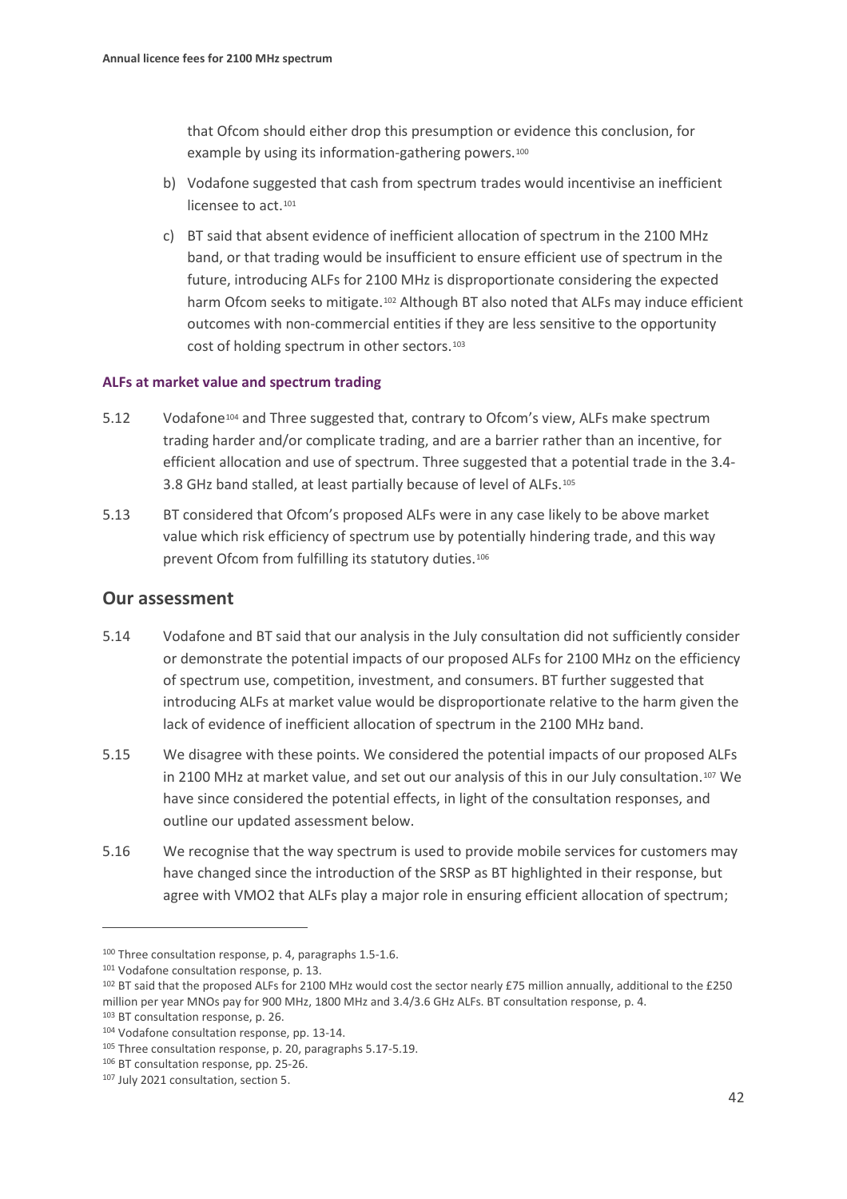that Ofcom should either drop this presumption or evidence this conclusion, for example by using its information-gathering powers.[100]

b) Vodafone suggested that cash from spectrum trades would incentivise an inefficient licensee to act.[101]

c) BT said that absent evidence of inefficient allocation of spectrum in the 2100 MHz band, or that trading would be insufficient to ensure efficient use of spectrum in the future, introducing ALFs for 2100 MHz is disproportionate considering the expected harm Ofcom seeks to mitigate.[102] Although BT also noted that ALFs may induce efficient outcomes with non-commercial entities if they are less sensitive to the opportunity cost of holding spectrum in other sectors.[103]

#### ALFs at market value and spectrum trading

5.12 Vodafone[104] and Three suggested that, contrary to Ofcom's view, ALFs make spectrum trading harder and/or complicate trading, and are a barrier rather than an incentive, for efficient allocation and use of spectrum. Three suggested that a potential trade in the 3.4-3.8 GHz band stalled, at least partially because of level of ALFs.[105]

5.13 BT considered that Ofcom's proposed ALFs were in any case likely to be above market value which risk efficiency of spectrum use by potentially hindering trade, and this way prevent Ofcom from fulfilling its statutory duties.[106]

## Our assessment

5.14 Vodafone and BT said that our analysis in the July consultation did not sufficiently consider or demonstrate the potential impacts of our proposed ALFs for 2100 MHz on the efficiency of spectrum use, competition, investment, and consumers. BT further suggested that introducing ALFs at market value would be disproportionate relative to the harm given the lack of evidence of inefficient allocation of spectrum in the 2100 MHz band.

5.15 We disagree with these points. We considered the potential impacts of our proposed ALFs in 2100 MHz at market value, and set out our analysis of this in our July consultation.[107] We have since considered the potential effects, in light of the consultation responses, and outline our updated assessment below.

5.16 We recognise that the way spectrum is used to provide mobile services for customers may have changed since the introduction of the SRSP as BT highlighted in their response, but agree with VMO2 that ALFs play a major role in ensuring efficient allocation of spectrum;

---

[100] Three consultation response, p. 4, paragraphs 1.5-1.6.

[101] Vodafone consultation response, p. 13.

[102] BT said that the proposed ALFs for 2100 MHz would cost the sector nearly £75 million annually, additional to the £250 million per year MNOs pay for 900 MHz, 1800 MHz and 3.4/3.6 GHz ALFs. BT consultation response, p. 4.

[103] BT consultation response, p. 26.

[104] Vodafone consultation response, pp. 13-14.

[105] Three consultation response, p. 20, paragraphs 5.17-5.19.

[106] BT consultation response, pp. 25-26.

[107] July 2021 consultation, section 5.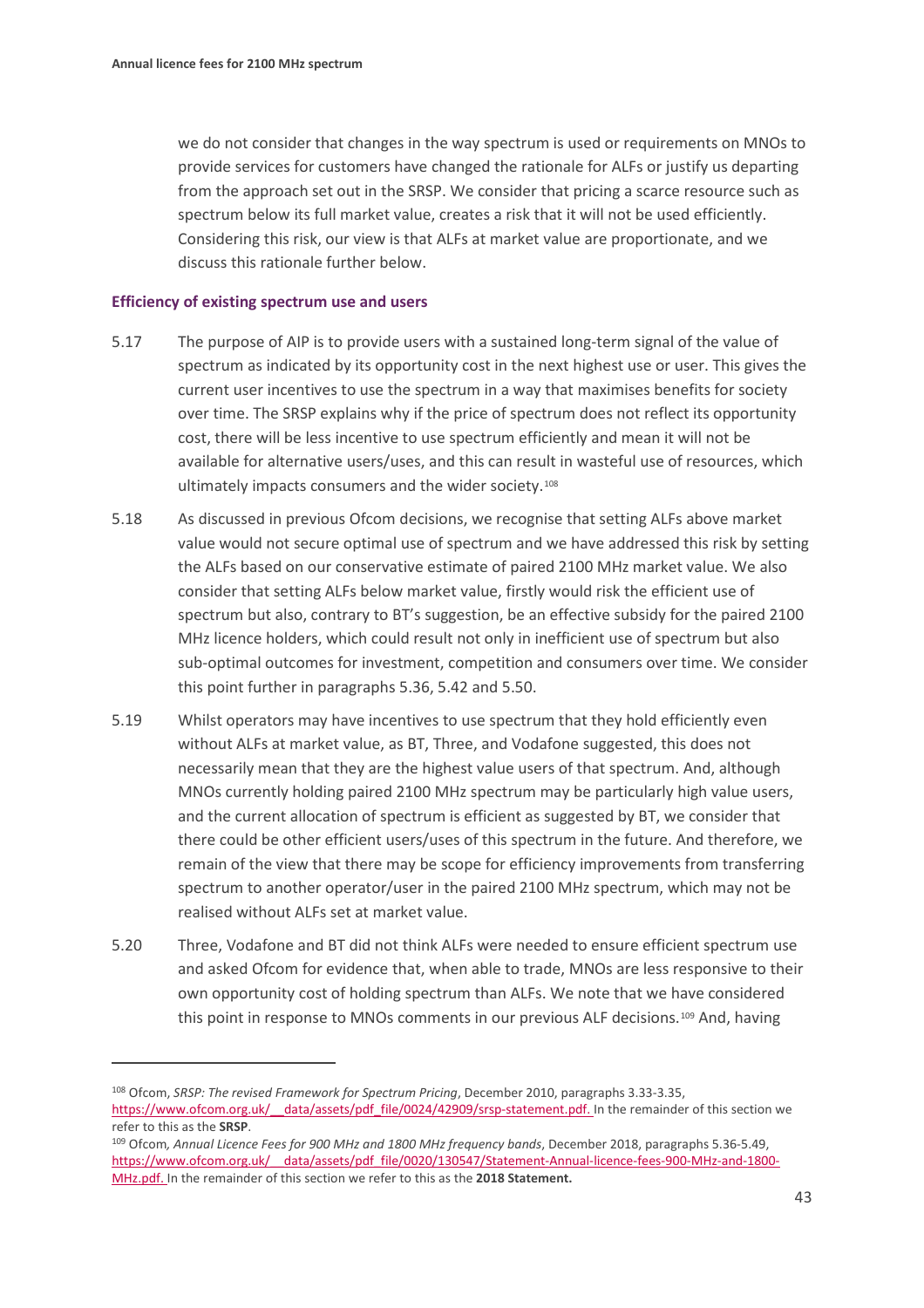we do not consider that changes in the way spectrum is used or requirements on MNOs to provide services for customers have changed the rationale for ALFs or justify us departing from the approach set out in the SRSP. We consider that pricing a scarce resource such as spectrum below its full market value, creates a risk that it will not be used efficiently. Considering this risk, our view is that ALFs at market value are proportionate, and we discuss this rationale further below.

### Efficiency of existing spectrum use and users

5.17 The purpose of AIP is to provide users with a sustained long-term signal of the value of spectrum as indicated by its opportunity cost in the next highest use or user. This gives the current user incentives to use the spectrum in a way that maximises benefits for society over time. The SRSP explains why if the price of spectrum does not reflect its opportunity cost, there will be less incentive to use spectrum efficiently and mean it will not be available for alternative users/uses, and this can result in wasteful use of resources, which ultimately impacts consumers and the wider society.[108]

5.18 As discussed in previous Ofcom decisions, we recognise that setting ALFs above market value would not secure optimal use of spectrum and we have addressed this risk by setting the ALFs based on our conservative estimate of paired 2100 MHz market value. We also consider that setting ALFs below market value, firstly would risk the efficient use of spectrum but also, contrary to BT's suggestion, be an effective subsidy for the paired 2100 MHz licence holders, which could result not only in inefficient use of spectrum but also sub-optimal outcomes for investment, competition and consumers over time. We consider this point further in paragraphs 5.36, 5.42 and 5.50.

5.19 Whilst operators may have incentives to use spectrum that they hold efficiently even without ALFs at market value, as BT, Three, and Vodafone suggested, this does not necessarily mean that they are the highest value users of that spectrum. And, although MNOs currently holding paired 2100 MHz spectrum may be particularly high value users, and the current allocation of spectrum is efficient as suggested by BT, we consider that there could be other efficient users/uses of this spectrum in the future. And therefore, we remain of the view that there may be scope for efficiency improvements from transferring spectrum to another operator/user in the paired 2100 MHz spectrum, which may not be realised without ALFs set at market value.

5.20 Three, Vodafone and BT did not think ALFs were needed to ensure efficient spectrum use and asked Ofcom for evidence that, when able to trade, MNOs are less responsive to their own opportunity cost of holding spectrum than ALFs. We note that we have considered this point in response to MNOs comments in our previous ALF decisions.[109] And, having

---

[108] Ofcom, *SRSP: The revised Framework for Spectrum Pricing*, December 2010, paragraphs 3.33-3.35, https://www.ofcom.org.uk/__data/assets/pdf_file/0024/42909/srsp-statement.pdf. In the remainder of this section we refer to this as the **SRSP**.

[109] Ofcom, *Annual Licence Fees for 900 MHz and 1800 MHz frequency bands*, December 2018, paragraphs 5.36-5.49, https://www.ofcom.org.uk/__data/assets/pdf_file/0020/130547/Statement-Annual-licence-fees-900-MHz-and-1800-MHz.pdf. In the remainder of this section we refer to this as the **2018 Statement.**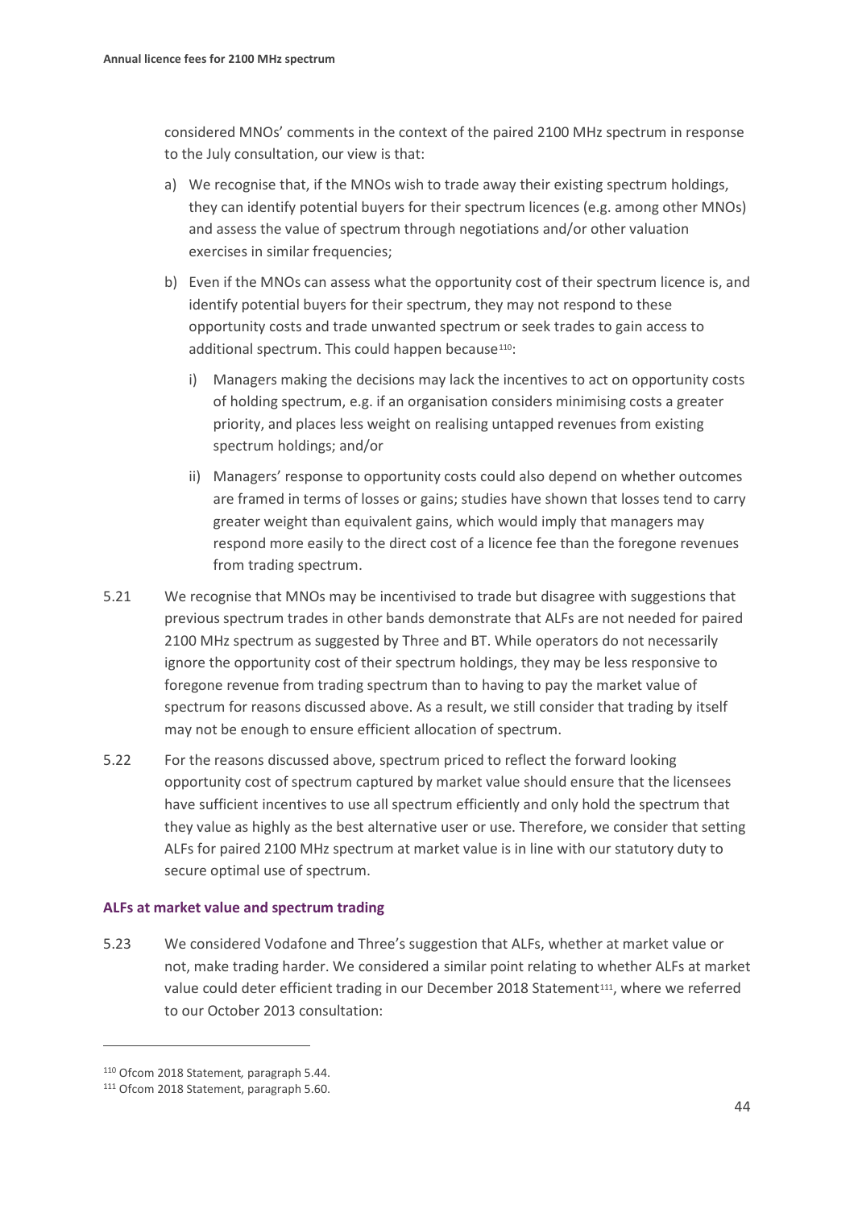considered MNOs' comments in the context of the paired 2100 MHz spectrum in response to the July consultation, our view is that:

a) We recognise that, if the MNOs wish to trade away their existing spectrum holdings, they can identify potential buyers for their spectrum licences (e.g. among other MNOs) and assess the value of spectrum through negotiations and/or other valuation exercises in similar frequencies;

b) Even if the MNOs can assess what the opportunity cost of their spectrum licence is, and identify potential buyers for their spectrum, they may not respond to these opportunity costs and trade unwanted spectrum or seek trades to gain access to additional spectrum. This could happen because[110]:

   i) Managers making the decisions may lack the incentives to act on opportunity costs of holding spectrum, e.g. if an organisation considers minimising costs a greater priority, and places less weight on realising untapped revenues from existing spectrum holdings; and/or

   ii) Managers' response to opportunity costs could also depend on whether outcomes are framed in terms of losses or gains; studies have shown that losses tend to carry greater weight than equivalent gains, which would imply that managers may respond more easily to the direct cost of a licence fee than the foregone revenues from trading spectrum.

5.21 We recognise that MNOs may be incentivised to trade but disagree with suggestions that previous spectrum trades in other bands demonstrate that ALFs are not needed for paired 2100 MHz spectrum as suggested by Three and BT. While operators do not necessarily ignore the opportunity cost of their spectrum holdings, they may be less responsive to foregone revenue from trading spectrum than to having to pay the market value of spectrum for reasons discussed above. As a result, we still consider that trading by itself may not be enough to ensure efficient allocation of spectrum.

5.22 For the reasons discussed above, spectrum priced to reflect the forward looking opportunity cost of spectrum captured by market value should ensure that the licensees have sufficient incentives to use all spectrum efficiently and only hold the spectrum that they value as highly as the best alternative user or use. Therefore, we consider that setting ALFs for paired 2100 MHz spectrum at market value is in line with our statutory duty to secure optimal use of spectrum.

### ALFs at market value and spectrum trading

5.23 We considered Vodafone and Three's suggestion that ALFs, whether at market value or not, make trading harder. We considered a similar point relating to whether ALFs at market value could deter efficient trading in our December 2018 Statement[111], where we referred to our October 2013 consultation:

---

[110] Ofcom 2018 Statement*,* paragraph 5.44.

[111] Ofcom 2018 Statement, paragraph 5.60.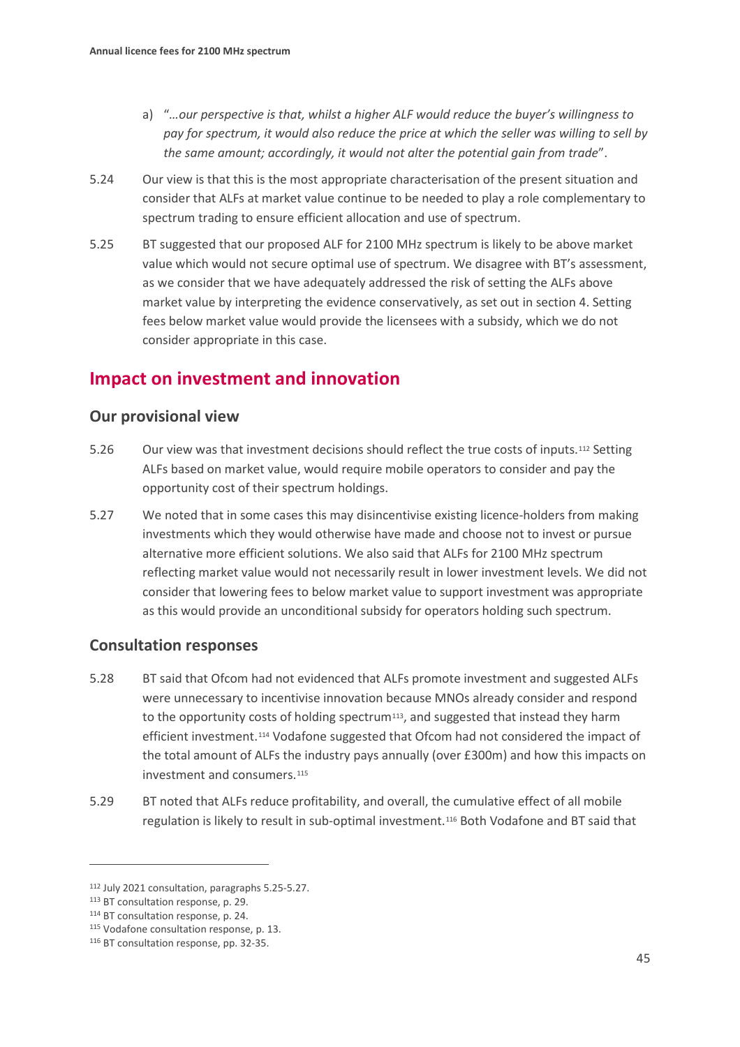a) "*…our perspective is that, whilst a higher ALF would reduce the buyer's willingness to pay for spectrum, it would also reduce the price at which the seller was willing to sell by the same amount; accordingly, it would not alter the potential gain from trade*".

5.24 Our view is that this is the most appropriate characterisation of the present situation and consider that ALFs at market value continue to be needed to play a role complementary to spectrum trading to ensure efficient allocation and use of spectrum.

5.25 BT suggested that our proposed ALF for 2100 MHz spectrum is likely to be above market value which would not secure optimal use of spectrum. We disagree with BT's assessment, as we consider that we have adequately addressed the risk of setting the ALFs above market value by interpreting the evidence conservatively, as set out in section 4. Setting fees below market value would provide the licensees with a subsidy, which we do not consider appropriate in this case.

## Impact on investment and innovation

### Our provisional view

5.26 Our view was that investment decisions should reflect the true costs of inputs.[112] Setting ALFs based on market value, would require mobile operators to consider and pay the opportunity cost of their spectrum holdings.

5.27 We noted that in some cases this may disincentivise existing licence-holders from making investments which they would otherwise have made and choose not to invest or pursue alternative more efficient solutions. We also said that ALFs for 2100 MHz spectrum reflecting market value would not necessarily result in lower investment levels. We did not consider that lowering fees to below market value to support investment was appropriate as this would provide an unconditional subsidy for operators holding such spectrum.

### Consultation responses

5.28 BT said that Ofcom had not evidenced that ALFs promote investment and suggested ALFs were unnecessary to incentivise innovation because MNOs already consider and respond to the opportunity costs of holding spectrum[113], and suggested that instead they harm efficient investment.[114] Vodafone suggested that Ofcom had not considered the impact of the total amount of ALFs the industry pays annually (over £300m) and how this impacts on investment and consumers.[115]

5.29 BT noted that ALFs reduce profitability, and overall, the cumulative effect of all mobile regulation is likely to result in sub-optimal investment.[116] Both Vodafone and BT said that

---

[112] July 2021 consultation, paragraphs 5.25-5.27.

[113] BT consultation response, p. 29.

[114] BT consultation response, p. 24.

[115] Vodafone consultation response, p. 13.

[116] BT consultation response, pp. 32-35.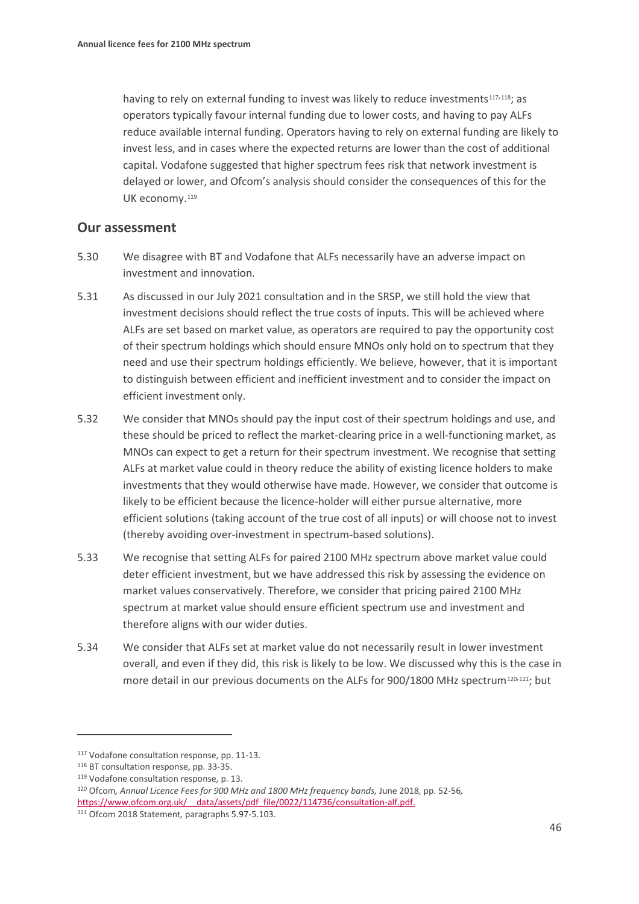having to rely on external funding to invest was likely to reduce investments[117,118]; as operators typically favour internal funding due to lower costs, and having to pay ALFs reduce available internal funding. Operators having to rely on external funding are likely to invest less, and in cases where the expected returns are lower than the cost of additional capital. Vodafone suggested that higher spectrum fees risk that network investment is delayed or lower, and Ofcom's analysis should consider the consequences of this for the UK economy.[119]

## Our assessment

5.30 We disagree with BT and Vodafone that ALFs necessarily have an adverse impact on investment and innovation.

5.31 As discussed in our July 2021 consultation and in the SRSP, we still hold the view that investment decisions should reflect the true costs of inputs. This will be achieved where ALFs are set based on market value, as operators are required to pay the opportunity cost of their spectrum holdings which should ensure MNOs only hold on to spectrum that they need and use their spectrum holdings efficiently. We believe, however, that it is important to distinguish between efficient and inefficient investment and to consider the impact on efficient investment only.

5.32 We consider that MNOs should pay the input cost of their spectrum holdings and use, and these should be priced to reflect the market-clearing price in a well-functioning market, as MNOs can expect to get a return for their spectrum investment. We recognise that setting ALFs at market value could in theory reduce the ability of existing licence holders to make investments that they would otherwise have made. However, we consider that outcome is likely to be efficient because the licence-holder will either pursue alternative, more efficient solutions (taking account of the true cost of all inputs) or will choose not to invest (thereby avoiding over-investment in spectrum-based solutions).

5.33 We recognise that setting ALFs for paired 2100 MHz spectrum above market value could deter efficient investment, but we have addressed this risk by assessing the evidence on market values conservatively. Therefore, we consider that pricing paired 2100 MHz spectrum at market value should ensure efficient spectrum use and investment and therefore aligns with our wider duties.

5.34 We consider that ALFs set at market value do not necessarily result in lower investment overall, and even if they did, this risk is likely to be low. We discussed why this is the case in more detail in our previous documents on the ALFs for 900/1800 MHz spectrum[120,121]; but

---

[117] Vodafone consultation response, pp. 11-13.

[118] BT consultation response, pp. 33-35.

[119] Vodafone consultation response, p. 13.

[120] Ofcom, *Annual Licence Fees for 900 MHz and 1800 MHz frequency bands,* June 2018, pp. 52-56, https://www.ofcom.org.uk/__data/assets/pdf_file/0022/114736/consultation-alf.pdf.

[121] Ofcom 2018 Statement, paragraphs 5.97-5.103.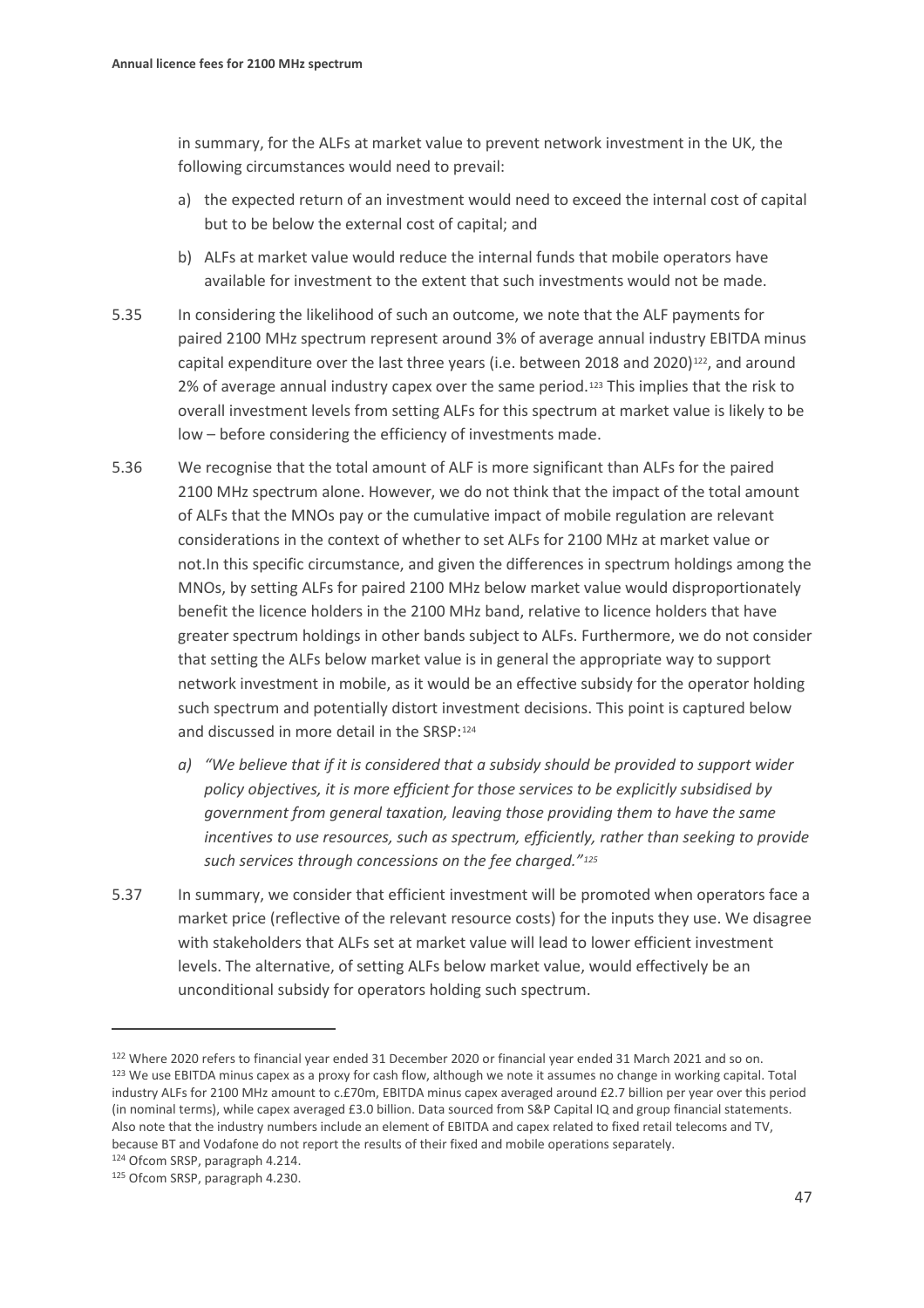in summary, for the ALFs at market value to prevent network investment in the UK, the following circumstances would need to prevail:

a) the expected return of an investment would need to exceed the internal cost of capital but to be below the external cost of capital; and

b) ALFs at market value would reduce the internal funds that mobile operators have available for investment to the extent that such investments would not be made.

5.35 In considering the likelihood of such an outcome, we note that the ALF payments for paired 2100 MHz spectrum represent around 3% of average annual industry EBITDA minus capital expenditure over the last three years (i.e. between 2018 and 2020)[122], and around 2% of average annual industry capex over the same period.[123] This implies that the risk to overall investment levels from setting ALFs for this spectrum at market value is likely to be low – before considering the efficiency of investments made.

5.36 We recognise that the total amount of ALF is more significant than ALFs for the paired 2100 MHz spectrum alone. However, we do not think that the impact of the total amount of ALFs that the MNOs pay or the cumulative impact of mobile regulation are relevant considerations in the context of whether to set ALFs for 2100 MHz at market value or not.In this specific circumstance, and given the differences in spectrum holdings among the MNOs, by setting ALFs for paired 2100 MHz below market value would disproportionately benefit the licence holders in the 2100 MHz band, relative to licence holders that have greater spectrum holdings in other bands subject to ALFs. Furthermore, we do not consider that setting the ALFs below market value is in general the appropriate way to support network investment in mobile, as it would be an effective subsidy for the operator holding such spectrum and potentially distort investment decisions. This point is captured below and discussed in more detail in the SRSP:[124]

a) *"We believe that if it is considered that a subsidy should be provided to support wider policy objectives, it is more efficient for those services to be explicitly subsidised by government from general taxation, leaving those providing them to have the same incentives to use resources, such as spectrum, efficiently, rather than seeking to provide such services through concessions on the fee charged."*[125]

5.37 In summary, we consider that efficient investment will be promoted when operators face a market price (reflective of the relevant resource costs) for the inputs they use. We disagree with stakeholders that ALFs set at market value will lead to lower efficient investment levels. The alternative, of setting ALFs below market value, would effectively be an unconditional subsidy for operators holding such spectrum.

---

[122] Where 2020 refers to financial year ended 31 December 2020 or financial year ended 31 March 2021 and so on.

[123] We use EBITDA minus capex as a proxy for cash flow, although we note it assumes no change in working capital. Total industry ALFs for 2100 MHz amount to c.£70m, EBITDA minus capex averaged around £2.7 billion per year over this period (in nominal terms), while capex averaged £3.0 billion. Data sourced from S&P Capital IQ and group financial statements. Also note that the industry numbers include an element of EBITDA and capex related to fixed retail telecoms and TV, because BT and Vodafone do not report the results of their fixed and mobile operations separately.

[124] Ofcom SRSP, paragraph 4.214.

[125] Ofcom SRSP, paragraph 4.230.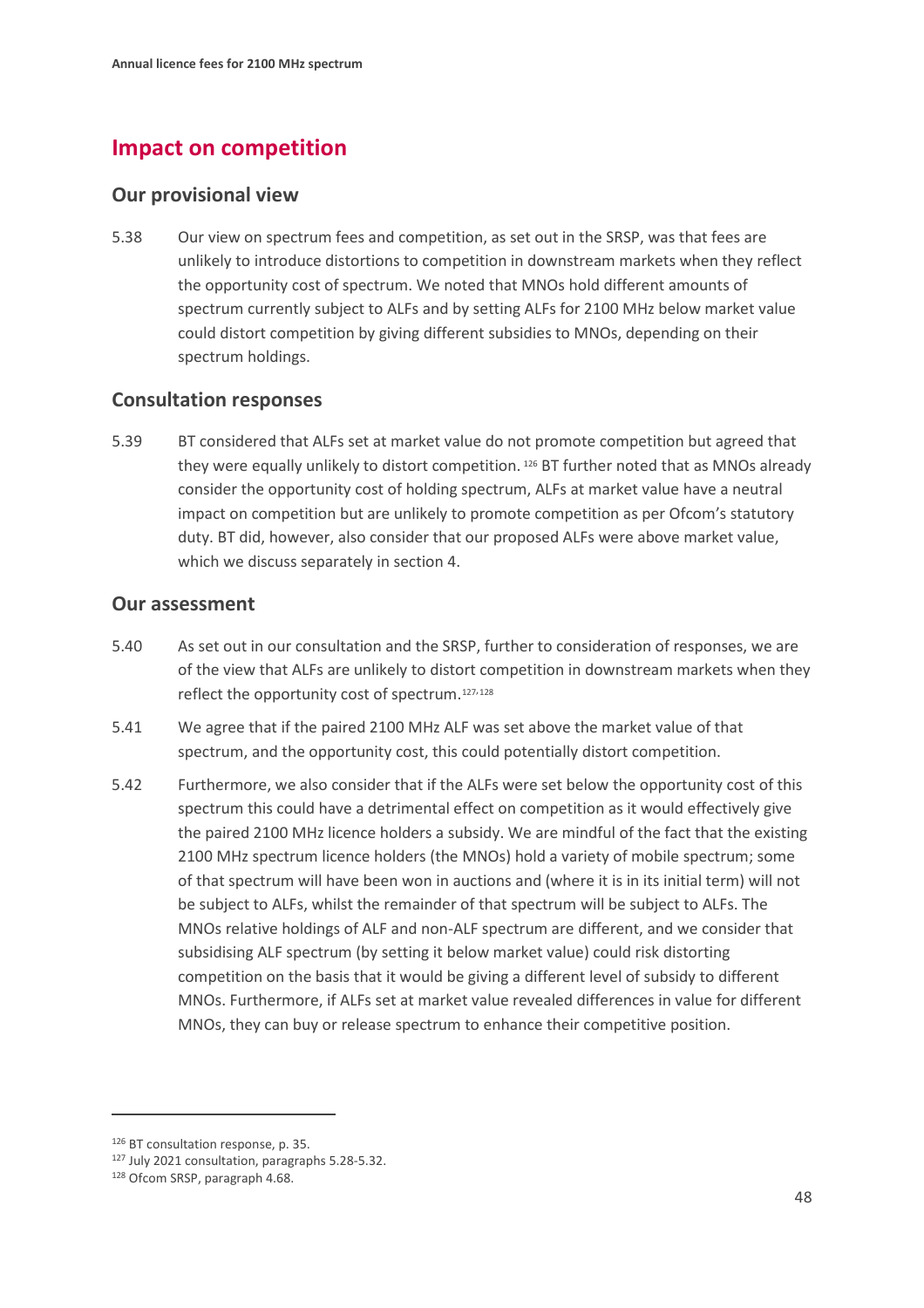## Impact on competition

### Our provisional view

5.38 Our view on spectrum fees and competition, as set out in the SRSP, was that fees are unlikely to introduce distortions to competition in downstream markets when they reflect the opportunity cost of spectrum. We noted that MNOs hold different amounts of spectrum currently subject to ALFs and by setting ALFs for 2100 MHz below market value could distort competition by giving different subsidies to MNOs, depending on their spectrum holdings.

### Consultation responses

5.39 BT considered that ALFs set at market value do not promote competition but agreed that they were equally unlikely to distort competition.[126] BT further noted that as MNOs already consider the opportunity cost of holding spectrum, ALFs at market value have a neutral impact on competition but are unlikely to promote competition as per Ofcom's statutory duty. BT did, however, also consider that our proposed ALFs were above market value, which we discuss separately in section 4.

### Our assessment

5.40 As set out in our consultation and the SRSP, further to consideration of responses, we are of the view that ALFs are unlikely to distort competition in downstream markets when they reflect the opportunity cost of spectrum.[127,128]

5.41 We agree that if the paired 2100 MHz ALF was set above the market value of that spectrum, and the opportunity cost, this could potentially distort competition.

5.42 Furthermore, we also consider that if the ALFs were set below the opportunity cost of this spectrum this could have a detrimental effect on competition as it would effectively give the paired 2100 MHz licence holders a subsidy. We are mindful of the fact that the existing 2100 MHz spectrum licence holders (the MNOs) hold a variety of mobile spectrum; some of that spectrum will have been won in auctions and (where it is in its initial term) will not be subject to ALFs, whilst the remainder of that spectrum will be subject to ALFs. The MNOs relative holdings of ALF and non-ALF spectrum are different, and we consider that subsidising ALF spectrum (by setting it below market value) could risk distorting competition on the basis that it would be giving a different level of subsidy to different MNOs. Furthermore, if ALFs set at market value revealed differences in value for different MNOs, they can buy or release spectrum to enhance their competitive position.

[126] BT consultation response, p. 35.

[127] July 2021 consultation, paragraphs 5.28-5.32.

[128] Ofcom SRSP, paragraph 4.68.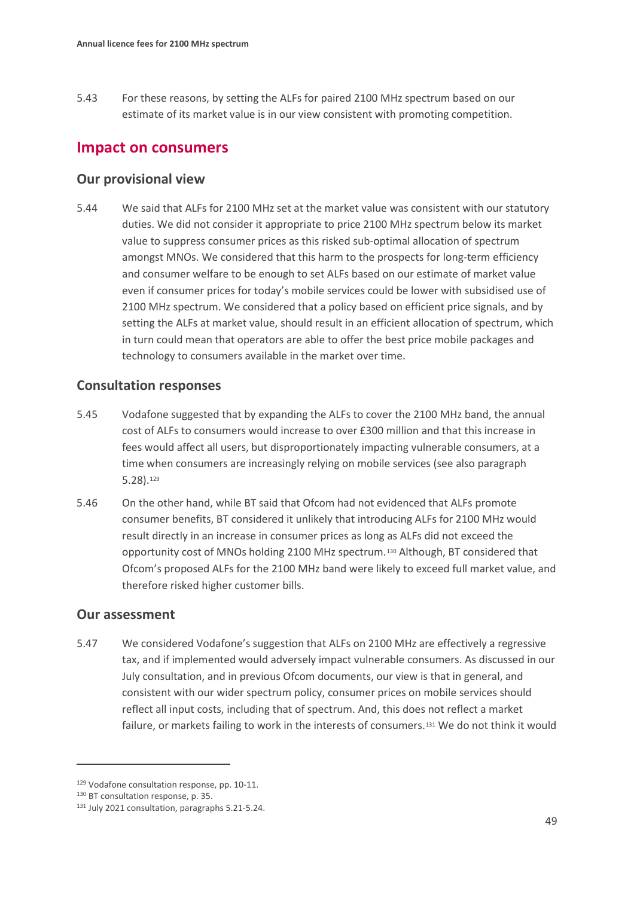5.43 For these reasons, by setting the ALFs for paired 2100 MHz spectrum based on our estimate of its market value is in our view consistent with promoting competition.

## Impact on consumers

### Our provisional view

5.44 We said that ALFs for 2100 MHz set at the market value was consistent with our statutory duties. We did not consider it appropriate to price 2100 MHz spectrum below its market value to suppress consumer prices as this risked sub-optimal allocation of spectrum amongst MNOs. We considered that this harm to the prospects for long-term efficiency and consumer welfare to be enough to set ALFs based on our estimate of market value even if consumer prices for today's mobile services could be lower with subsidised use of 2100 MHz spectrum. We considered that a policy based on efficient price signals, and by setting the ALFs at market value, should result in an efficient allocation of spectrum, which in turn could mean that operators are able to offer the best price mobile packages and technology to consumers available in the market over time.

### Consultation responses

5.45 Vodafone suggested that by expanding the ALFs to cover the 2100 MHz band, the annual cost of ALFs to consumers would increase to over £300 million and that this increase in fees would affect all users, but disproportionately impacting vulnerable consumers, at a time when consumers are increasingly relying on mobile services (see also paragraph 5.28).[129]

5.46 On the other hand, while BT said that Ofcom had not evidenced that ALFs promote consumer benefits, BT considered it unlikely that introducing ALFs for 2100 MHz would result directly in an increase in consumer prices as long as ALFs did not exceed the opportunity cost of MNOs holding 2100 MHz spectrum.[130] Although, BT considered that Ofcom's proposed ALFs for the 2100 MHz band were likely to exceed full market value, and therefore risked higher customer bills.

### Our assessment

5.47 We considered Vodafone's suggestion that ALFs on 2100 MHz are effectively a regressive tax, and if implemented would adversely impact vulnerable consumers. As discussed in our July consultation, and in previous Ofcom documents, our view is that in general, and consistent with our wider spectrum policy, consumer prices on mobile services should reflect all input costs, including that of spectrum. And, this does not reflect a market failure, or markets failing to work in the interests of consumers.[131] We do not think it would

---

[129] Vodafone consultation response, pp. 10-11.

[130] BT consultation response, p. 35.

[131] July 2021 consultation, paragraphs 5.21-5.24.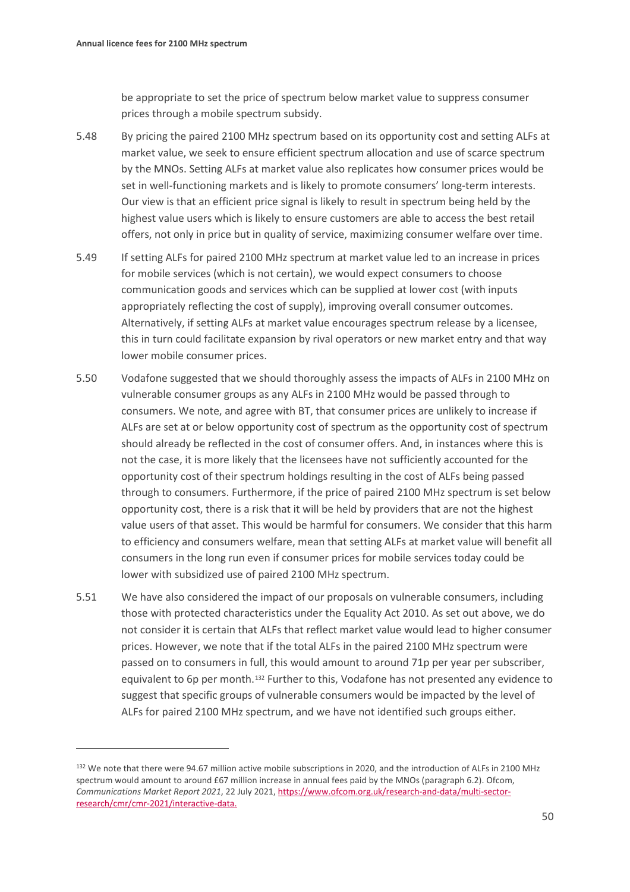be appropriate to set the price of spectrum below market value to suppress consumer prices through a mobile spectrum subsidy.

5.48 By pricing the paired 2100 MHz spectrum based on its opportunity cost and setting ALFs at market value, we seek to ensure efficient spectrum allocation and use of scarce spectrum by the MNOs. Setting ALFs at market value also replicates how consumer prices would be set in well-functioning markets and is likely to promote consumers' long-term interests. Our view is that an efficient price signal is likely to result in spectrum being held by the highest value users which is likely to ensure customers are able to access the best retail offers, not only in price but in quality of service, maximizing consumer welfare over time.

5.49 If setting ALFs for paired 2100 MHz spectrum at market value led to an increase in prices for mobile services (which is not certain), we would expect consumers to choose communication goods and services which can be supplied at lower cost (with inputs appropriately reflecting the cost of supply), improving overall consumer outcomes. Alternatively, if setting ALFs at market value encourages spectrum release by a licensee, this in turn could facilitate expansion by rival operators or new market entry and that way lower mobile consumer prices.

5.50 Vodafone suggested that we should thoroughly assess the impacts of ALFs in 2100 MHz on vulnerable consumer groups as any ALFs in 2100 MHz would be passed through to consumers. We note, and agree with BT, that consumer prices are unlikely to increase if ALFs are set at or below opportunity cost of spectrum as the opportunity cost of spectrum should already be reflected in the cost of consumer offers. And, in instances where this is not the case, it is more likely that the licensees have not sufficiently accounted for the opportunity cost of their spectrum holdings resulting in the cost of ALFs being passed through to consumers. Furthermore, if the price of paired 2100 MHz spectrum is set below opportunity cost, there is a risk that it will be held by providers that are not the highest value users of that asset. This would be harmful for consumers. We consider that this harm to efficiency and consumers welfare, mean that setting ALFs at market value will benefit all consumers in the long run even if consumer prices for mobile services today could be lower with subsidized use of paired 2100 MHz spectrum.

5.51 We have also considered the impact of our proposals on vulnerable consumers, including those with protected characteristics under the Equality Act 2010. As set out above, we do not consider it is certain that ALFs that reflect market value would lead to higher consumer prices. However, we note that if the total ALFs in the paired 2100 MHz spectrum were passed on to consumers in full, this would amount to around 71p per year per subscriber, equivalent to 6p per month.[132] Further to this, Vodafone has not presented any evidence to suggest that specific groups of vulnerable consumers would be impacted by the level of ALFs for paired 2100 MHz spectrum, and we have not identified such groups either.

---

[132] We note that there were 94.67 million active mobile subscriptions in 2020, and the introduction of ALFs in 2100 MHz spectrum would amount to around £67 million increase in annual fees paid by the MNOs (paragraph 6.2). Ofcom, *Communications Market Report 2021*, 22 July 2021, https://www.ofcom.org.uk/research-and-data/multi-sector-research/cmr/cmr-2021/interactive-data.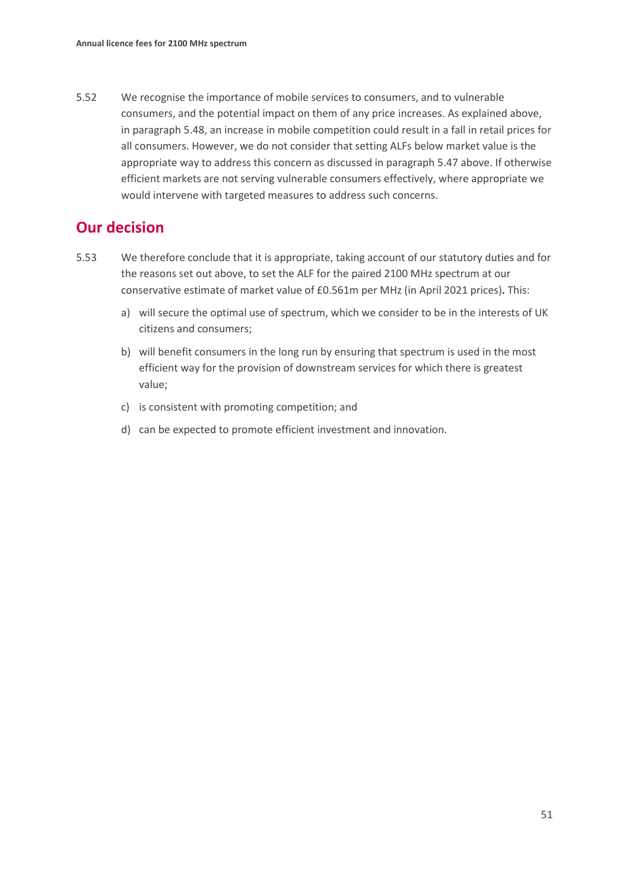5.52 We recognise the importance of mobile services to consumers, and to vulnerable consumers, and the potential impact on them of any price increases. As explained above, in paragraph 5.48, an increase in mobile competition could result in a fall in retail prices for all consumers. However, we do not consider that setting ALFs below market value is the appropriate way to address this concern as discussed in paragraph 5.47 above. If otherwise efficient markets are not serving vulnerable consumers effectively, where appropriate we would intervene with targeted measures to address such concerns.

## Our decision

5.53 We therefore conclude that it is appropriate, taking account of our statutory duties and for the reasons set out above, to set the ALF for the paired 2100 MHz spectrum at our conservative estimate of market value of £0.561m per MHz (in April 2021 prices)**.** This:

a) will secure the optimal use of spectrum, which we consider to be in the interests of UK citizens and consumers;

b) will benefit consumers in the long run by ensuring that spectrum is used in the most efficient way for the provision of downstream services for which there is greatest value;

c) is consistent with promoting competition; and

d) can be expected to promote efficient investment and innovation.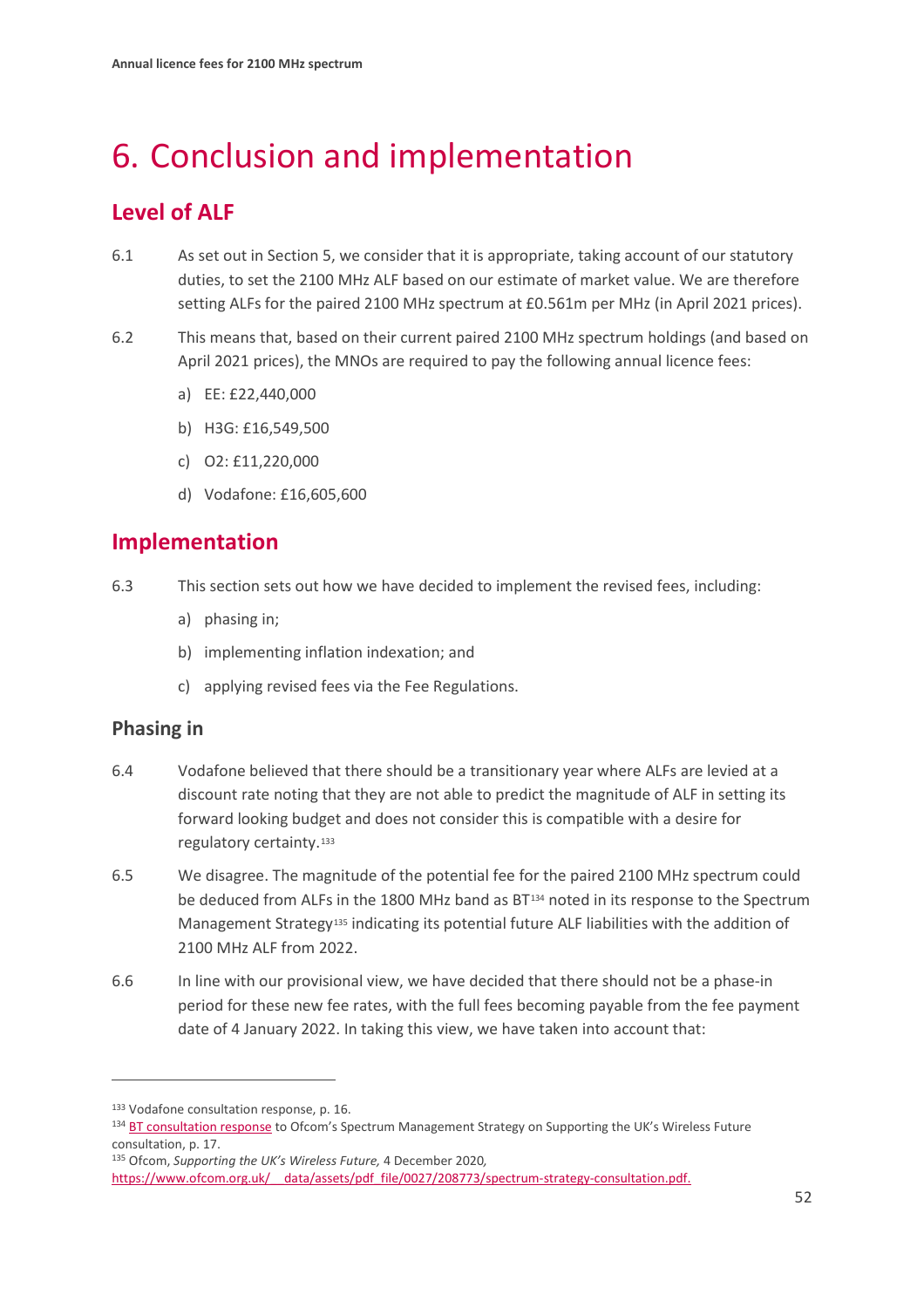# 6. Conclusion and implementation

## Level of ALF

6.1 As set out in Section 5, we consider that it is appropriate, taking account of our statutory duties, to set the 2100 MHz ALF based on our estimate of market value. We are therefore setting ALFs for the paired 2100 MHz spectrum at £0.561m per MHz (in April 2021 prices).

6.2 This means that, based on their current paired 2100 MHz spectrum holdings (and based on April 2021 prices), the MNOs are required to pay the following annual licence fees:

a) EE: £22,440,000

b) H3G: £16,549,500

c) O2: £11,220,000

d) Vodafone: £16,605,600

## Implementation

6.3 This section sets out how we have decided to implement the revised fees, including:

a) phasing in;

b) implementing inflation indexation; and

c) applying revised fees via the Fee Regulations.

### Phasing in

6.4 Vodafone believed that there should be a transitionary year where ALFs are levied at a discount rate noting that they are not able to predict the magnitude of ALF in setting its forward looking budget and does not consider this is compatible with a desire for regulatory certainty.[133]

6.5 We disagree. The magnitude of the potential fee for the paired 2100 MHz spectrum could be deduced from ALFs in the 1800 MHz band as BT[134] noted in its response to the Spectrum Management Strategy[135] indicating its potential future ALF liabilities with the addition of 2100 MHz ALF from 2022.

6.6 In line with our provisional view, we have decided that there should not be a phase-in period for these new fee rates, with the full fees becoming payable from the fee payment date of 4 January 2022. In taking this view, we have taken into account that:

---

[133] Vodafone consultation response, p. 16.

[134] BT consultation response to Ofcom's Spectrum Management Strategy on Supporting the UK's Wireless Future consultation, p. 17.

[135] Ofcom, *Supporting the UK's Wireless Future,* 4 December 2020, https://www.ofcom.org.uk/__data/assets/pdf_file/0027/208773/spectrum-strategy-consultation.pdf.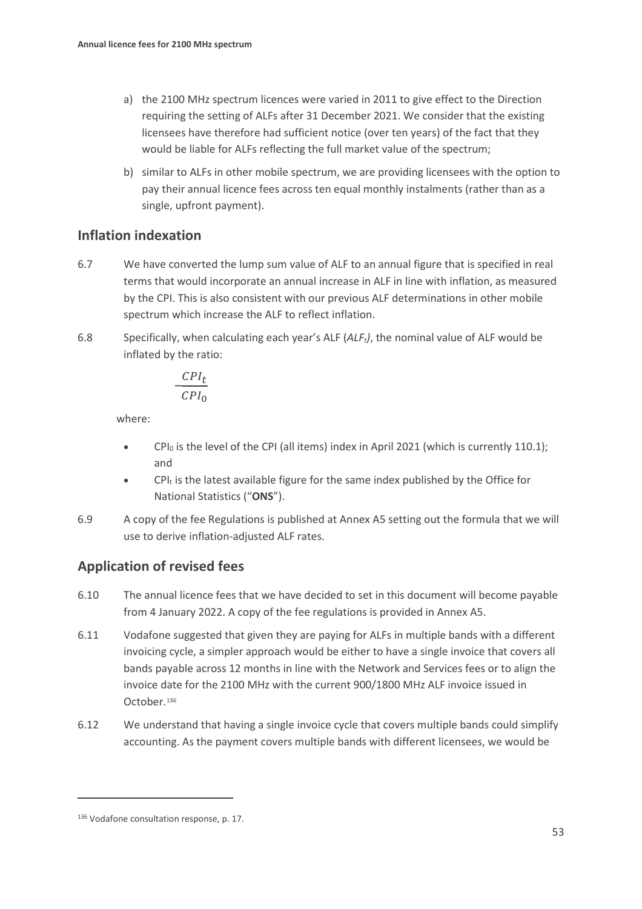a) the 2100 MHz spectrum licences were varied in 2011 to give effect to the Direction requiring the setting of ALFs after 31 December 2021. We consider that the existing licensees have therefore had sufficient notice (over ten years) of the fact that they would be liable for ALFs reflecting the full market value of the spectrum;

b) similar to ALFs in other mobile spectrum, we are providing licensees with the option to pay their annual licence fees across ten equal monthly instalments (rather than as a single, upfront payment).

## Inflation indexation

6.7 We have converted the lump sum value of ALF to an annual figure that is specified in real terms that would incorporate an annual increase in ALF in line with inflation, as measured by the CPI. This is also consistent with our previous ALF determinations in other mobile spectrum which increase the ALF to reflect inflation.

6.8 Specifically, when calculating each year's ALF ($ALF_t$), the nominal value of ALF would be inflated by the ratio:

$$\frac{CPI_t}{CPI_0}$$

where:

- $CPI_0$ is the level of the CPI (all items) index in April 2021 (which is currently 110.1); and
- $CPI_t$ is the latest available figure for the same index published by the Office for National Statistics ("**ONS**").

6.9 A copy of the fee Regulations is published at Annex A5 setting out the formula that we will use to derive inflation-adjusted ALF rates.

## Application of revised fees

6.10 The annual licence fees that we have decided to set in this document will become payable from 4 January 2022. A copy of the fee regulations is provided in Annex A5.

6.11 Vodafone suggested that given they are paying for ALFs in multiple bands with a different invoicing cycle, a simpler approach would be either to have a single invoice that covers all bands payable across 12 months in line with the Network and Services fees or to align the invoice date for the 2100 MHz with the current 900/1800 MHz ALF invoice issued in October.[136]

6.12 We understand that having a single invoice cycle that covers multiple bands could simplify accounting. As the payment covers multiple bands with different licensees, we would be

[136] Vodafone consultation response, p. 17.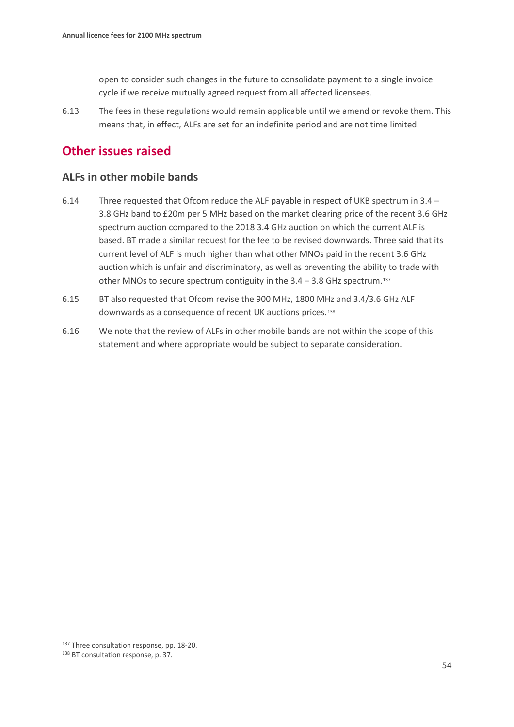open to consider such changes in the future to consolidate payment to a single invoice cycle if we receive mutually agreed request from all affected licensees.

6.13 The fees in these regulations would remain applicable until we amend or revoke them. This means that, in effect, ALFs are set for an indefinite period and are not time limited.

## Other issues raised

### ALFs in other mobile bands

6.14 Three requested that Ofcom reduce the ALF payable in respect of UKB spectrum in 3.4 – 3.8 GHz band to £20m per 5 MHz based on the market clearing price of the recent 3.6 GHz spectrum auction compared to the 2018 3.4 GHz auction on which the current ALF is based. BT made a similar request for the fee to be revised downwards. Three said that its current level of ALF is much higher than what other MNOs paid in the recent 3.6 GHz auction which is unfair and discriminatory, as well as preventing the ability to trade with other MNOs to secure spectrum contiguity in the 3.4 – 3.8 GHz spectrum.[137]

6.15 BT also requested that Ofcom revise the 900 MHz, 1800 MHz and 3.4/3.6 GHz ALF downwards as a consequence of recent UK auctions prices.[138]

6.16 We note that the review of ALFs in other mobile bands are not within the scope of this statement and where appropriate would be subject to separate consideration.

---

[137] Three consultation response, pp. 18-20.

[138] BT consultation response, p. 37.